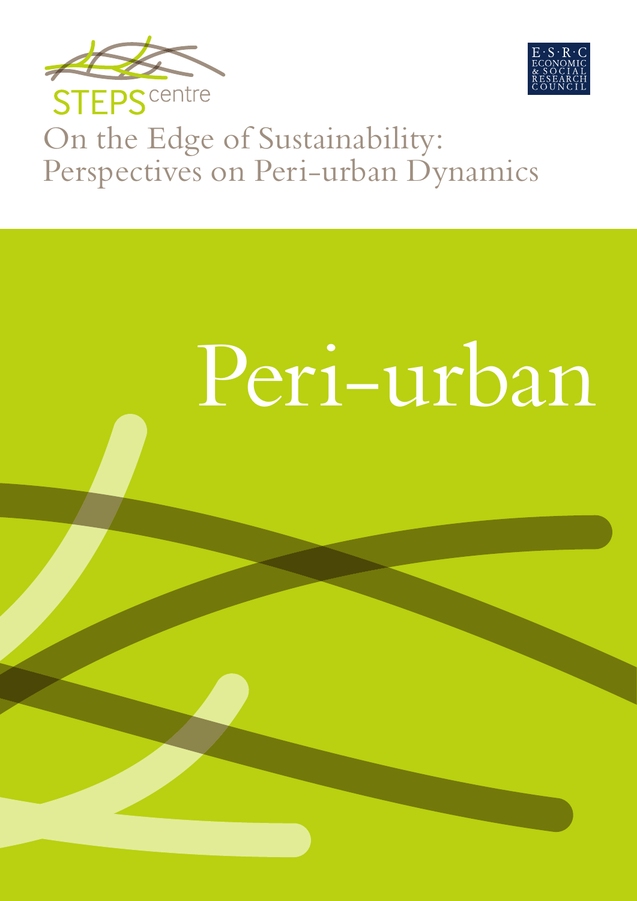STEPS centre

ESRC ECONOMIC & SOCIAL RESEARCH COUNCIL

# On the Edge of Sustainability: Perspectives on Peri-urban Dynamics

# Peri-urban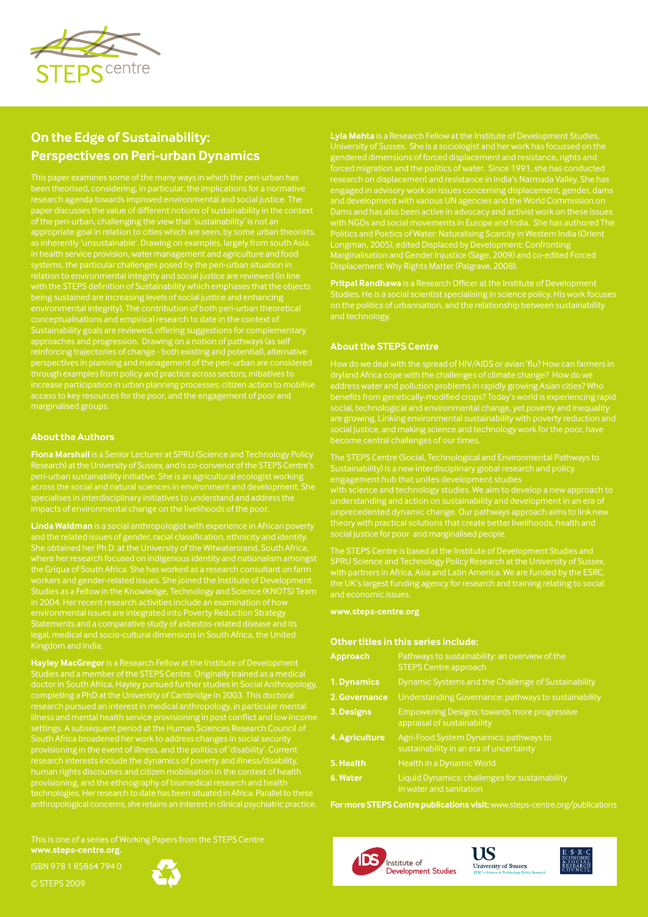STEPS centre

## On the Edge of Sustainability: Perspectives on Peri-urban Dynamics

This paper examines some of the many ways in which the peri-urban has been theorised, considering, in particular, the implications for a normative research agenda towards improved environmental and social justice. The paper discusses the value of different notions of sustainability in the context of the peri-urban, challenging the view that 'sustainability' is not an appropriate goal in relation to cities which are seen, by some urban theorists, as inherently 'unsustainable'. Drawing on examples, largely from south Asia, in health service provision, water management and agriculture and food systems, the particular challenges posed by the peri-urban situation in relation to environmental integrity and social justice are reviewed (in line with the STEPS definition of Sustainability which emphases that the objects being sustained are increasing levels of social justice and enhancing environmental integrity). The contribution of both peri-urban theoretical conceptualisations and empirical research to date in the context of Sustainability goals are reviewed, offering suggestions for complementary approaches and progression. Drawing on a notion of pathways (as self reinforcing trajectories of change - both existing and potential), alternative perspectives in planning and management of the peri-urban are considered through examples from policy and practice across sectors; initiatives to increase participation in urban planning processes; citizen action to mobilise access to key resources for the poor, and the engagement of poor and marginalised groups.

### About the Authors

**Fiona Marshall** is a Senior Lecturer at SPRU (Science and Technology Policy Research) at the University of Sussex, and is co-convenor of the STEPS Centre's peri-urban sustainability initiative. She is an agricultural ecologist working across the social and natural sciences in environment and development. She specialises in interdisciplinary initiatives to understand and address the impacts of environmental change on the livelihoods of the poor.

**Linda Waldman** is a social anthropologist with experience in African poverty and the related issues of gender, racial classification, ethnicity and identity. She obtained her Ph.D. at the University of the Witwatersrand, South Africa, where her research focused on indigenous identity and nationalism amongst the Griqua of South Africa. She has worked as a research consultant on farm workers and gender-related issues. She joined the Institute of Development Studies as a Fellow in the Knowledge, Technology and Science (KNOTS) Team in 2004. Her recent research activities include an examination of how environmental issues are integrated into Poverty Reduction Strategy Statements and a comparative study of asbestos-related disease and its legal, medical and socio-cultural dimensions in South Africa, the United Kingdom and India.

**Hayley MacGregor** is a Research Fellow at the Institute of Development Studies and a member of the STEPS Centre. Originally trained as a medical doctor in South Africa, Hayley pursued further studies in Social Anthropology, completing a PhD at the University of Cambridge in 2003. This doctoral research pursued an interest in medical anthropology, in particular mental illness and mental health service provisioning in post conflict and low income settings. A subsequent period at the Human Sciences Research Council of South Africa broadened her work to address changes in social security provisioning in the event of illness, and the politics of 'disability'. Current research interests include the dynamics of poverty and illness/disability, human rights discourses and citizen mobilisation in the context of health provisioning, and the ethnography of biomedical research and health technologies. Her research to date has been situated in Africa. Parallel to these anthropological concerns, she retains an interest in clinical psychiatric practice.

**Lyla Mehta** is a Research Fellow at the Institute of Development Studies, University of Sussex. She is a sociologist and her work has focussed on the gendered dimensions of forced displacement and resistance, rights and forced migration and the politics of water. Since 1991, she has conducted research on displacement and resistance in India's Narmada Valley. She has engaged in advisory work on issues concerning displacement, gender, dams and development with various UN agencies and the World Commission on Dams and has also been active in advocacy and activist work on these issues with NGOs and social movements in Europe and India. She has authored The Politics and Poetics of Water: Naturalising Scarcity in Western India (Orient Longman, 2005), edited Displaced by Development: Confronting Marginalisation and Gender Injustice (Sage, 2009) and co-edited Forced Displacement: Why Rights Matter (Palgrave, 2008).

**Pritpal Randhawa** is a Research Officer at the Institute of Development Studies. He is a social scientist specialising in science policy. His work focuses on the politics of urbanisation, and the relationship between sustainability and technology.

### About the STEPS Centre

How do we deal with the spread of HIV/AIDS or avian 'flu? How can farmers in dryland Africa cope with the challenges of climate change? How do we address water and pollution problems in rapidly growing Asian cities? Who benefits from genetically-modified crops? Today's world is experiencing rapid social, technological and environmental change, yet poverty and inequality are growing. Linking environmental sustainability with poverty reduction and social justice, and making science and technology work for the poor, have become central challenges of our times.

The STEPS Centre (Social, Technological and Environmental Pathways to Sustainability) is a new interdisciplinary global research and policy engagement hub that unites development studies with science and technology studies. We aim to develop a new approach to understanding and action on sustainability and development in an era of unprecedented dynamic change. Our pathways approach aims to link new theory with practical solutions that create better livelihoods, health and social justice for poor and marginalised people.

The STEPS Centre is based at the Institute of Development Studies and SPRU Science and Technology Policy Research at the University of Sussex, with partners in Africa, Asia and Latin America. We are funded by the ESRC, the UK's largest funding agency for research and training relating to social and economic issues.

**www.steps-centre.org**

### Other titles in this series include:

| | |
|---|---|
| **Approach** | Pathways to sustainability: an overview of the STEPS Centre approach |
| **1. Dynamics** | Dynamic Systems and the Challenge of Sustainability |
| **2. Governance** | Understanding Governance: pathways to sustainability |
| **3. Designs** | Empowering Designs: towards more progressive appraisal of sustainability |
| **4. Agriculture** | Agri-Food System Dynamics: pathways to sustainability in an era of uncertainty |
| **5. Health** | Health in a Dynamic World |
| **6. Water** | Liquid Dynamics: challenges for sustainability in water and sanitation |

**For more STEPS Centre publications visit:** www.steps-centre.org/publications

This is one of a series of Working Papers from the STEPS Centre
**www.steps-centre.org.**

ISBN 978 1 85864 794 0

© STEPS 2009

IDS Institute of Development Studies

US University of Sussex — SPRU – Science & Technology Policy Research

ESRC Economic & Social Research Council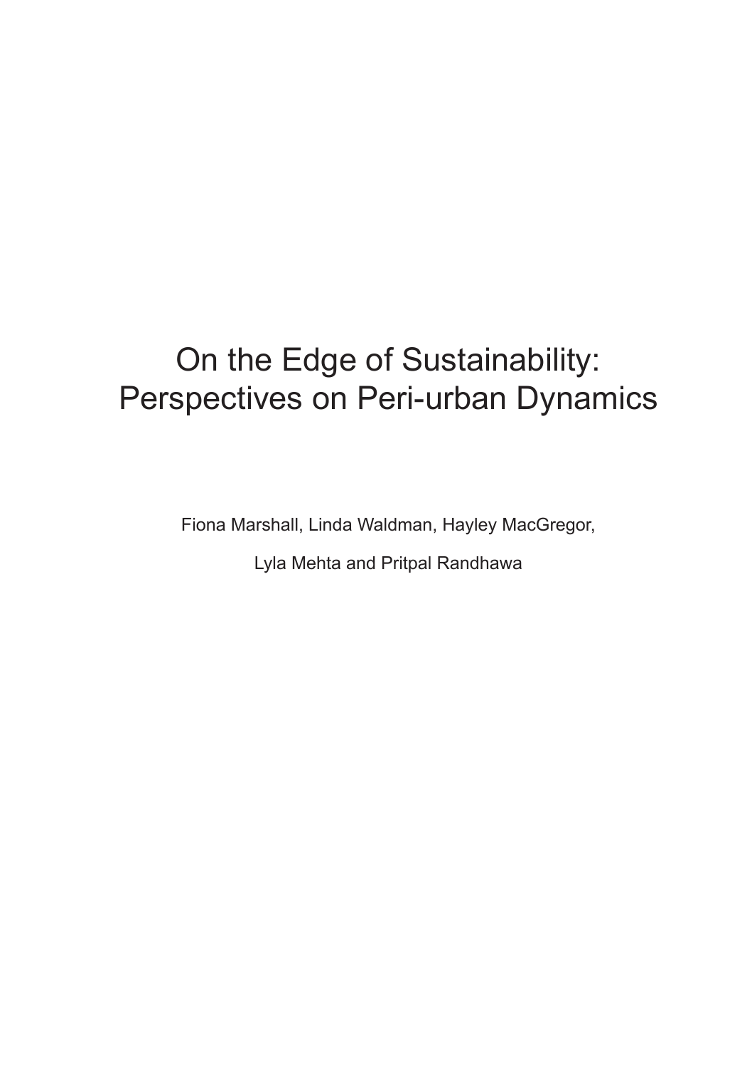# On the Edge of Sustainability: Perspectives on Peri-urban Dynamics

Fiona Marshall, Linda Waldman, Hayley MacGregor,

Lyla Mehta and Pritpal Randhawa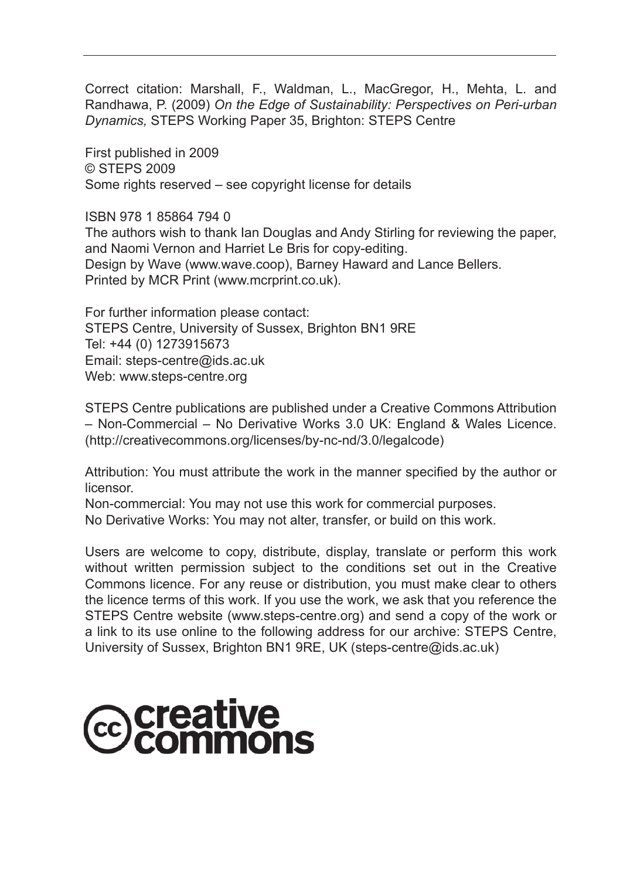Correct citation: Marshall, F., Waldman, L., MacGregor, H., Mehta, L. and Randhawa, P. (2009) *On the Edge of Sustainability: Perspectives on Peri-urban Dynamics,* STEPS Working Paper 35, Brighton: STEPS Centre

First published in 2009
© STEPS 2009
Some rights reserved – see copyright license for details

ISBN 978 1 85864 794 0
The authors wish to thank Ian Douglas and Andy Stirling for reviewing the paper, and Naomi Vernon and Harriet Le Bris for copy-editing.
Design by Wave (www.wave.coop), Barney Haward and Lance Bellers.
Printed by MCR Print (www.mcrprint.co.uk).

For further information please contact:
STEPS Centre, University of Sussex, Brighton BN1 9RE
Tel: +44 (0) 1273915673
Email: steps-centre@ids.ac.uk
Web: www.steps-centre.org

STEPS Centre publications are published under a Creative Commons Attribution – Non-Commercial – No Derivative Works 3.0 UK: England & Wales Licence. (http://creativecommons.org/licenses/by-nc-nd/3.0/legalcode)

Attribution: You must attribute the work in the manner specified by the author or licensor.
Non-commercial: You may not use this work for commercial purposes.
No Derivative Works: You may not alter, transfer, or build on this work.

Users are welcome to copy, distribute, display, translate or perform this work without written permission subject to the conditions set out in the Creative Commons licence. For any reuse or distribution, you must make clear to others the licence terms of this work. If you use the work, we ask that you reference the STEPS Centre website (www.steps-centre.org) and send a copy of the work or a link to its use online to the following address for our archive: STEPS Centre, University of Sussex, Brighton BN1 9RE, UK (steps-centre@ids.ac.uk)

creative commons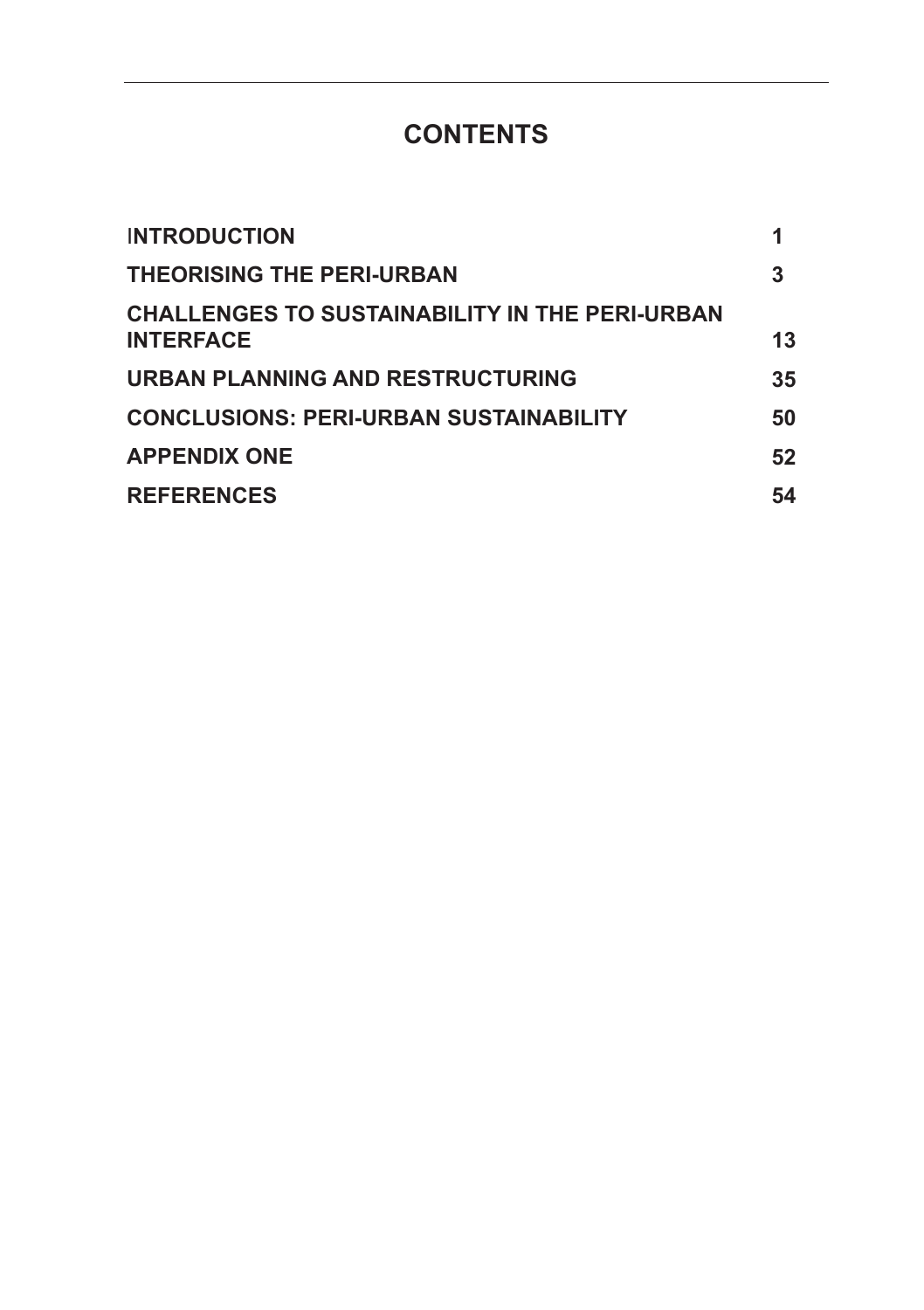# CONTENTS

| | |
|---|---|
| **INTRODUCTION** | **1** |
| **THEORISING THE PERI-URBAN** | **3** |
| **CHALLENGES TO SUSTAINABILITY IN THE PERI-URBAN INTERFACE** | **13** |
| **URBAN PLANNING AND RESTRUCTURING** | **35** |
| **CONCLUSIONS: PERI-URBAN SUSTAINABILITY** | **50** |
| **APPENDIX ONE** | **52** |
| **REFERENCES** | **54** |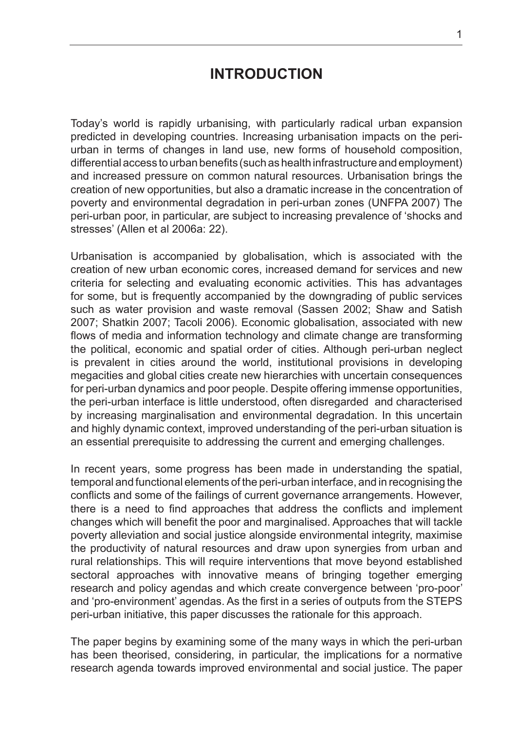# INTRODUCTION

Today's world is rapidly urbanising, with particularly radical urban expansion predicted in developing countries. Increasing urbanisation impacts on the peri-urban in terms of changes in land use, new forms of household composition, differential access to urban benefits (such as health infrastructure and employment) and increased pressure on common natural resources. Urbanisation brings the creation of new opportunities, but also a dramatic increase in the concentration of poverty and environmental degradation in peri-urban zones (UNFPA 2007) The peri-urban poor, in particular, are subject to increasing prevalence of 'shocks and stresses' (Allen et al 2006a: 22).

Urbanisation is accompanied by globalisation, which is associated with the creation of new urban economic cores, increased demand for services and new criteria for selecting and evaluating economic activities. This has advantages for some, but is frequently accompanied by the downgrading of public services such as water provision and waste removal (Sassen 2002; Shaw and Satish 2007; Shatkin 2007; Tacoli 2006). Economic globalisation, associated with new flows of media and information technology and climate change are transforming the political, economic and spatial order of cities. Although peri-urban neglect is prevalent in cities around the world, institutional provisions in developing megacities and global cities create new hierarchies with uncertain consequences for peri-urban dynamics and poor people. Despite offering immense opportunities, the peri-urban interface is little understood, often disregarded and characterised by increasing marginalisation and environmental degradation. In this uncertain and highly dynamic context, improved understanding of the peri-urban situation is an essential prerequisite to addressing the current and emerging challenges.

In recent years, some progress has been made in understanding the spatial, temporal and functional elements of the peri-urban interface, and in recognising the conflicts and some of the failings of current governance arrangements. However, there is a need to find approaches that address the conflicts and implement changes which will benefit the poor and marginalised. Approaches that will tackle poverty alleviation and social justice alongside environmental integrity, maximise the productivity of natural resources and draw upon synergies from urban and rural relationships. This will require interventions that move beyond established sectoral approaches with innovative means of bringing together emerging research and policy agendas and which create convergence between 'pro-poor' and 'pro-environment' agendas. As the first in a series of outputs from the STEPS peri-urban initiative, this paper discusses the rationale for this approach.

The paper begins by examining some of the many ways in which the peri-urban has been theorised, considering, in particular, the implications for a normative research agenda towards improved environmental and social justice. The paper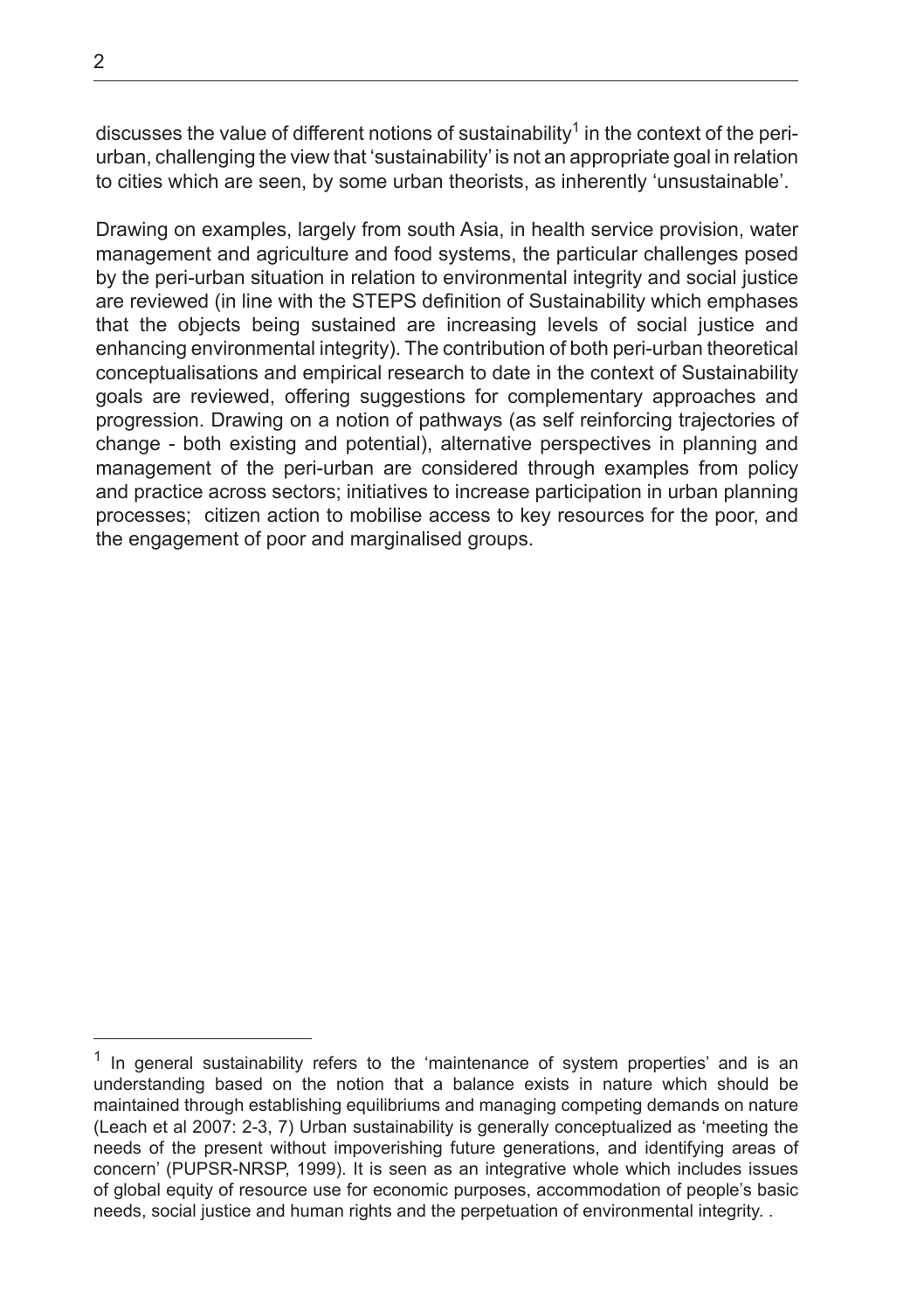discusses the value of different notions of sustainability[1] in the context of the peri-urban, challenging the view that 'sustainability' is not an appropriate goal in relation to cities which are seen, by some urban theorists, as inherently 'unsustainable'.

Drawing on examples, largely from south Asia, in health service provision, water management and agriculture and food systems, the particular challenges posed by the peri-urban situation in relation to environmental integrity and social justice are reviewed (in line with the STEPS definition of Sustainability which emphases that the objects being sustained are increasing levels of social justice and enhancing environmental integrity). The contribution of both peri-urban theoretical conceptualisations and empirical research to date in the context of Sustainability goals are reviewed, offering suggestions for complementary approaches and progression. Drawing on a notion of pathways (as self reinforcing trajectories of change - both existing and potential), alternative perspectives in planning and management of the peri-urban are considered through examples from policy and practice across sectors; initiatives to increase participation in urban planning processes; citizen action to mobilise access to key resources for the poor, and the engagement of poor and marginalised groups.

---

[1] In general sustainability refers to the 'maintenance of system properties' and is an understanding based on the notion that a balance exists in nature which should be maintained through establishing equilibriums and managing competing demands on nature (Leach et al 2007: 2-3, 7) Urban sustainability is generally conceptualized as 'meeting the needs of the present without impoverishing future generations, and identifying areas of concern' (PUPSR-NRSP, 1999). It is seen as an integrative whole which includes issues of global equity of resource use for economic purposes, accommodation of people's basic needs, social justice and human rights and the perpetuation of environmental integrity. .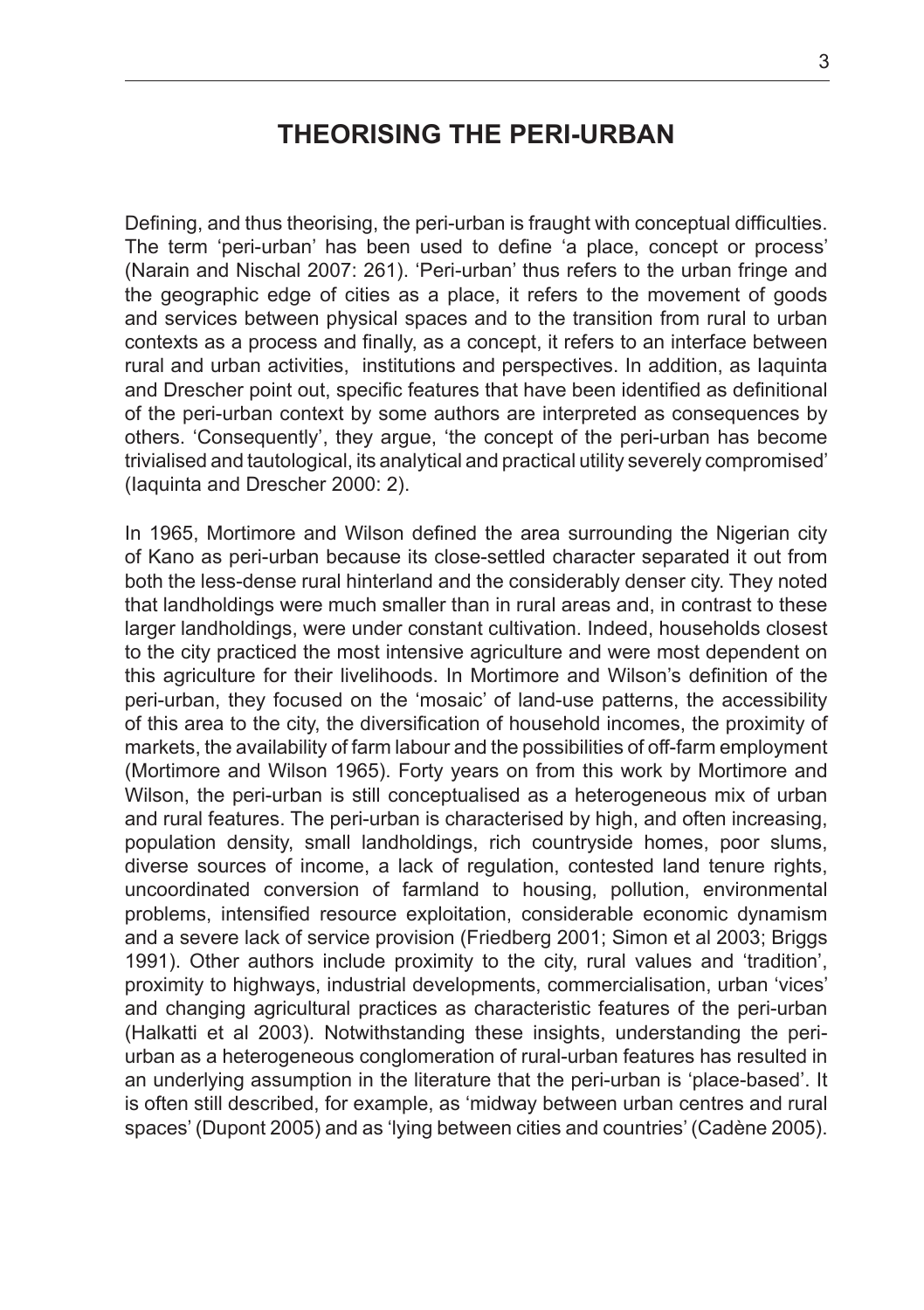## THEORISING THE PERI-URBAN

Defining, and thus theorising, the peri-urban is fraught with conceptual difficulties. The term 'peri-urban' has been used to define 'a place, concept or process' (Narain and Nischal 2007: 261). 'Peri-urban' thus refers to the urban fringe and the geographic edge of cities as a place, it refers to the movement of goods and services between physical spaces and to the transition from rural to urban contexts as a process and finally, as a concept, it refers to an interface between rural and urban activities, institutions and perspectives. In addition, as Iaquinta and Drescher point out, specific features that have been identified as definitional of the peri-urban context by some authors are interpreted as consequences by others. 'Consequently', they argue, 'the concept of the peri-urban has become trivialised and tautological, its analytical and practical utility severely compromised' (Iaquinta and Drescher 2000: 2).

In 1965, Mortimore and Wilson defined the area surrounding the Nigerian city of Kano as peri-urban because its close-settled character separated it out from both the less-dense rural hinterland and the considerably denser city. They noted that landholdings were much smaller than in rural areas and, in contrast to these larger landholdings, were under constant cultivation. Indeed, households closest to the city practiced the most intensive agriculture and were most dependent on this agriculture for their livelihoods. In Mortimore and Wilson's definition of the peri-urban, they focused on the 'mosaic' of land-use patterns, the accessibility of this area to the city, the diversification of household incomes, the proximity of markets, the availability of farm labour and the possibilities of off-farm employment (Mortimore and Wilson 1965). Forty years on from this work by Mortimore and Wilson, the peri-urban is still conceptualised as a heterogeneous mix of urban and rural features. The peri-urban is characterised by high, and often increasing, population density, small landholdings, rich countryside homes, poor slums, diverse sources of income, a lack of regulation, contested land tenure rights, uncoordinated conversion of farmland to housing, pollution, environmental problems, intensified resource exploitation, considerable economic dynamism and a severe lack of service provision (Friedberg 2001; Simon et al 2003; Briggs 1991). Other authors include proximity to the city, rural values and 'tradition', proximity to highways, industrial developments, commercialisation, urban 'vices' and changing agricultural practices as characteristic features of the peri-urban (Halkatti et al 2003). Notwithstanding these insights, understanding the peri-urban as a heterogeneous conglomeration of rural-urban features has resulted in an underlying assumption in the literature that the peri-urban is 'place-based'. It is often still described, for example, as 'midway between urban centres and rural spaces' (Dupont 2005) and as 'lying between cities and countries' (Cadène 2005).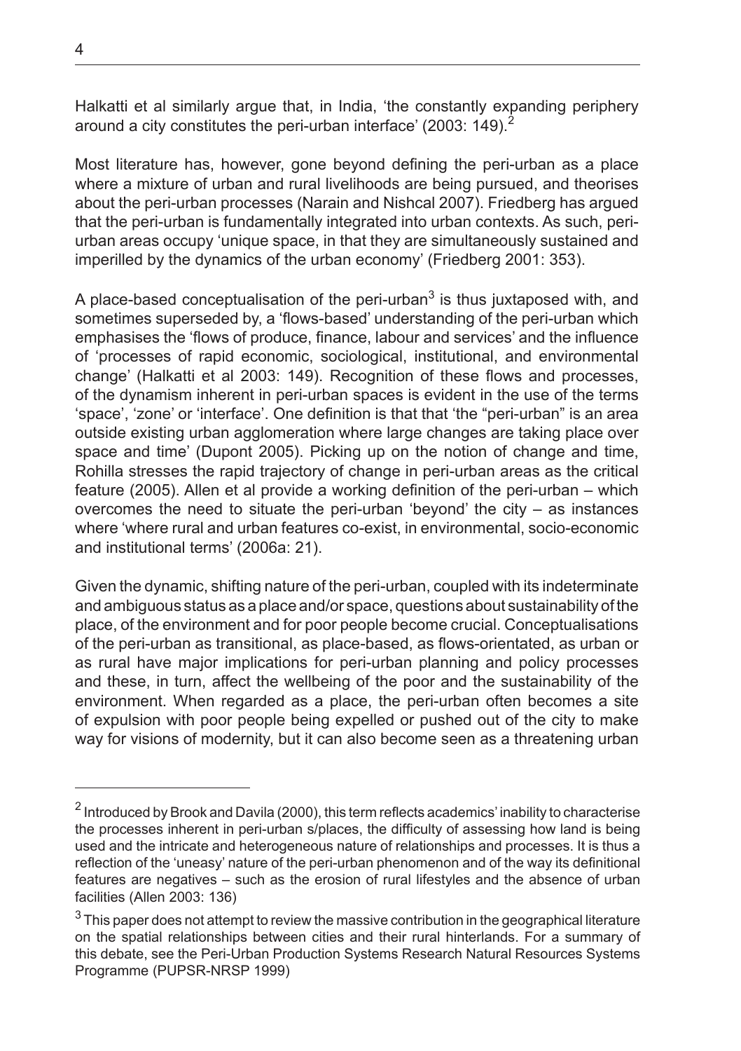Halkatti et al similarly argue that, in India, 'the constantly expanding periphery around a city constitutes the peri-urban interface' (2003: 149).[2]

Most literature has, however, gone beyond defining the peri-urban as a place where a mixture of urban and rural livelihoods are being pursued, and theorises about the peri-urban processes (Narain and Nishcal 2007). Friedberg has argued that the peri-urban is fundamentally integrated into urban contexts. As such, peri-urban areas occupy 'unique space, in that they are simultaneously sustained and imperilled by the dynamics of the urban economy' (Friedberg 2001: 353).

A place-based conceptualisation of the peri-urban[3] is thus juxtaposed with, and sometimes superseded by, a 'flows-based' understanding of the peri-urban which emphasises the 'flows of produce, finance, labour and services' and the influence of 'processes of rapid economic, sociological, institutional, and environmental change' (Halkatti et al 2003: 149). Recognition of these flows and processes, of the dynamism inherent in peri-urban spaces is evident in the use of the terms 'space', 'zone' or 'interface'. One definition is that that 'the "peri-urban" is an area outside existing urban agglomeration where large changes are taking place over space and time' (Dupont 2005). Picking up on the notion of change and time, Rohilla stresses the rapid trajectory of change in peri-urban areas as the critical feature (2005). Allen et al provide a working definition of the peri-urban – which overcomes the need to situate the peri-urban 'beyond' the city – as instances where 'where rural and urban features co-exist, in environmental, socio-economic and institutional terms' (2006a: 21).

Given the dynamic, shifting nature of the peri-urban, coupled with its indeterminate and ambiguous status as a place and/or space, questions about sustainability of the place, of the environment and for poor people become crucial. Conceptualisations of the peri-urban as transitional, as place-based, as flows-orientated, as urban or as rural have major implications for peri-urban planning and policy processes and these, in turn, affect the wellbeing of the poor and the sustainability of the environment. When regarded as a place, the peri-urban often becomes a site of expulsion with poor people being expelled or pushed out of the city to make way for visions of modernity, but it can also become seen as a threatening urban

---

[2] Introduced by Brook and Davila (2000), this term reflects academics' inability to characterise the processes inherent in peri-urban s/places, the difficulty of assessing how land is being used and the intricate and heterogeneous nature of relationships and processes. It is thus a reflection of the 'uneasy' nature of the peri-urban phenomenon and of the way its definitional features are negatives – such as the erosion of rural lifestyles and the absence of urban facilities (Allen 2003: 136)

[3] This paper does not attempt to review the massive contribution in the geographical literature on the spatial relationships between cities and their rural hinterlands. For a summary of this debate, see the Peri-Urban Production Systems Research Natural Resources Systems Programme (PUPSR-NRSP 1999)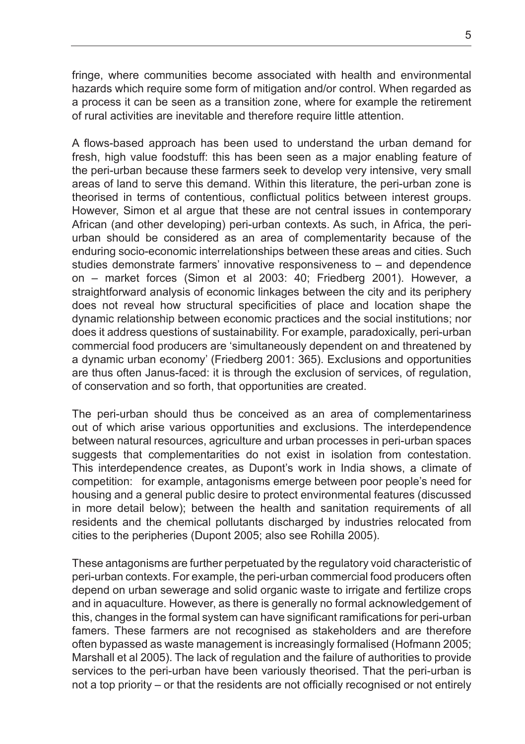fringe, where communities become associated with health and environmental hazards which require some form of mitigation and/or control. When regarded as a process it can be seen as a transition zone, where for example the retirement of rural activities are inevitable and therefore require little attention.

A flows-based approach has been used to understand the urban demand for fresh, high value foodstuff: this has been seen as a major enabling feature of the peri-urban because these farmers seek to develop very intensive, very small areas of land to serve this demand. Within this literature, the peri-urban zone is theorised in terms of contentious, conflictual politics between interest groups. However, Simon et al argue that these are not central issues in contemporary African (and other developing) peri-urban contexts. As such, in Africa, the peri-urban should be considered as an area of complementarity because of the enduring socio-economic interrelationships between these areas and cities. Such studies demonstrate farmers' innovative responsiveness to – and dependence on – market forces (Simon et al 2003: 40; Friedberg 2001). However, a straightforward analysis of economic linkages between the city and its periphery does not reveal how structural specificities of place and location shape the dynamic relationship between economic practices and the social institutions; nor does it address questions of sustainability. For example, paradoxically, peri-urban commercial food producers are 'simultaneously dependent on and threatened by a dynamic urban economy' (Friedberg 2001: 365). Exclusions and opportunities are thus often Janus-faced: it is through the exclusion of services, of regulation, of conservation and so forth, that opportunities are created.

The peri-urban should thus be conceived as an area of complementariness out of which arise various opportunities and exclusions. The interdependence between natural resources, agriculture and urban processes in peri-urban spaces suggests that complementarities do not exist in isolation from contestation. This interdependence creates, as Dupont's work in India shows, a climate of competition: for example, antagonisms emerge between poor people's need for housing and a general public desire to protect environmental features (discussed in more detail below); between the health and sanitation requirements of all residents and the chemical pollutants discharged by industries relocated from cities to the peripheries (Dupont 2005; also see Rohilla 2005).

These antagonisms are further perpetuated by the regulatory void characteristic of peri-urban contexts. For example, the peri-urban commercial food producers often depend on urban sewerage and solid organic waste to irrigate and fertilize crops and in aquaculture. However, as there is generally no formal acknowledgement of this, changes in the formal system can have significant ramifications for peri-urban famers. These farmers are not recognised as stakeholders and are therefore often bypassed as waste management is increasingly formalised (Hofmann 2005; Marshall et al 2005). The lack of regulation and the failure of authorities to provide services to the peri-urban have been variously theorised. That the peri-urban is not a top priority – or that the residents are not officially recognised or not entirely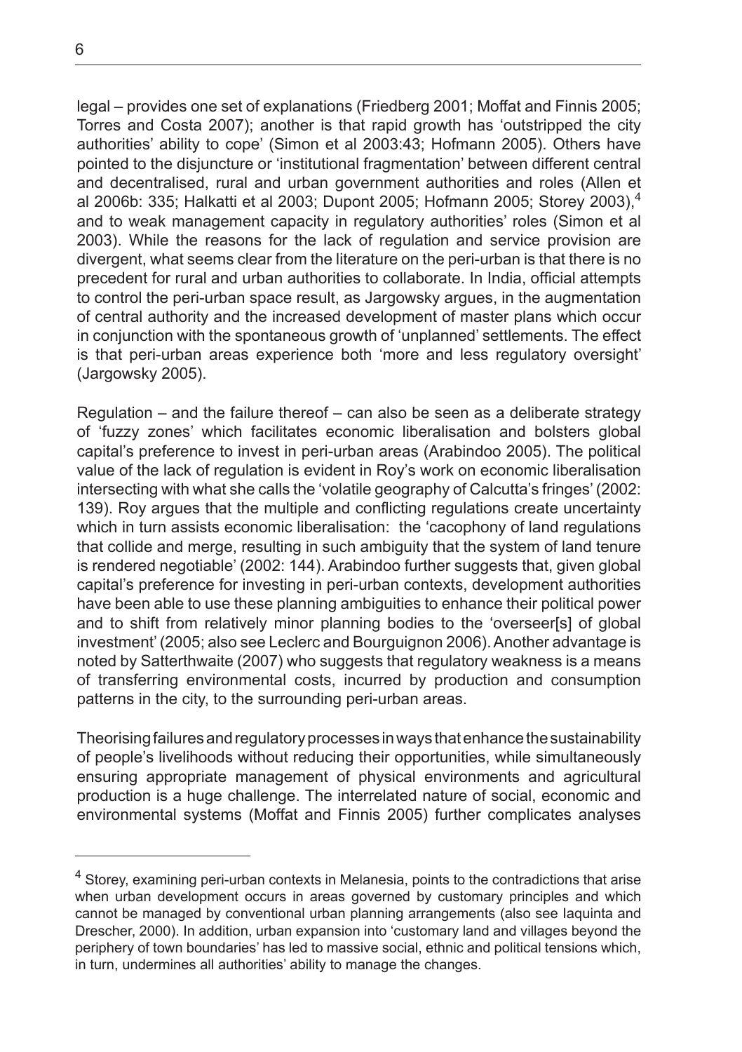legal – provides one set of explanations (Friedberg 2001; Moffat and Finnis 2005; Torres and Costa 2007); another is that rapid growth has 'outstripped the city authorities' ability to cope' (Simon et al 2003:43; Hofmann 2005). Others have pointed to the disjuncture or 'institutional fragmentation' between different central and decentralised, rural and urban government authorities and roles (Allen et al 2006b: 335; Halkatti et al 2003; Dupont 2005; Hofmann 2005; Storey 2003),[4] and to weak management capacity in regulatory authorities' roles (Simon et al 2003). While the reasons for the lack of regulation and service provision are divergent, what seems clear from the literature on the peri-urban is that there is no precedent for rural and urban authorities to collaborate. In India, official attempts to control the peri-urban space result, as Jargowsky argues, in the augmentation of central authority and the increased development of master plans which occur in conjunction with the spontaneous growth of 'unplanned' settlements. The effect is that peri-urban areas experience both 'more and less regulatory oversight' (Jargowsky 2005).

Regulation – and the failure thereof – can also be seen as a deliberate strategy of 'fuzzy zones' which facilitates economic liberalisation and bolsters global capital's preference to invest in peri-urban areas (Arabindoo 2005). The political value of the lack of regulation is evident in Roy's work on economic liberalisation intersecting with what she calls the 'volatile geography of Calcutta's fringes' (2002: 139). Roy argues that the multiple and conflicting regulations create uncertainty which in turn assists economic liberalisation: the 'cacophony of land regulations that collide and merge, resulting in such ambiguity that the system of land tenure is rendered negotiable' (2002: 144). Arabindoo further suggests that, given global capital's preference for investing in peri-urban contexts, development authorities have been able to use these planning ambiguities to enhance their political power and to shift from relatively minor planning bodies to the 'overseer[s] of global investment' (2005; also see Leclerc and Bourguignon 2006). Another advantage is noted by Satterthwaite (2007) who suggests that regulatory weakness is a means of transferring environmental costs, incurred by production and consumption patterns in the city, to the surrounding peri-urban areas.

Theorising failures and regulatory processes in ways that enhance the sustainability of people's livelihoods without reducing their opportunities, while simultaneously ensuring appropriate management of physical environments and agricultural production is a huge challenge. The interrelated nature of social, economic and environmental systems (Moffat and Finnis 2005) further complicates analyses

---

[4] Storey, examining peri-urban contexts in Melanesia, points to the contradictions that arise when urban development occurs in areas governed by customary principles and which cannot be managed by conventional urban planning arrangements (also see Iaquinta and Drescher, 2000). In addition, urban expansion into 'customary land and villages beyond the periphery of town boundaries' has led to massive social, ethnic and political tensions which, in turn, undermines all authorities' ability to manage the changes.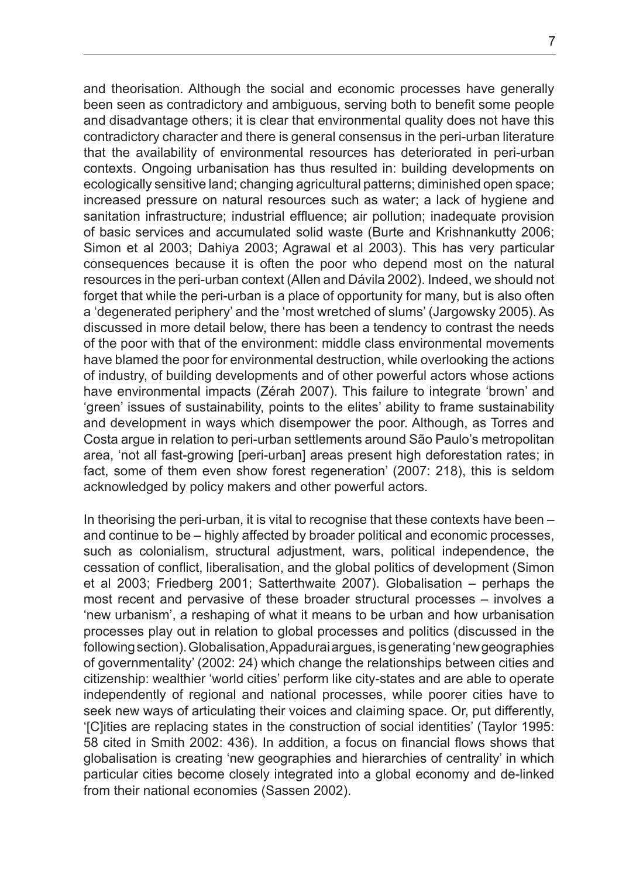and theorisation. Although the social and economic processes have generally been seen as contradictory and ambiguous, serving both to benefit some people and disadvantage others; it is clear that environmental quality does not have this contradictory character and there is general consensus in the peri-urban literature that the availability of environmental resources has deteriorated in peri-urban contexts. Ongoing urbanisation has thus resulted in: building developments on ecologically sensitive land; changing agricultural patterns; diminished open space; increased pressure on natural resources such as water; a lack of hygiene and sanitation infrastructure; industrial effluence; air pollution; inadequate provision of basic services and accumulated solid waste (Burte and Krishnankutty 2006; Simon et al 2003; Dahiya 2003; Agrawal et al 2003). This has very particular consequences because it is often the poor who depend most on the natural resources in the peri-urban context (Allen and Dávila 2002). Indeed, we should not forget that while the peri-urban is a place of opportunity for many, but is also often a 'degenerated periphery' and the 'most wretched of slums' (Jargowsky 2005). As discussed in more detail below, there has been a tendency to contrast the needs of the poor with that of the environment: middle class environmental movements have blamed the poor for environmental destruction, while overlooking the actions of industry, of building developments and of other powerful actors whose actions have environmental impacts (Zérah 2007). This failure to integrate 'brown' and 'green' issues of sustainability, points to the elites' ability to frame sustainability and development in ways which disempower the poor. Although, as Torres and Costa argue in relation to peri-urban settlements around São Paulo's metropolitan area, 'not all fast-growing [peri-urban] areas present high deforestation rates; in fact, some of them even show forest regeneration' (2007: 218), this is seldom acknowledged by policy makers and other powerful actors.

In theorising the peri-urban, it is vital to recognise that these contexts have been – and continue to be – highly affected by broader political and economic processes, such as colonialism, structural adjustment, wars, political independence, the cessation of conflict, liberalisation, and the global politics of development (Simon et al 2003; Friedberg 2001; Satterthwaite 2007). Globalisation – perhaps the most recent and pervasive of these broader structural processes – involves a 'new urbanism', a reshaping of what it means to be urban and how urbanisation processes play out in relation to global processes and politics (discussed in the following section). Globalisation, Appadurai argues, is generating 'new geographies of governmentality' (2002: 24) which change the relationships between cities and citizenship: wealthier 'world cities' perform like city-states and are able to operate independently of regional and national processes, while poorer cities have to seek new ways of articulating their voices and claiming space. Or, put differently, '[C]ities are replacing states in the construction of social identities' (Taylor 1995: 58 cited in Smith 2002: 436). In addition, a focus on financial flows shows that globalisation is creating 'new geographies and hierarchies of centrality' in which particular cities become closely integrated into a global economy and de-linked from their national economies (Sassen 2002).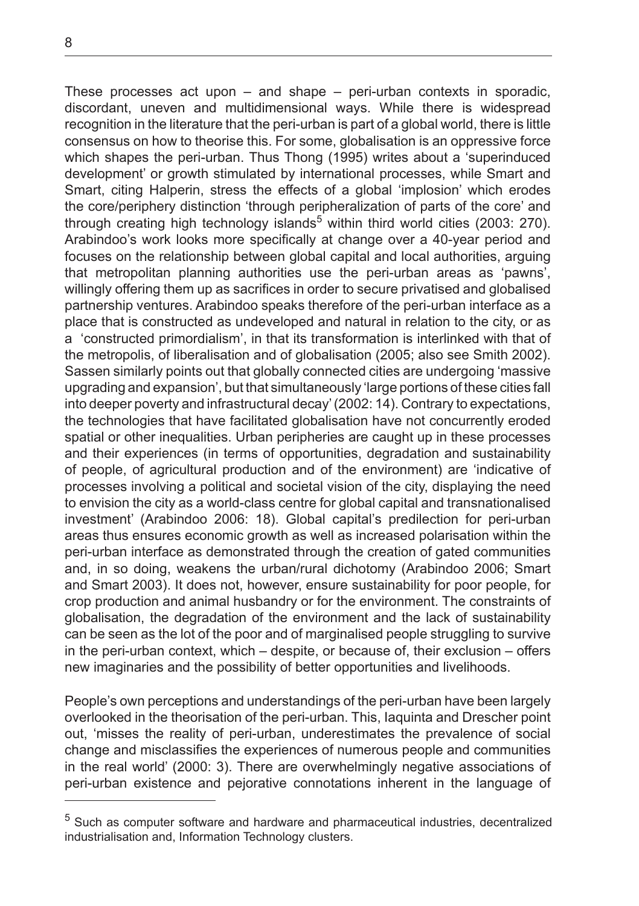These processes act upon – and shape – peri-urban contexts in sporadic, discordant, uneven and multidimensional ways. While there is widespread recognition in the literature that the peri-urban is part of a global world, there is little consensus on how to theorise this. For some, globalisation is an oppressive force which shapes the peri-urban. Thus Thong (1995) writes about a 'superinduced development' or growth stimulated by international processes, while Smart and Smart, citing Halperin, stress the effects of a global 'implosion' which erodes the core/periphery distinction 'through peripheralization of parts of the core' and through creating high technology islands[5] within third world cities (2003: 270). Arabindoo's work looks more specifically at change over a 40-year period and focuses on the relationship between global capital and local authorities, arguing that metropolitan planning authorities use the peri-urban areas as 'pawns', willingly offering them up as sacrifices in order to secure privatised and globalised partnership ventures. Arabindoo speaks therefore of the peri-urban interface as a place that is constructed as undeveloped and natural in relation to the city, or as a 'constructed primordialism', in that its transformation is interlinked with that of the metropolis, of liberalisation and of globalisation (2005; also see Smith 2002). Sassen similarly points out that globally connected cities are undergoing 'massive upgrading and expansion', but that simultaneously 'large portions of these cities fall into deeper poverty and infrastructural decay' (2002: 14). Contrary to expectations, the technologies that have facilitated globalisation have not concurrently eroded spatial or other inequalities. Urban peripheries are caught up in these processes and their experiences (in terms of opportunities, degradation and sustainability of people, of agricultural production and of the environment) are 'indicative of processes involving a political and societal vision of the city, displaying the need to envision the city as a world-class centre for global capital and transnationalised investment' (Arabindoo 2006: 18). Global capital's predilection for peri-urban areas thus ensures economic growth as well as increased polarisation within the peri-urban interface as demonstrated through the creation of gated communities and, in so doing, weakens the urban/rural dichotomy (Arabindoo 2006; Smart and Smart 2003). It does not, however, ensure sustainability for poor people, for crop production and animal husbandry or for the environment. The constraints of globalisation, the degradation of the environment and the lack of sustainability can be seen as the lot of the poor and of marginalised people struggling to survive in the peri-urban context, which – despite, or because of, their exclusion – offers new imaginaries and the possibility of better opportunities and livelihoods.

People's own perceptions and understandings of the peri-urban have been largely overlooked in the theorisation of the peri-urban. This, Iaquinta and Drescher point out, 'misses the reality of peri-urban, underestimates the prevalence of social change and misclassifies the experiences of numerous people and communities in the real world' (2000: 3). There are overwhelmingly negative associations of peri-urban existence and pejorative connotations inherent in the language of

---

[5] Such as computer software and hardware and pharmaceutical industries, decentralized industrialisation and, Information Technology clusters.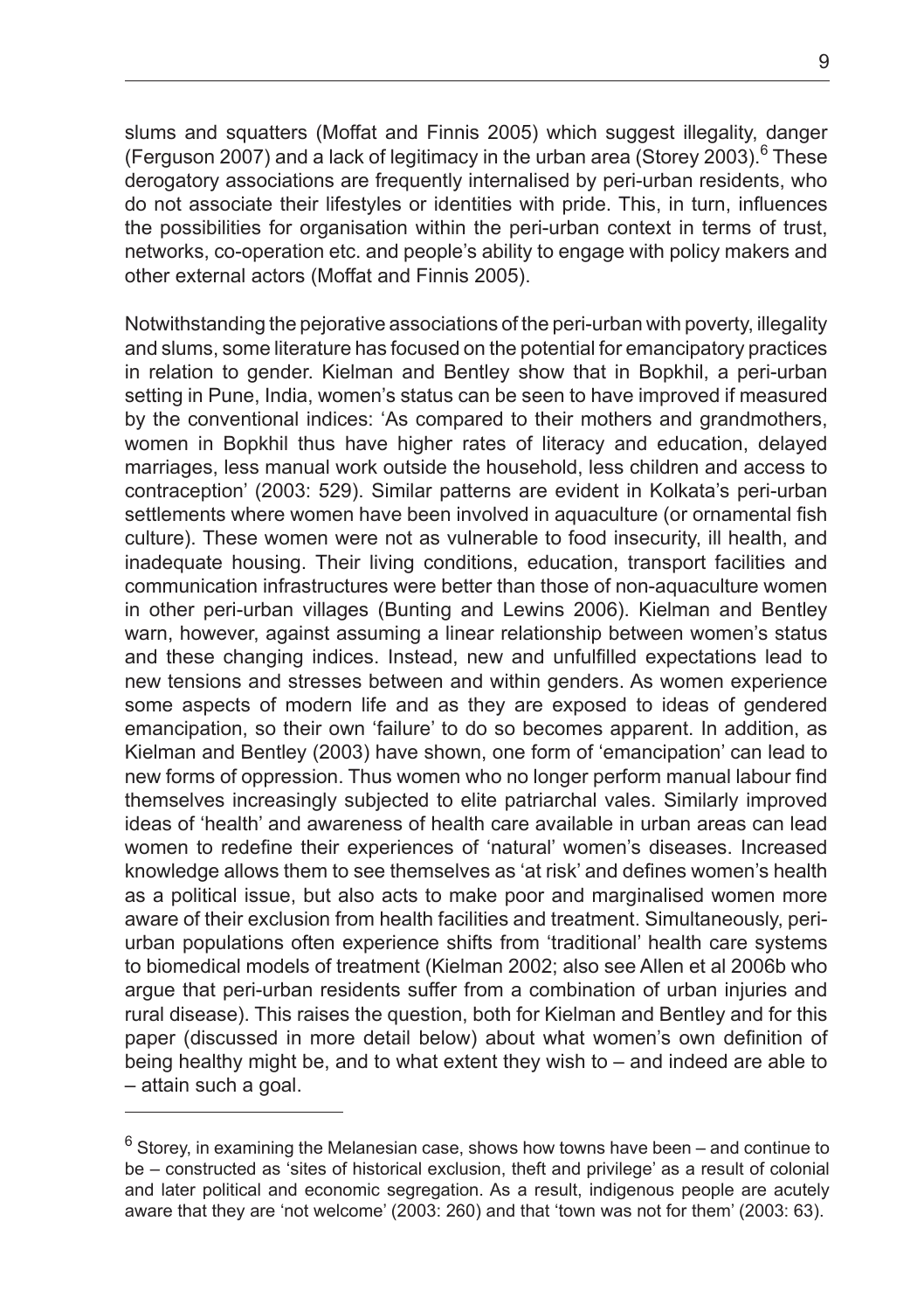slums and squatters (Moffat and Finnis 2005) which suggest illegality, danger (Ferguson 2007) and a lack of legitimacy in the urban area (Storey 2003).[6] These derogatory associations are frequently internalised by peri-urban residents, who do not associate their lifestyles or identities with pride. This, in turn, influences the possibilities for organisation within the peri-urban context in terms of trust, networks, co-operation etc. and people's ability to engage with policy makers and other external actors (Moffat and Finnis 2005).

Notwithstanding the pejorative associations of the peri-urban with poverty, illegality and slums, some literature has focused on the potential for emancipatory practices in relation to gender. Kielman and Bentley show that in Bopkhil, a peri-urban setting in Pune, India, women's status can be seen to have improved if measured by the conventional indices: 'As compared to their mothers and grandmothers, women in Bopkhil thus have higher rates of literacy and education, delayed marriages, less manual work outside the household, less children and access to contraception' (2003: 529). Similar patterns are evident in Kolkata's peri-urban settlements where women have been involved in aquaculture (or ornamental fish culture). These women were not as vulnerable to food insecurity, ill health, and inadequate housing. Their living conditions, education, transport facilities and communication infrastructures were better than those of non-aquaculture women in other peri-urban villages (Bunting and Lewins 2006). Kielman and Bentley warn, however, against assuming a linear relationship between women's status and these changing indices. Instead, new and unfulfilled expectations lead to new tensions and stresses between and within genders. As women experience some aspects of modern life and as they are exposed to ideas of gendered emancipation, so their own 'failure' to do so becomes apparent. In addition, as Kielman and Bentley (2003) have shown, one form of 'emancipation' can lead to new forms of oppression. Thus women who no longer perform manual labour find themselves increasingly subjected to elite patriarchal vales. Similarly improved ideas of 'health' and awareness of health care available in urban areas can lead women to redefine their experiences of 'natural' women's diseases. Increased knowledge allows them to see themselves as 'at risk' and defines women's health as a political issue, but also acts to make poor and marginalised women more aware of their exclusion from health facilities and treatment. Simultaneously, peri-urban populations often experience shifts from 'traditional' health care systems to biomedical models of treatment (Kielman 2002; also see Allen et al 2006b who argue that peri-urban residents suffer from a combination of urban injuries and rural disease). This raises the question, both for Kielman and Bentley and for this paper (discussed in more detail below) about what women's own definition of being healthy might be, and to what extent they wish to – and indeed are able to – attain such a goal.

---

[6] Storey, in examining the Melanesian case, shows how towns have been – and continue to be – constructed as 'sites of historical exclusion, theft and privilege' as a result of colonial and later political and economic segregation. As a result, indigenous people are acutely aware that they are 'not welcome' (2003: 260) and that 'town was not for them' (2003: 63).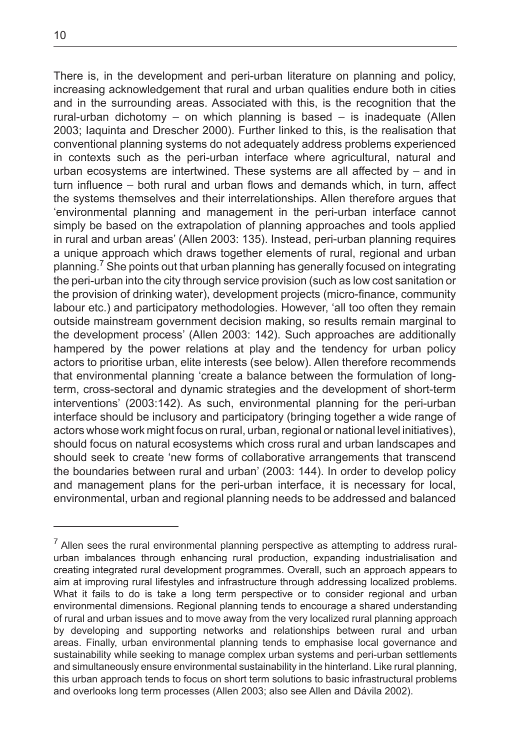There is, in the development and peri-urban literature on planning and policy, increasing acknowledgement that rural and urban qualities endure both in cities and in the surrounding areas. Associated with this, is the recognition that the rural-urban dichotomy – on which planning is based – is inadequate (Allen 2003; Iaquinta and Drescher 2000). Further linked to this, is the realisation that conventional planning systems do not adequately address problems experienced in contexts such as the peri-urban interface where agricultural, natural and urban ecosystems are intertwined. These systems are all affected by – and in turn influence – both rural and urban flows and demands which, in turn, affect the systems themselves and their interrelationships. Allen therefore argues that 'environmental planning and management in the peri-urban interface cannot simply be based on the extrapolation of planning approaches and tools applied in rural and urban areas' (Allen 2003: 135). Instead, peri-urban planning requires a unique approach which draws together elements of rural, regional and urban planning.[7] She points out that urban planning has generally focused on integrating the peri-urban into the city through service provision (such as low cost sanitation or the provision of drinking water), development projects (micro-finance, community labour etc.) and participatory methodologies. However, 'all too often they remain outside mainstream government decision making, so results remain marginal to the development process' (Allen 2003: 142). Such approaches are additionally hampered by the power relations at play and the tendency for urban policy actors to prioritise urban, elite interests (see below). Allen therefore recommends that environmental planning 'create a balance between the formulation of long-term, cross-sectoral and dynamic strategies and the development of short-term interventions' (2003:142). As such, environmental planning for the peri-urban interface should be inclusory and participatory (bringing together a wide range of actors whose work might focus on rural, urban, regional or national level initiatives), should focus on natural ecosystems which cross rural and urban landscapes and should seek to create 'new forms of collaborative arrangements that transcend the boundaries between rural and urban' (2003: 144). In order to develop policy and management plans for the peri-urban interface, it is necessary for local, environmental, urban and regional planning needs to be addressed and balanced

---

[7] Allen sees the rural environmental planning perspective as attempting to address rural-urban imbalances through enhancing rural production, expanding industrialisation and creating integrated rural development programmes. Overall, such an approach appears to aim at improving rural lifestyles and infrastructure through addressing localized problems. What it fails to do is take a long term perspective or to consider regional and urban environmental dimensions. Regional planning tends to encourage a shared understanding of rural and urban issues and to move away from the very localized rural planning approach by developing and supporting networks and relationships between rural and urban areas. Finally, urban environmental planning tends to emphasise local governance and sustainability while seeking to manage complex urban systems and peri-urban settlements and simultaneously ensure environmental sustainability in the hinterland. Like rural planning, this urban approach tends to focus on short term solutions to basic infrastructural problems and overlooks long term processes (Allen 2003; also see Allen and Dávila 2002).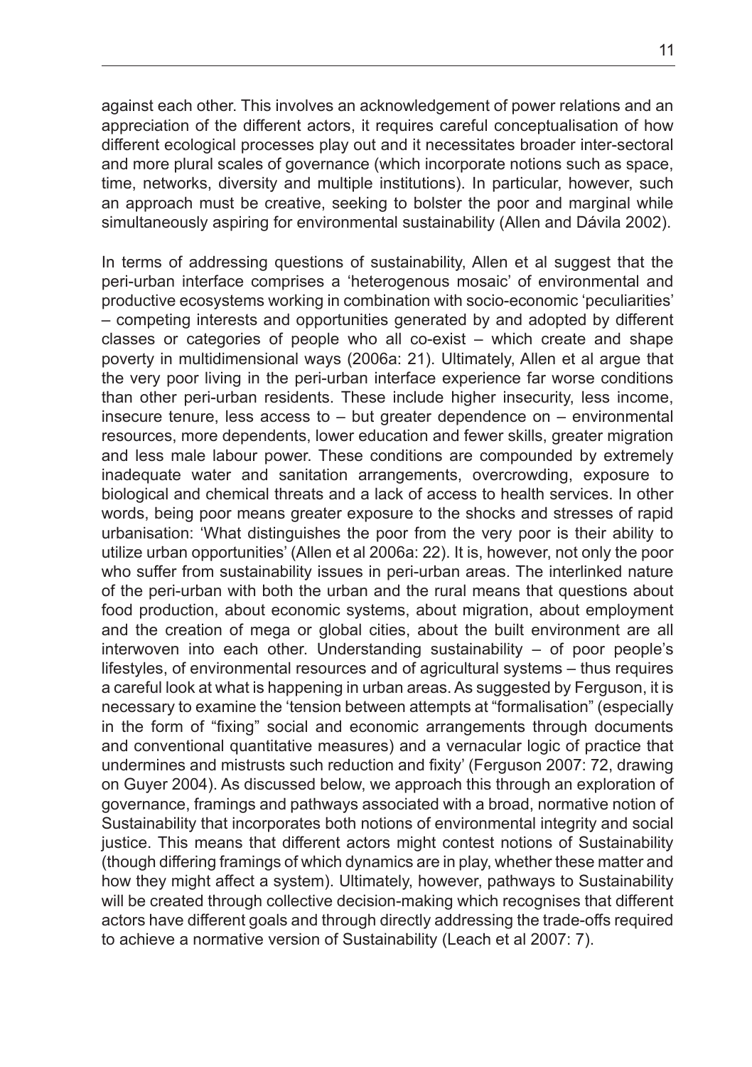against each other. This involves an acknowledgement of power relations and an appreciation of the different actors, it requires careful conceptualisation of how different ecological processes play out and it necessitates broader inter-sectoral and more plural scales of governance (which incorporate notions such as space, time, networks, diversity and multiple institutions). In particular, however, such an approach must be creative, seeking to bolster the poor and marginal while simultaneously aspiring for environmental sustainability (Allen and Dávila 2002).

In terms of addressing questions of sustainability, Allen et al suggest that the peri-urban interface comprises a 'heterogenous mosaic' of environmental and productive ecosystems working in combination with socio-economic 'peculiarities' – competing interests and opportunities generated by and adopted by different classes or categories of people who all co-exist – which create and shape poverty in multidimensional ways (2006a: 21). Ultimately, Allen et al argue that the very poor living in the peri-urban interface experience far worse conditions than other peri-urban residents. These include higher insecurity, less income, insecure tenure, less access to – but greater dependence on – environmental resources, more dependents, lower education and fewer skills, greater migration and less male labour power. These conditions are compounded by extremely inadequate water and sanitation arrangements, overcrowding, exposure to biological and chemical threats and a lack of access to health services. In other words, being poor means greater exposure to the shocks and stresses of rapid urbanisation: 'What distinguishes the poor from the very poor is their ability to utilize urban opportunities' (Allen et al 2006a: 22). It is, however, not only the poor who suffer from sustainability issues in peri-urban areas. The interlinked nature of the peri-urban with both the urban and the rural means that questions about food production, about economic systems, about migration, about employment and the creation of mega or global cities, about the built environment are all interwoven into each other. Understanding sustainability – of poor people's lifestyles, of environmental resources and of agricultural systems – thus requires a careful look at what is happening in urban areas. As suggested by Ferguson, it is necessary to examine the 'tension between attempts at "formalisation" (especially in the form of "fixing" social and economic arrangements through documents and conventional quantitative measures) and a vernacular logic of practice that undermines and mistrusts such reduction and fixity' (Ferguson 2007: 72, drawing on Guyer 2004). As discussed below, we approach this through an exploration of governance, framings and pathways associated with a broad, normative notion of Sustainability that incorporates both notions of environmental integrity and social justice. This means that different actors might contest notions of Sustainability (though differing framings of which dynamics are in play, whether these matter and how they might affect a system). Ultimately, however, pathways to Sustainability will be created through collective decision-making which recognises that different actors have different goals and through directly addressing the trade-offs required to achieve a normative version of Sustainability (Leach et al 2007: 7).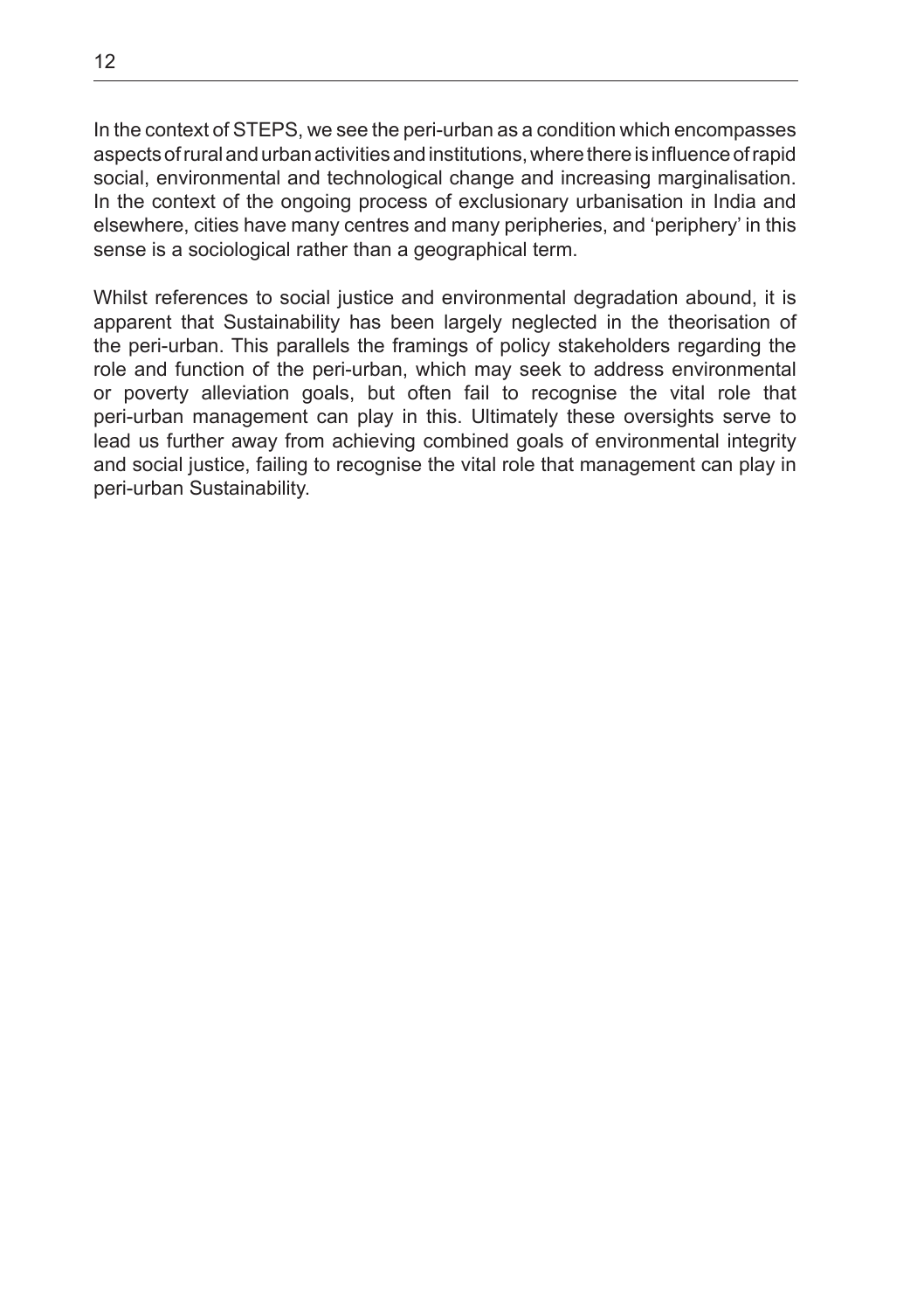In the context of STEPS, we see the peri-urban as a condition which encompasses aspects of rural and urban activities and institutions, where there is influence of rapid social, environmental and technological change and increasing marginalisation. In the context of the ongoing process of exclusionary urbanisation in India and elsewhere, cities have many centres and many peripheries, and 'periphery' in this sense is a sociological rather than a geographical term.

Whilst references to social justice and environmental degradation abound, it is apparent that Sustainability has been largely neglected in the theorisation of the peri-urban. This parallels the framings of policy stakeholders regarding the role and function of the peri-urban, which may seek to address environmental or poverty alleviation goals, but often fail to recognise the vital role that peri-urban management can play in this. Ultimately these oversights serve to lead us further away from achieving combined goals of environmental integrity and social justice, failing to recognise the vital role that management can play in peri-urban Sustainability.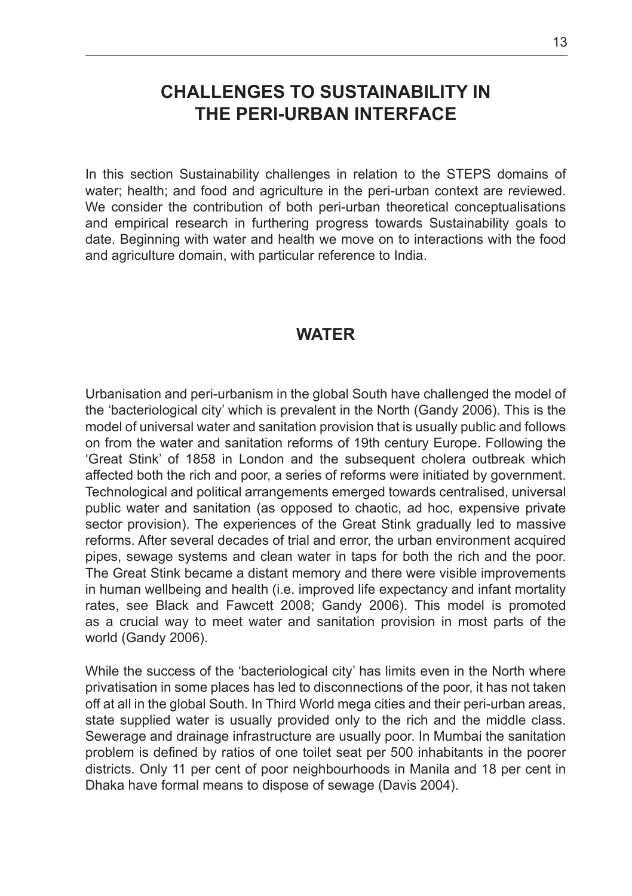# CHALLENGES TO SUSTAINABILITY IN THE PERI-URBAN INTERFACE

In this section Sustainability challenges in relation to the STEPS domains of water; health; and food and agriculture in the peri-urban context are reviewed. We consider the contribution of both peri-urban theoretical conceptualisations and empirical research in furthering progress towards Sustainability goals to date. Beginning with water and health we move on to interactions with the food and agriculture domain, with particular reference to India.

## WATER

Urbanisation and peri-urbanism in the global South have challenged the model of the 'bacteriological city' which is prevalent in the North (Gandy 2006). This is the model of universal water and sanitation provision that is usually public and follows on from the water and sanitation reforms of 19th century Europe. Following the 'Great Stink' of 1858 in London and the subsequent cholera outbreak which affected both the rich and poor, a series of reforms were initiated by government. Technological and political arrangements emerged towards centralised, universal public water and sanitation (as opposed to chaotic, ad hoc, expensive private sector provision). The experiences of the Great Stink gradually led to massive reforms. After several decades of trial and error, the urban environment acquired pipes, sewage systems and clean water in taps for both the rich and the poor. The Great Stink became a distant memory and there were visible improvements in human wellbeing and health (i.e. improved life expectancy and infant mortality rates, see Black and Fawcett 2008; Gandy 2006). This model is promoted as a crucial way to meet water and sanitation provision in most parts of the world (Gandy 2006).

While the success of the 'bacteriological city' has limits even in the North where privatisation in some places has led to disconnections of the poor, it has not taken off at all in the global South. In Third World mega cities and their peri-urban areas, state supplied water is usually provided only to the rich and the middle class. Sewerage and drainage infrastructure are usually poor. In Mumbai the sanitation problem is defined by ratios of one toilet seat per 500 inhabitants in the poorer districts. Only 11 per cent of poor neighbourhoods in Manila and 18 per cent in Dhaka have formal means to dispose of sewage (Davis 2004).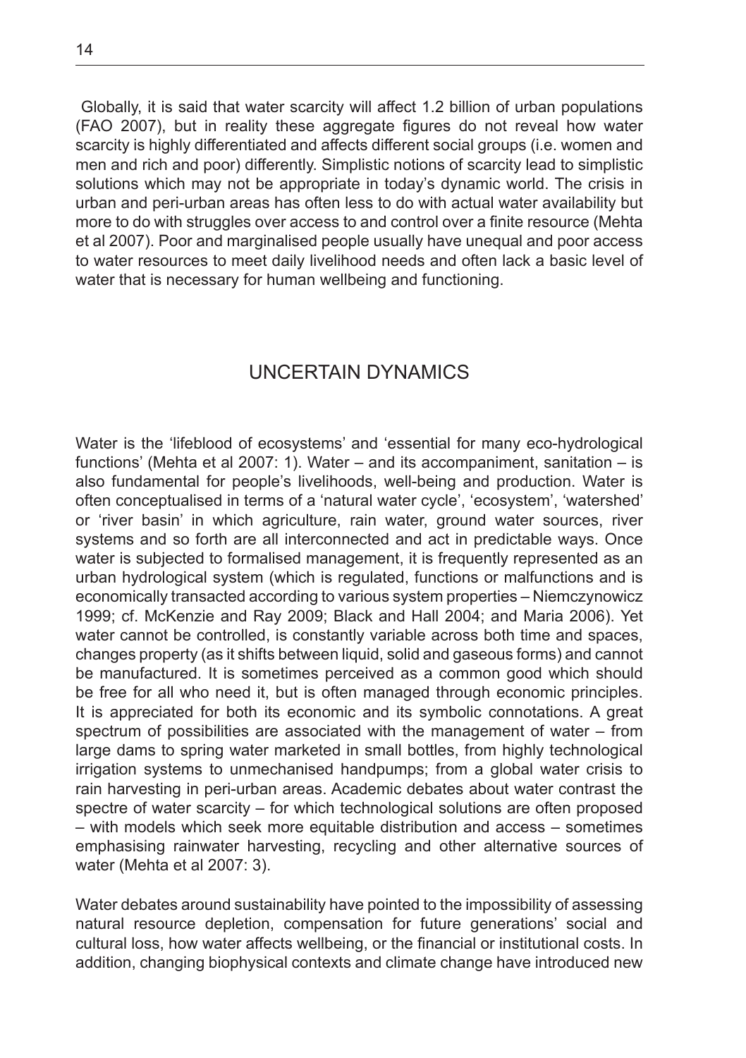Globally, it is said that water scarcity will affect 1.2 billion of urban populations (FAO 2007), but in reality these aggregate figures do not reveal how water scarcity is highly differentiated and affects different social groups (i.e. women and men and rich and poor) differently. Simplistic notions of scarcity lead to simplistic solutions which may not be appropriate in today's dynamic world. The crisis in urban and peri-urban areas has often less to do with actual water availability but more to do with struggles over access to and control over a finite resource (Mehta et al 2007). Poor and marginalised people usually have unequal and poor access to water resources to meet daily livelihood needs and often lack a basic level of water that is necessary for human wellbeing and functioning.

## UNCERTAIN DYNAMICS

Water is the 'lifeblood of ecosystems' and 'essential for many eco-hydrological functions' (Mehta et al 2007: 1). Water – and its accompaniment, sanitation – is also fundamental for people's livelihoods, well-being and production. Water is often conceptualised in terms of a 'natural water cycle', 'ecosystem', 'watershed' or 'river basin' in which agriculture, rain water, ground water sources, river systems and so forth are all interconnected and act in predictable ways. Once water is subjected to formalised management, it is frequently represented as an urban hydrological system (which is regulated, functions or malfunctions and is economically transacted according to various system properties – Niemczynowicz 1999; cf. McKenzie and Ray 2009; Black and Hall 2004; and Maria 2006). Yet water cannot be controlled, is constantly variable across both time and spaces, changes property (as it shifts between liquid, solid and gaseous forms) and cannot be manufactured. It is sometimes perceived as a common good which should be free for all who need it, but is often managed through economic principles. It is appreciated for both its economic and its symbolic connotations. A great spectrum of possibilities are associated with the management of water – from large dams to spring water marketed in small bottles, from highly technological irrigation systems to unmechanised handpumps; from a global water crisis to rain harvesting in peri-urban areas. Academic debates about water contrast the spectre of water scarcity – for which technological solutions are often proposed – with models which seek more equitable distribution and access – sometimes emphasising rainwater harvesting, recycling and other alternative sources of water (Mehta et al 2007: 3).

Water debates around sustainability have pointed to the impossibility of assessing natural resource depletion, compensation for future generations' social and cultural loss, how water affects wellbeing, or the financial or institutional costs. In addition, changing biophysical contexts and climate change have introduced new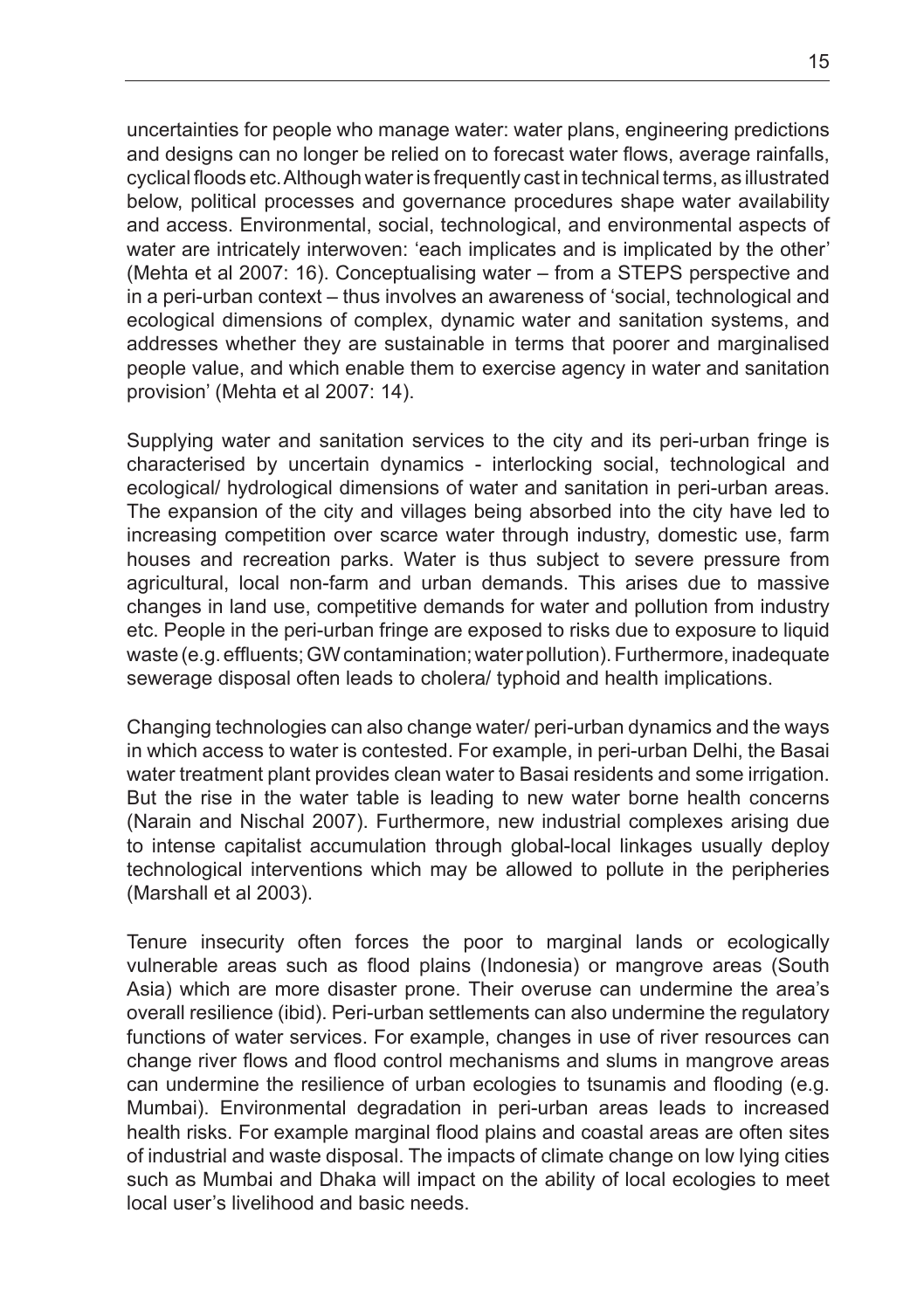uncertainties for people who manage water: water plans, engineering predictions and designs can no longer be relied on to forecast water flows, average rainfalls, cyclical floods etc. Although water is frequently cast in technical terms, as illustrated below, political processes and governance procedures shape water availability and access. Environmental, social, technological, and environmental aspects of water are intricately interwoven: 'each implicates and is implicated by the other' (Mehta et al 2007: 16). Conceptualising water – from a STEPS perspective and in a peri-urban context – thus involves an awareness of 'social, technological and ecological dimensions of complex, dynamic water and sanitation systems, and addresses whether they are sustainable in terms that poorer and marginalised people value, and which enable them to exercise agency in water and sanitation provision' (Mehta et al 2007: 14).

Supplying water and sanitation services to the city and its peri-urban fringe is characterised by uncertain dynamics - interlocking social, technological and ecological/ hydrological dimensions of water and sanitation in peri-urban areas. The expansion of the city and villages being absorbed into the city have led to increasing competition over scarce water through industry, domestic use, farm houses and recreation parks. Water is thus subject to severe pressure from agricultural, local non-farm and urban demands. This arises due to massive changes in land use, competitive demands for water and pollution from industry etc. People in the peri-urban fringe are exposed to risks due to exposure to liquid waste (e.g. effluents; GW contamination; water pollution). Furthermore, inadequate sewerage disposal often leads to cholera/ typhoid and health implications.

Changing technologies can also change water/ peri-urban dynamics and the ways in which access to water is contested. For example, in peri-urban Delhi, the Basai water treatment plant provides clean water to Basai residents and some irrigation. But the rise in the water table is leading to new water borne health concerns (Narain and Nischal 2007). Furthermore, new industrial complexes arising due to intense capitalist accumulation through global-local linkages usually deploy technological interventions which may be allowed to pollute in the peripheries (Marshall et al 2003).

Tenure insecurity often forces the poor to marginal lands or ecologically vulnerable areas such as flood plains (Indonesia) or mangrove areas (South Asia) which are more disaster prone. Their overuse can undermine the area's overall resilience (ibid). Peri-urban settlements can also undermine the regulatory functions of water services. For example, changes in use of river resources can change river flows and flood control mechanisms and slums in mangrove areas can undermine the resilience of urban ecologies to tsunamis and flooding (e.g. Mumbai). Environmental degradation in peri-urban areas leads to increased health risks. For example marginal flood plains and coastal areas are often sites of industrial and waste disposal. The impacts of climate change on low lying cities such as Mumbai and Dhaka will impact on the ability of local ecologies to meet local user's livelihood and basic needs.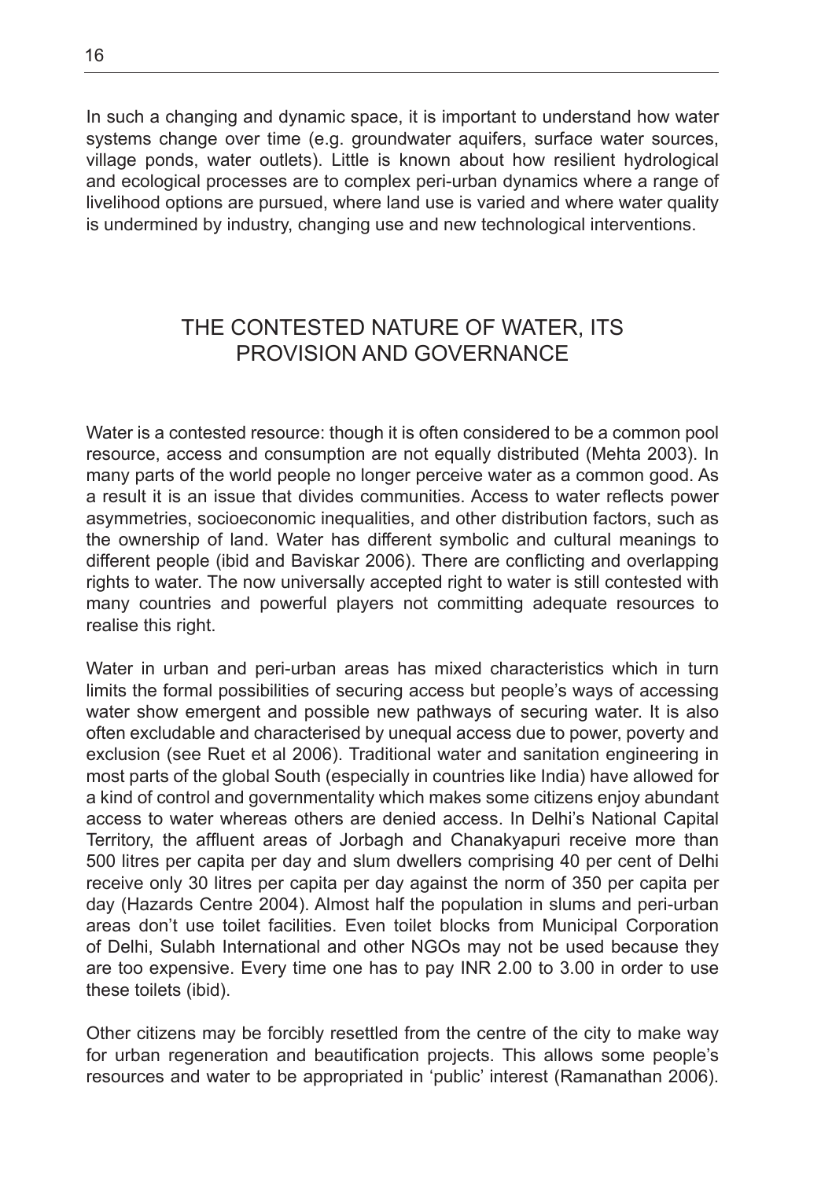In such a changing and dynamic space, it is important to understand how water systems change over time (e.g. groundwater aquifers, surface water sources, village ponds, water outlets). Little is known about how resilient hydrological and ecological processes are to complex peri-urban dynamics where a range of livelihood options are pursued, where land use is varied and where water quality is undermined by industry, changing use and new technological interventions.

## THE CONTESTED NATURE OF WATER, ITS PROVISION AND GOVERNANCE

Water is a contested resource: though it is often considered to be a common pool resource, access and consumption are not equally distributed (Mehta 2003). In many parts of the world people no longer perceive water as a common good. As a result it is an issue that divides communities. Access to water reflects power asymmetries, socioeconomic inequalities, and other distribution factors, such as the ownership of land. Water has different symbolic and cultural meanings to different people (ibid and Baviskar 2006). There are conflicting and overlapping rights to water. The now universally accepted right to water is still contested with many countries and powerful players not committing adequate resources to realise this right.

Water in urban and peri-urban areas has mixed characteristics which in turn limits the formal possibilities of securing access but people's ways of accessing water show emergent and possible new pathways of securing water. It is also often excludable and characterised by unequal access due to power, poverty and exclusion (see Ruet et al 2006). Traditional water and sanitation engineering in most parts of the global South (especially in countries like India) have allowed for a kind of control and governmentality which makes some citizens enjoy abundant access to water whereas others are denied access. In Delhi's National Capital Territory, the affluent areas of Jorbagh and Chanakyapuri receive more than 500 litres per capita per day and slum dwellers comprising 40 per cent of Delhi receive only 30 litres per capita per day against the norm of 350 per capita per day (Hazards Centre 2004). Almost half the population in slums and peri-urban areas don't use toilet facilities. Even toilet blocks from Municipal Corporation of Delhi, Sulabh International and other NGOs may not be used because they are too expensive. Every time one has to pay INR 2.00 to 3.00 in order to use these toilets (ibid).

Other citizens may be forcibly resettled from the centre of the city to make way for urban regeneration and beautification projects. This allows some people's resources and water to be appropriated in 'public' interest (Ramanathan 2006).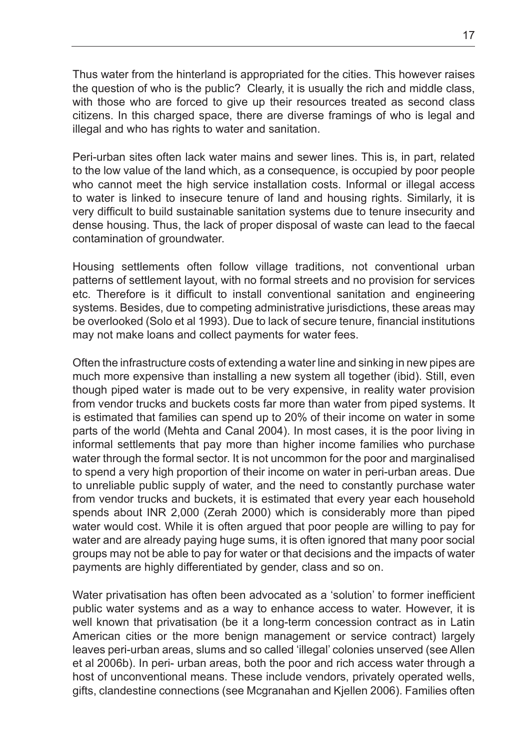Thus water from the hinterland is appropriated for the cities. This however raises the question of who is the public? Clearly, it is usually the rich and middle class, with those who are forced to give up their resources treated as second class citizens. In this charged space, there are diverse framings of who is legal and illegal and who has rights to water and sanitation.

Peri-urban sites often lack water mains and sewer lines. This is, in part, related to the low value of the land which, as a consequence, is occupied by poor people who cannot meet the high service installation costs. Informal or illegal access to water is linked to insecure tenure of land and housing rights. Similarly, it is very difficult to build sustainable sanitation systems due to tenure insecurity and dense housing. Thus, the lack of proper disposal of waste can lead to the faecal contamination of groundwater.

Housing settlements often follow village traditions, not conventional urban patterns of settlement layout, with no formal streets and no provision for services etc. Therefore is it difficult to install conventional sanitation and engineering systems. Besides, due to competing administrative jurisdictions, these areas may be overlooked (Solo et al 1993). Due to lack of secure tenure, financial institutions may not make loans and collect payments for water fees.

Often the infrastructure costs of extending a water line and sinking in new pipes are much more expensive than installing a new system all together (ibid). Still, even though piped water is made out to be very expensive, in reality water provision from vendor trucks and buckets costs far more than water from piped systems. It is estimated that families can spend up to 20% of their income on water in some parts of the world (Mehta and Canal 2004). In most cases, it is the poor living in informal settlements that pay more than higher income families who purchase water through the formal sector. It is not uncommon for the poor and marginalised to spend a very high proportion of their income on water in peri-urban areas. Due to unreliable public supply of water, and the need to constantly purchase water from vendor trucks and buckets, it is estimated that every year each household spends about INR 2,000 (Zerah 2000) which is considerably more than piped water would cost. While it is often argued that poor people are willing to pay for water and are already paying huge sums, it is often ignored that many poor social groups may not be able to pay for water or that decisions and the impacts of water payments are highly differentiated by gender, class and so on.

Water privatisation has often been advocated as a 'solution' to former inefficient public water systems and as a way to enhance access to water. However, it is well known that privatisation (be it a long-term concession contract as in Latin American cities or the more benign management or service contract) largely leaves peri-urban areas, slums and so called 'illegal' colonies unserved (see Allen et al 2006b). In peri- urban areas, both the poor and rich access water through a host of unconventional means. These include vendors, privately operated wells, gifts, clandestine connections (see Mcgranahan and Kjellen 2006). Families often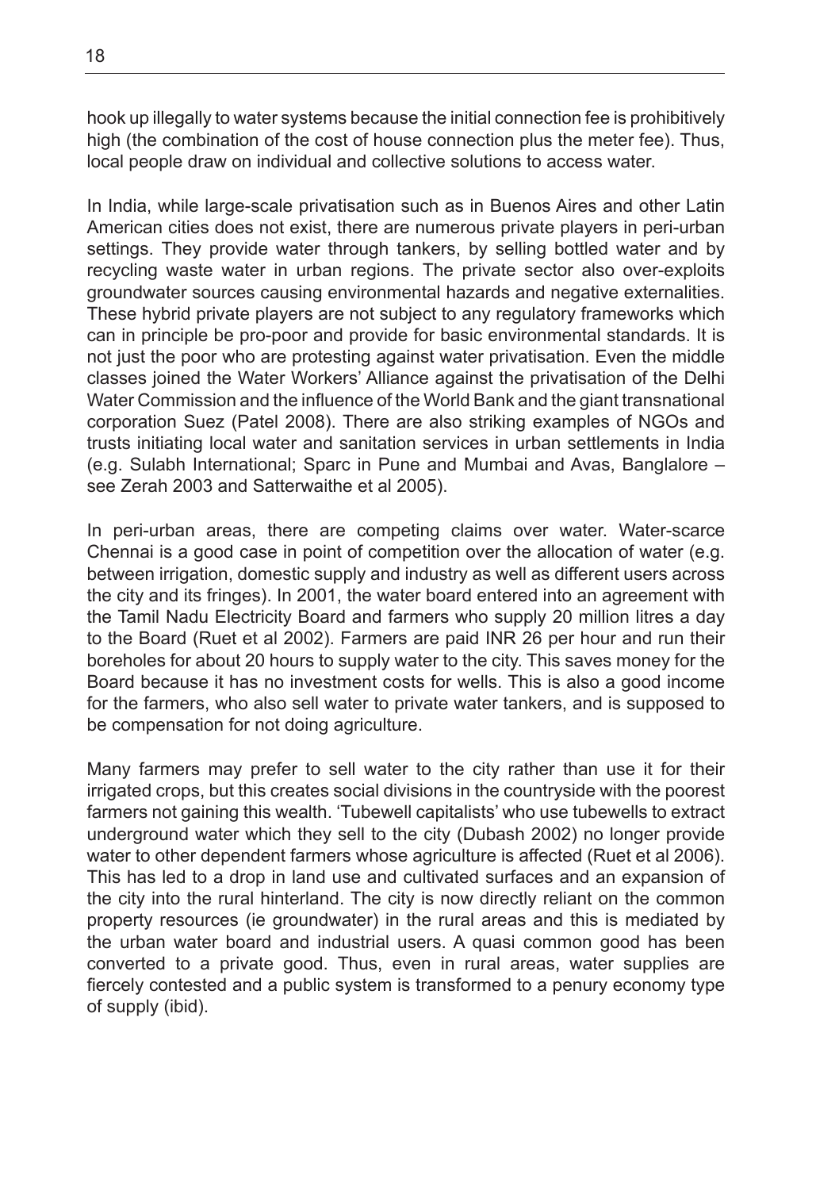hook up illegally to water systems because the initial connection fee is prohibitively high (the combination of the cost of house connection plus the meter fee). Thus, local people draw on individual and collective solutions to access water.

In India, while large-scale privatisation such as in Buenos Aires and other Latin American cities does not exist, there are numerous private players in peri-urban settings. They provide water through tankers, by selling bottled water and by recycling waste water in urban regions. The private sector also over-exploits groundwater sources causing environmental hazards and negative externalities. These hybrid private players are not subject to any regulatory frameworks which can in principle be pro-poor and provide for basic environmental standards. It is not just the poor who are protesting against water privatisation. Even the middle classes joined the Water Workers' Alliance against the privatisation of the Delhi Water Commission and the influence of the World Bank and the giant transnational corporation Suez (Patel 2008). There are also striking examples of NGOs and trusts initiating local water and sanitation services in urban settlements in India (e.g. Sulabh International; Sparc in Pune and Mumbai and Avas, Banglalore – see Zerah 2003 and Satterwaithe et al 2005).

In peri-urban areas, there are competing claims over water. Water-scarce Chennai is a good case in point of competition over the allocation of water (e.g. between irrigation, domestic supply and industry as well as different users across the city and its fringes). In 2001, the water board entered into an agreement with the Tamil Nadu Electricity Board and farmers who supply 20 million litres a day to the Board (Ruet et al 2002). Farmers are paid INR 26 per hour and run their boreholes for about 20 hours to supply water to the city. This saves money for the Board because it has no investment costs for wells. This is also a good income for the farmers, who also sell water to private water tankers, and is supposed to be compensation for not doing agriculture.

Many farmers may prefer to sell water to the city rather than use it for their irrigated crops, but this creates social divisions in the countryside with the poorest farmers not gaining this wealth. 'Tubewell capitalists' who use tubewells to extract underground water which they sell to the city (Dubash 2002) no longer provide water to other dependent farmers whose agriculture is affected (Ruet et al 2006). This has led to a drop in land use and cultivated surfaces and an expansion of the city into the rural hinterland. The city is now directly reliant on the common property resources (ie groundwater) in the rural areas and this is mediated by the urban water board and industrial users. A quasi common good has been converted to a private good. Thus, even in rural areas, water supplies are fiercely contested and a public system is transformed to a penury economy type of supply (ibid).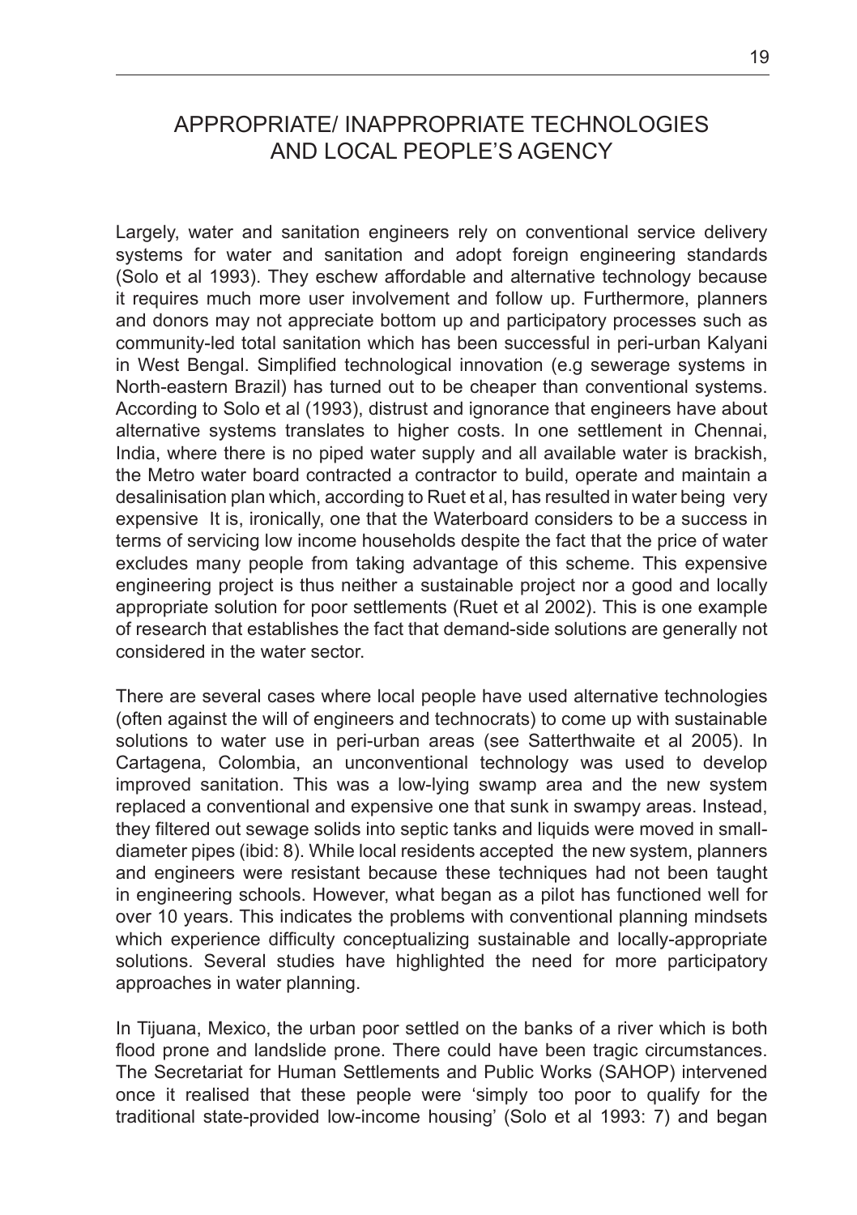# APPROPRIATE/ INAPPROPRIATE TECHNOLOGIES AND LOCAL PEOPLE'S AGENCY

Largely, water and sanitation engineers rely on conventional service delivery systems for water and sanitation and adopt foreign engineering standards (Solo et al 1993). They eschew affordable and alternative technology because it requires much more user involvement and follow up. Furthermore, planners and donors may not appreciate bottom up and participatory processes such as community-led total sanitation which has been successful in peri-urban Kalyani in West Bengal. Simplified technological innovation (e.g sewerage systems in North-eastern Brazil) has turned out to be cheaper than conventional systems. According to Solo et al (1993), distrust and ignorance that engineers have about alternative systems translates to higher costs. In one settlement in Chennai, India, where there is no piped water supply and all available water is brackish, the Metro water board contracted a contractor to build, operate and maintain a desalinisation plan which, according to Ruet et al, has resulted in water being very expensive It is, ironically, one that the Waterboard considers to be a success in terms of servicing low income households despite the fact that the price of water excludes many people from taking advantage of this scheme. This expensive engineering project is thus neither a sustainable project nor a good and locally appropriate solution for poor settlements (Ruet et al 2002). This is one example of research that establishes the fact that demand-side solutions are generally not considered in the water sector.

There are several cases where local people have used alternative technologies (often against the will of engineers and technocrats) to come up with sustainable solutions to water use in peri-urban areas (see Satterthwaite et al 2005). In Cartagena, Colombia, an unconventional technology was used to develop improved sanitation. This was a low-lying swamp area and the new system replaced a conventional and expensive one that sunk in swampy areas. Instead, they filtered out sewage solids into septic tanks and liquids were moved in small-diameter pipes (ibid: 8). While local residents accepted the new system, planners and engineers were resistant because these techniques had not been taught in engineering schools. However, what began as a pilot has functioned well for over 10 years. This indicates the problems with conventional planning mindsets which experience difficulty conceptualizing sustainable and locally-appropriate solutions. Several studies have highlighted the need for more participatory approaches in water planning.

In Tijuana, Mexico, the urban poor settled on the banks of a river which is both flood prone and landslide prone. There could have been tragic circumstances. The Secretariat for Human Settlements and Public Works (SAHOP) intervened once it realised that these people were 'simply too poor to qualify for the traditional state-provided low-income housing' (Solo et al 1993: 7) and began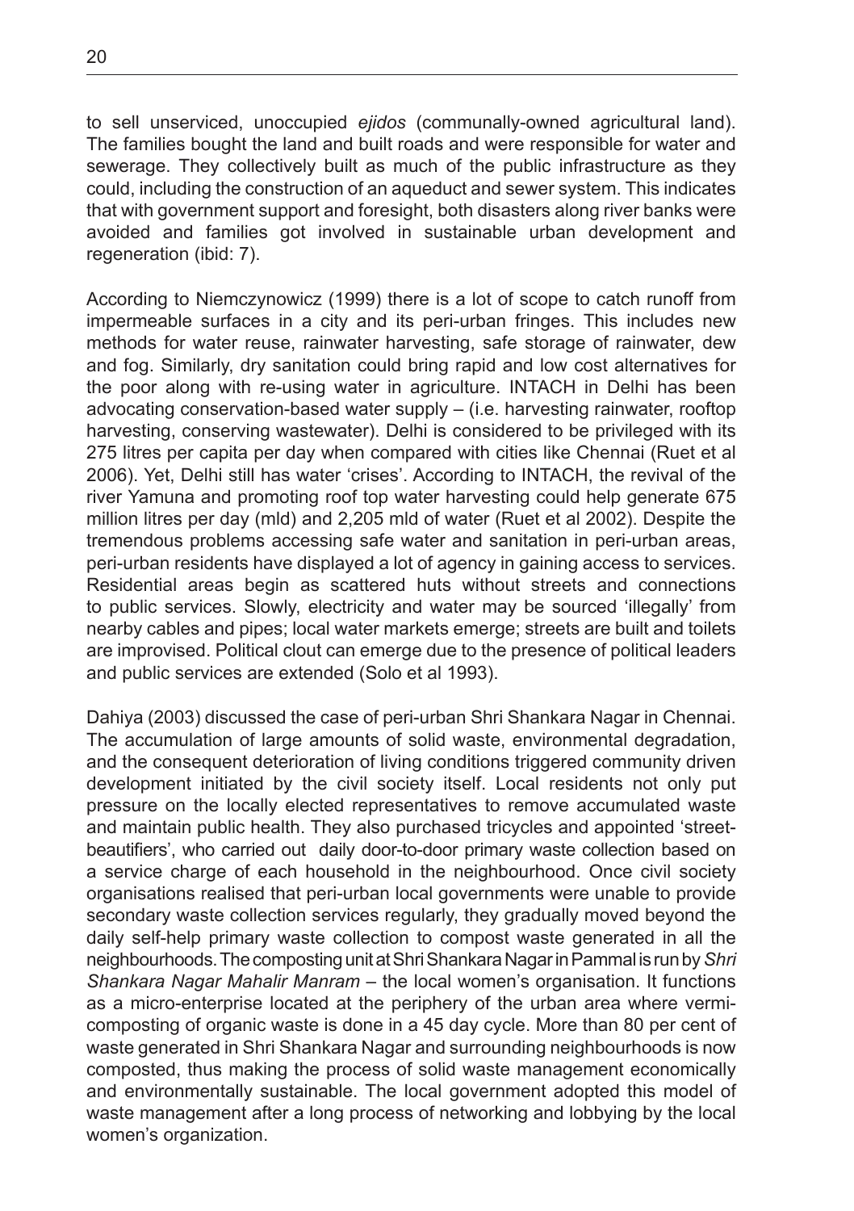to sell unserviced, unoccupied *ejidos* (communally-owned agricultural land). The families bought the land and built roads and were responsible for water and sewerage. They collectively built as much of the public infrastructure as they could, including the construction of an aqueduct and sewer system. This indicates that with government support and foresight, both disasters along river banks were avoided and families got involved in sustainable urban development and regeneration (ibid: 7).

According to Niemczynowicz (1999) there is a lot of scope to catch runoff from impermeable surfaces in a city and its peri-urban fringes. This includes new methods for water reuse, rainwater harvesting, safe storage of rainwater, dew and fog. Similarly, dry sanitation could bring rapid and low cost alternatives for the poor along with re-using water in agriculture. INTACH in Delhi has been advocating conservation-based water supply – (i.e. harvesting rainwater, rooftop harvesting, conserving wastewater). Delhi is considered to be privileged with its 275 litres per capita per day when compared with cities like Chennai (Ruet et al 2006). Yet, Delhi still has water 'crises'. According to INTACH, the revival of the river Yamuna and promoting roof top water harvesting could help generate 675 million litres per day (mld) and 2,205 mld of water (Ruet et al 2002). Despite the tremendous problems accessing safe water and sanitation in peri-urban areas, peri-urban residents have displayed a lot of agency in gaining access to services. Residential areas begin as scattered huts without streets and connections to public services. Slowly, electricity and water may be sourced 'illegally' from nearby cables and pipes; local water markets emerge; streets are built and toilets are improvised. Political clout can emerge due to the presence of political leaders and public services are extended (Solo et al 1993).

Dahiya (2003) discussed the case of peri-urban Shri Shankara Nagar in Chennai. The accumulation of large amounts of solid waste, environmental degradation, and the consequent deterioration of living conditions triggered community driven development initiated by the civil society itself. Local residents not only put pressure on the locally elected representatives to remove accumulated waste and maintain public health. They also purchased tricycles and appointed 'street-beautifiers', who carried out daily door-to-door primary waste collection based on a service charge of each household in the neighbourhood. Once civil society organisations realised that peri-urban local governments were unable to provide secondary waste collection services regularly, they gradually moved beyond the daily self-help primary waste collection to compost waste generated in all the neighbourhoods. The composting unit at Shri Shankara Nagar in Pammal is run by *Shri Shankara Nagar Mahalir Manram* – the local women's organisation. It functions as a micro-enterprise located at the periphery of the urban area where vermi-composting of organic waste is done in a 45 day cycle. More than 80 per cent of waste generated in Shri Shankara Nagar and surrounding neighbourhoods is now composted, thus making the process of solid waste management economically and environmentally sustainable. The local government adopted this model of waste management after a long process of networking and lobbying by the local women's organization.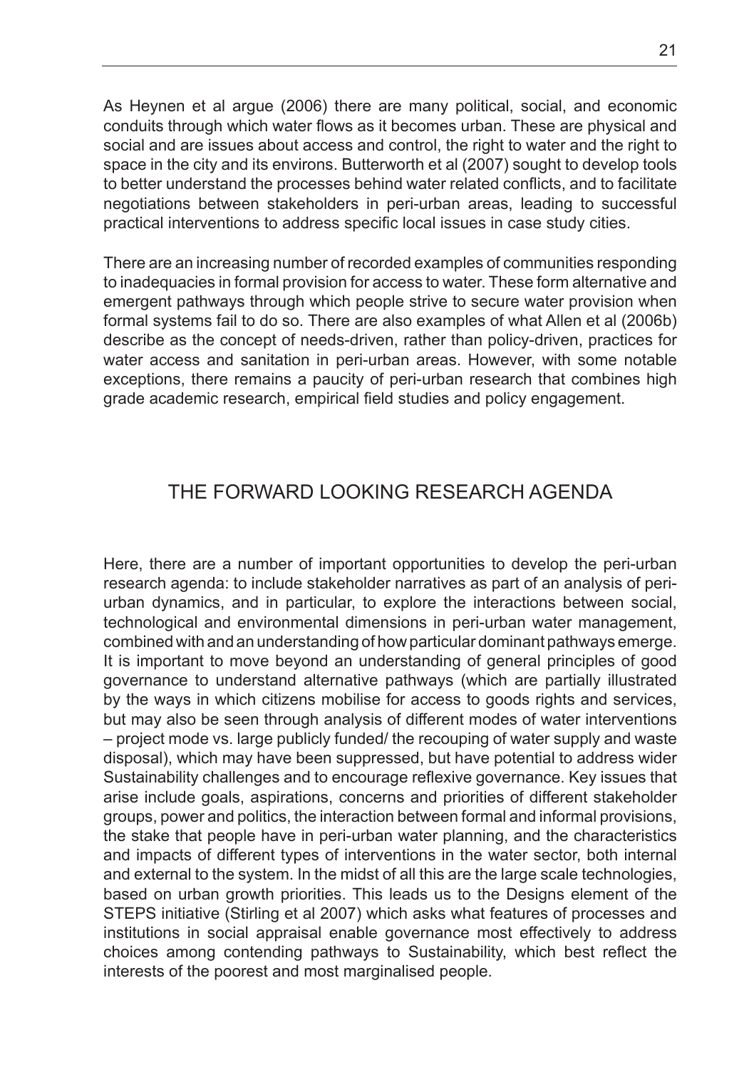As Heynen et al argue (2006) there are many political, social, and economic conduits through which water flows as it becomes urban. These are physical and social and are issues about access and control, the right to water and the right to space in the city and its environs. Butterworth et al (2007) sought to develop tools to better understand the processes behind water related conflicts, and to facilitate negotiations between stakeholders in peri-urban areas, leading to successful practical interventions to address specific local issues in case study cities.

There are an increasing number of recorded examples of communities responding to inadequacies in formal provision for access to water. These form alternative and emergent pathways through which people strive to secure water provision when formal systems fail to do so. There are also examples of what Allen et al (2006b) describe as the concept of needs-driven, rather than policy-driven, practices for water access and sanitation in peri-urban areas. However, with some notable exceptions, there remains a paucity of peri-urban research that combines high grade academic research, empirical field studies and policy engagement.

## THE FORWARD LOOKING RESEARCH AGENDA

Here, there are a number of important opportunities to develop the peri-urban research agenda: to include stakeholder narratives as part of an analysis of peri-urban dynamics, and in particular, to explore the interactions between social, technological and environmental dimensions in peri-urban water management, combined with and an understanding of how particular dominant pathways emerge. It is important to move beyond an understanding of general principles of good governance to understand alternative pathways (which are partially illustrated by the ways in which citizens mobilise for access to goods rights and services, but may also be seen through analysis of different modes of water interventions – project mode vs. large publicly funded/ the recouping of water supply and waste disposal), which may have been suppressed, but have potential to address wider Sustainability challenges and to encourage reflexive governance. Key issues that arise include goals, aspirations, concerns and priorities of different stakeholder groups, power and politics, the interaction between formal and informal provisions, the stake that people have in peri-urban water planning, and the characteristics and impacts of different types of interventions in the water sector, both internal and external to the system. In the midst of all this are the large scale technologies, based on urban growth priorities. This leads us to the Designs element of the STEPS initiative (Stirling et al 2007) which asks what features of processes and institutions in social appraisal enable governance most effectively to address choices among contending pathways to Sustainability, which best reflect the interests of the poorest and most marginalised people.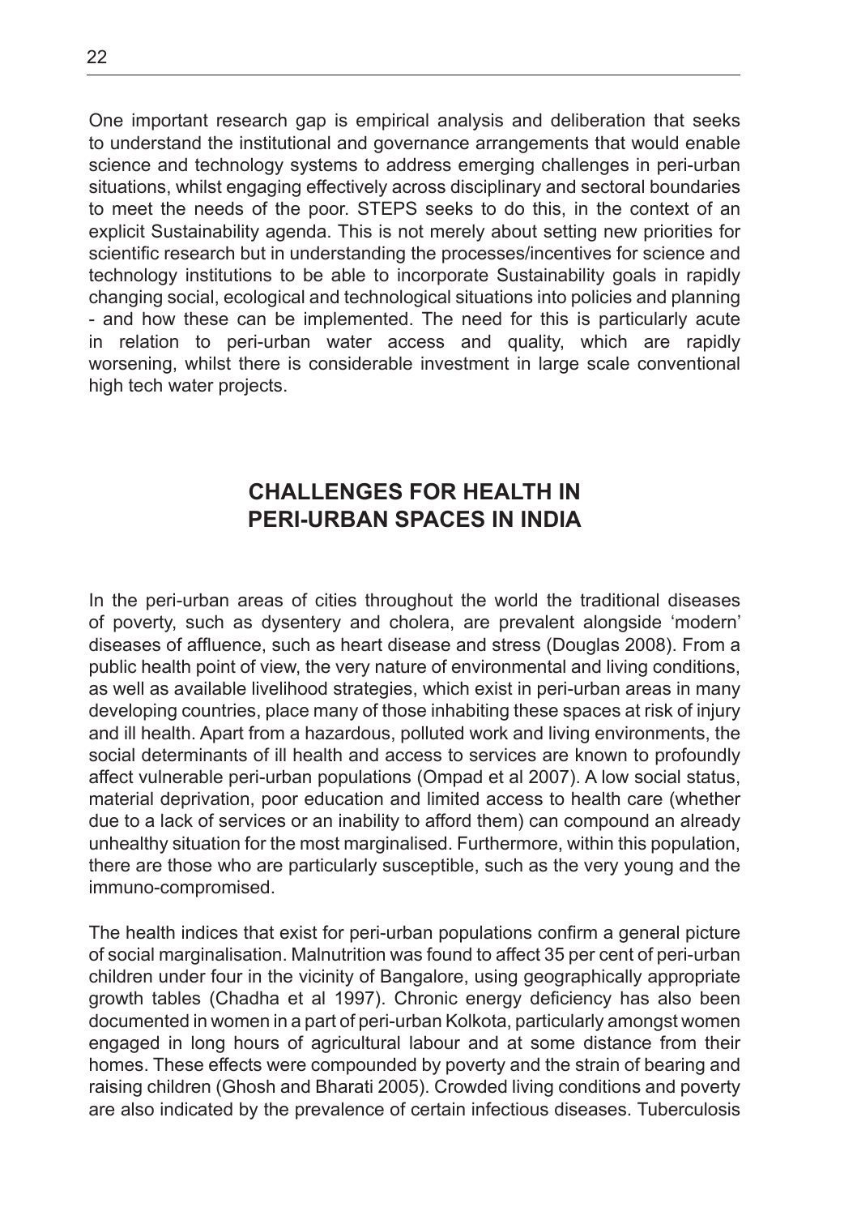One important research gap is empirical analysis and deliberation that seeks to understand the institutional and governance arrangements that would enable science and technology systems to address emerging challenges in peri-urban situations, whilst engaging effectively across disciplinary and sectoral boundaries to meet the needs of the poor. STEPS seeks to do this, in the context of an explicit Sustainability agenda. This is not merely about setting new priorities for scientific research but in understanding the processes/incentives for science and technology institutions to be able to incorporate Sustainability goals in rapidly changing social, ecological and technological situations into policies and planning - and how these can be implemented. The need for this is particularly acute in relation to peri-urban water access and quality, which are rapidly worsening, whilst there is considerable investment in large scale conventional high tech water projects.

## CHALLENGES FOR HEALTH IN PERI-URBAN SPACES IN INDIA

In the peri-urban areas of cities throughout the world the traditional diseases of poverty, such as dysentery and cholera, are prevalent alongside 'modern' diseases of affluence, such as heart disease and stress (Douglas 2008). From a public health point of view, the very nature of environmental and living conditions, as well as available livelihood strategies, which exist in peri-urban areas in many developing countries, place many of those inhabiting these spaces at risk of injury and ill health. Apart from a hazardous, polluted work and living environments, the social determinants of ill health and access to services are known to profoundly affect vulnerable peri-urban populations (Ompad et al 2007). A low social status, material deprivation, poor education and limited access to health care (whether due to a lack of services or an inability to afford them) can compound an already unhealthy situation for the most marginalised. Furthermore, within this population, there are those who are particularly susceptible, such as the very young and the immuno-compromised.

The health indices that exist for peri-urban populations confirm a general picture of social marginalisation. Malnutrition was found to affect 35 per cent of peri-urban children under four in the vicinity of Bangalore, using geographically appropriate growth tables (Chadha et al 1997). Chronic energy deficiency has also been documented in women in a part of peri-urban Kolkota, particularly amongst women engaged in long hours of agricultural labour and at some distance from their homes. These effects were compounded by poverty and the strain of bearing and raising children (Ghosh and Bharati 2005). Crowded living conditions and poverty are also indicated by the prevalence of certain infectious diseases. Tuberculosis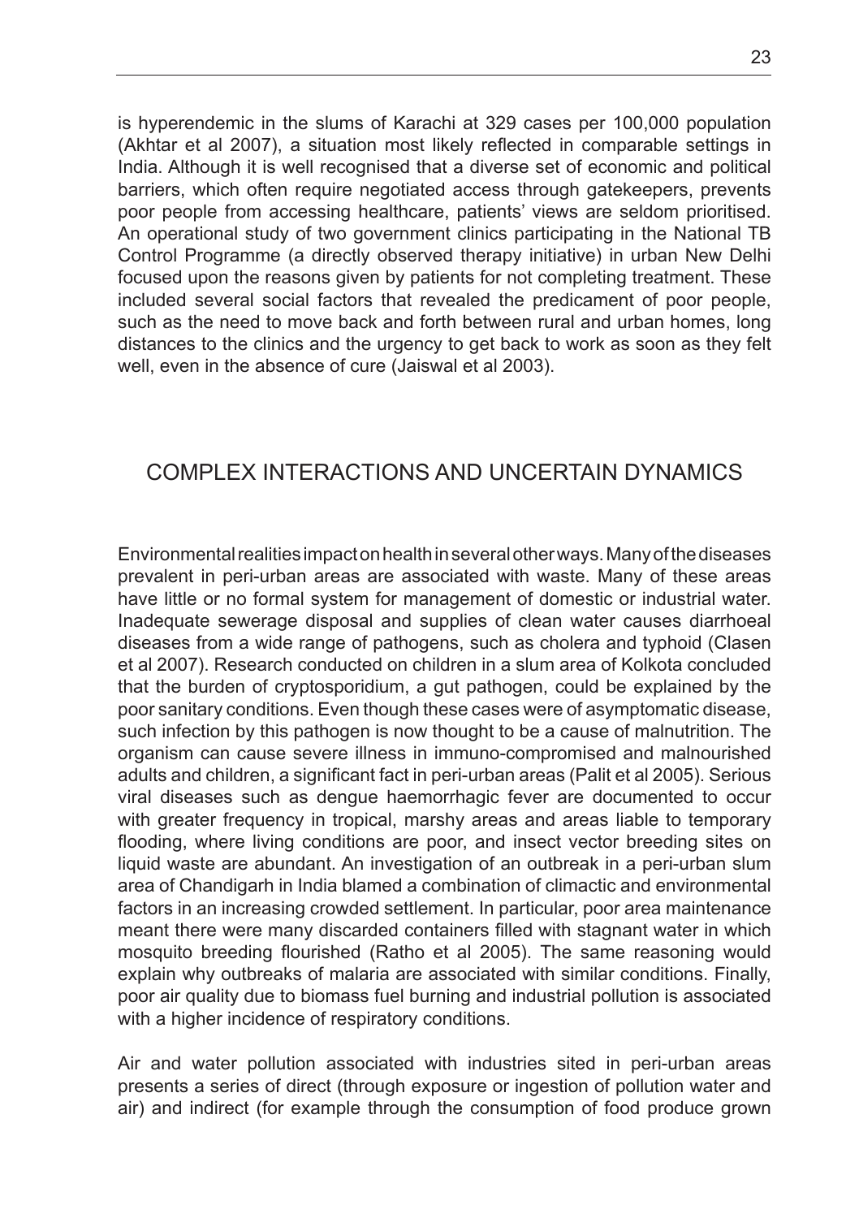is hyperendemic in the slums of Karachi at 329 cases per 100,000 population (Akhtar et al 2007), a situation most likely reflected in comparable settings in India. Although it is well recognised that a diverse set of economic and political barriers, which often require negotiated access through gatekeepers, prevents poor people from accessing healthcare, patients' views are seldom prioritised. An operational study of two government clinics participating in the National TB Control Programme (a directly observed therapy initiative) in urban New Delhi focused upon the reasons given by patients for not completing treatment. These included several social factors that revealed the predicament of poor people, such as the need to move back and forth between rural and urban homes, long distances to the clinics and the urgency to get back to work as soon as they felt well, even in the absence of cure (Jaiswal et al 2003).

## COMPLEX INTERACTIONS AND UNCERTAIN DYNAMICS

Environmental realities impact on health in several other ways. Many of the diseases prevalent in peri-urban areas are associated with waste. Many of these areas have little or no formal system for management of domestic or industrial water. Inadequate sewerage disposal and supplies of clean water causes diarrhoeal diseases from a wide range of pathogens, such as cholera and typhoid (Clasen et al 2007). Research conducted on children in a slum area of Kolkota concluded that the burden of cryptosporidium, a gut pathogen, could be explained by the poor sanitary conditions. Even though these cases were of asymptomatic disease, such infection by this pathogen is now thought to be a cause of malnutrition. The organism can cause severe illness in immuno-compromised and malnourished adults and children, a significant fact in peri-urban areas (Palit et al 2005). Serious viral diseases such as dengue haemorrhagic fever are documented to occur with greater frequency in tropical, marshy areas and areas liable to temporary flooding, where living conditions are poor, and insect vector breeding sites on liquid waste are abundant. An investigation of an outbreak in a peri-urban slum area of Chandigarh in India blamed a combination of climactic and environmental factors in an increasing crowded settlement. In particular, poor area maintenance meant there were many discarded containers filled with stagnant water in which mosquito breeding flourished (Ratho et al 2005). The same reasoning would explain why outbreaks of malaria are associated with similar conditions. Finally, poor air quality due to biomass fuel burning and industrial pollution is associated with a higher incidence of respiratory conditions.

Air and water pollution associated with industries sited in peri-urban areas presents a series of direct (through exposure or ingestion of pollution water and air) and indirect (for example through the consumption of food produce grown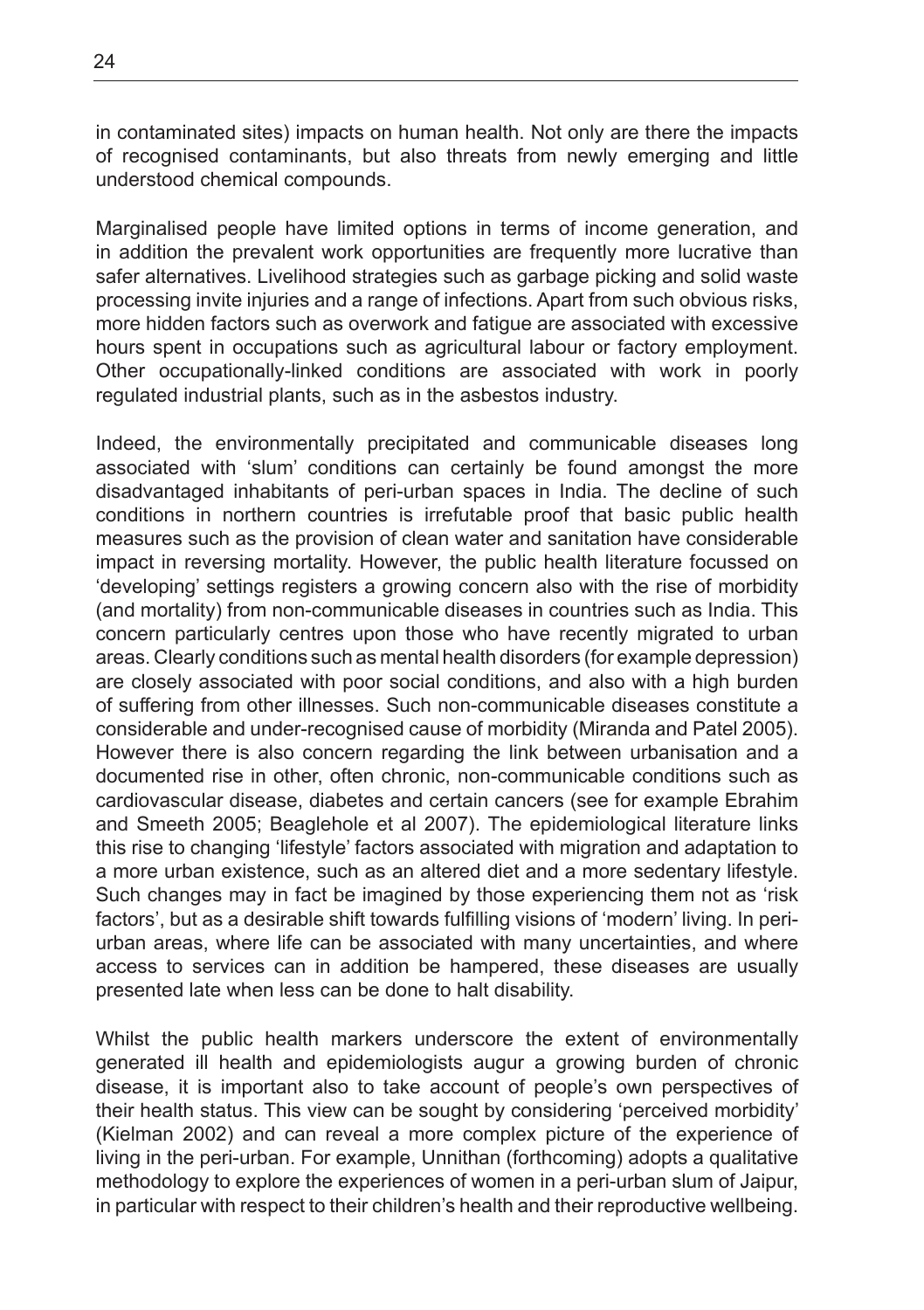in contaminated sites) impacts on human health. Not only are there the impacts of recognised contaminants, but also threats from newly emerging and little understood chemical compounds.

Marginalised people have limited options in terms of income generation, and in addition the prevalent work opportunities are frequently more lucrative than safer alternatives. Livelihood strategies such as garbage picking and solid waste processing invite injuries and a range of infections. Apart from such obvious risks, more hidden factors such as overwork and fatigue are associated with excessive hours spent in occupations such as agricultural labour or factory employment. Other occupationally-linked conditions are associated with work in poorly regulated industrial plants, such as in the asbestos industry.

Indeed, the environmentally precipitated and communicable diseases long associated with 'slum' conditions can certainly be found amongst the more disadvantaged inhabitants of peri-urban spaces in India. The decline of such conditions in northern countries is irrefutable proof that basic public health measures such as the provision of clean water and sanitation have considerable impact in reversing mortality. However, the public health literature focussed on 'developing' settings registers a growing concern also with the rise of morbidity (and mortality) from non-communicable diseases in countries such as India. This concern particularly centres upon those who have recently migrated to urban areas. Clearly conditions such as mental health disorders (for example depression) are closely associated with poor social conditions, and also with a high burden of suffering from other illnesses. Such non-communicable diseases constitute a considerable and under-recognised cause of morbidity (Miranda and Patel 2005). However there is also concern regarding the link between urbanisation and a documented rise in other, often chronic, non-communicable conditions such as cardiovascular disease, diabetes and certain cancers (see for example Ebrahim and Smeeth 2005; Beaglehole et al 2007). The epidemiological literature links this rise to changing 'lifestyle' factors associated with migration and adaptation to a more urban existence, such as an altered diet and a more sedentary lifestyle. Such changes may in fact be imagined by those experiencing them not as 'risk factors', but as a desirable shift towards fulfilling visions of 'modern' living. In peri-urban areas, where life can be associated with many uncertainties, and where access to services can in addition be hampered, these diseases are usually presented late when less can be done to halt disability.

Whilst the public health markers underscore the extent of environmentally generated ill health and epidemiologists augur a growing burden of chronic disease, it is important also to take account of people's own perspectives of their health status. This view can be sought by considering 'perceived morbidity' (Kielman 2002) and can reveal a more complex picture of the experience of living in the peri-urban. For example, Unnithan (forthcoming) adopts a qualitative methodology to explore the experiences of women in a peri-urban slum of Jaipur, in particular with respect to their children's health and their reproductive wellbeing.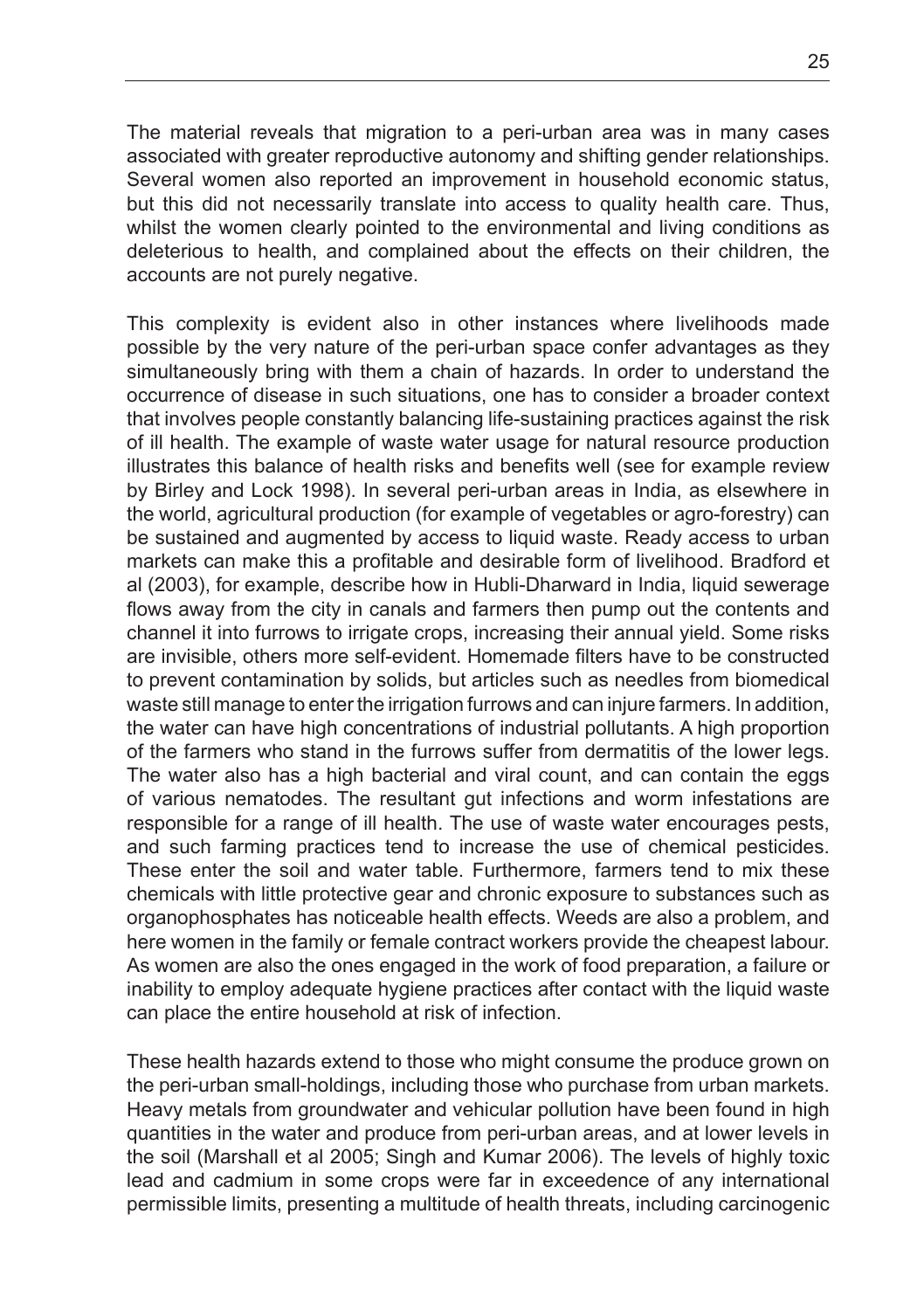The material reveals that migration to a peri-urban area was in many cases associated with greater reproductive autonomy and shifting gender relationships. Several women also reported an improvement in household economic status, but this did not necessarily translate into access to quality health care. Thus, whilst the women clearly pointed to the environmental and living conditions as deleterious to health, and complained about the effects on their children, the accounts are not purely negative.

This complexity is evident also in other instances where livelihoods made possible by the very nature of the peri-urban space confer advantages as they simultaneously bring with them a chain of hazards. In order to understand the occurrence of disease in such situations, one has to consider a broader context that involves people constantly balancing life-sustaining practices against the risk of ill health. The example of waste water usage for natural resource production illustrates this balance of health risks and benefits well (see for example review by Birley and Lock 1998). In several peri-urban areas in India, as elsewhere in the world, agricultural production (for example of vegetables or agro-forestry) can be sustained and augmented by access to liquid waste. Ready access to urban markets can make this a profitable and desirable form of livelihood. Bradford et al (2003), for example, describe how in Hubli-Dharward in India, liquid sewerage flows away from the city in canals and farmers then pump out the contents and channel it into furrows to irrigate crops, increasing their annual yield. Some risks are invisible, others more self-evident. Homemade filters have to be constructed to prevent contamination by solids, but articles such as needles from biomedical waste still manage to enter the irrigation furrows and can injure farmers. In addition, the water can have high concentrations of industrial pollutants. A high proportion of the farmers who stand in the furrows suffer from dermatitis of the lower legs. The water also has a high bacterial and viral count, and can contain the eggs of various nematodes. The resultant gut infections and worm infestations are responsible for a range of ill health. The use of waste water encourages pests, and such farming practices tend to increase the use of chemical pesticides. These enter the soil and water table. Furthermore, farmers tend to mix these chemicals with little protective gear and chronic exposure to substances such as organophosphates has noticeable health effects. Weeds are also a problem, and here women in the family or female contract workers provide the cheapest labour. As women are also the ones engaged in the work of food preparation, a failure or inability to employ adequate hygiene practices after contact with the liquid waste can place the entire household at risk of infection.

These health hazards extend to those who might consume the produce grown on the peri-urban small-holdings, including those who purchase from urban markets. Heavy metals from groundwater and vehicular pollution have been found in high quantities in the water and produce from peri-urban areas, and at lower levels in the soil (Marshall et al 2005; Singh and Kumar 2006). The levels of highly toxic lead and cadmium in some crops were far in exceedence of any international permissible limits, presenting a multitude of health threats, including carcinogenic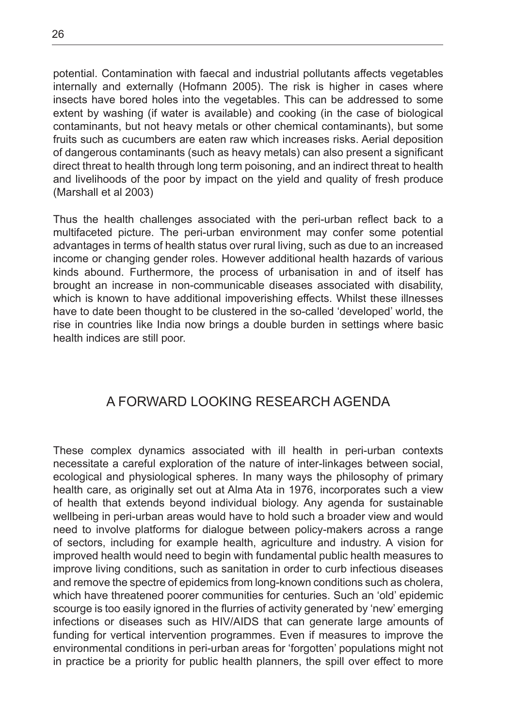potential. Contamination with faecal and industrial pollutants affects vegetables internally and externally (Hofmann 2005). The risk is higher in cases where insects have bored holes into the vegetables. This can be addressed to some extent by washing (if water is available) and cooking (in the case of biological contaminants, but not heavy metals or other chemical contaminants), but some fruits such as cucumbers are eaten raw which increases risks. Aerial deposition of dangerous contaminants (such as heavy metals) can also present a significant direct threat to health through long term poisoning, and an indirect threat to health and livelihoods of the poor by impact on the yield and quality of fresh produce (Marshall et al 2003)

Thus the health challenges associated with the peri-urban reflect back to a multifaceted picture. The peri-urban environment may confer some potential advantages in terms of health status over rural living, such as due to an increased income or changing gender roles. However additional health hazards of various kinds abound. Furthermore, the process of urbanisation in and of itself has brought an increase in non-communicable diseases associated with disability, which is known to have additional impoverishing effects. Whilst these illnesses have to date been thought to be clustered in the so-called 'developed' world, the rise in countries like India now brings a double burden in settings where basic health indices are still poor.

## A FORWARD LOOKING RESEARCH AGENDA

These complex dynamics associated with ill health in peri-urban contexts necessitate a careful exploration of the nature of inter-linkages between social, ecological and physiological spheres. In many ways the philosophy of primary health care, as originally set out at Alma Ata in 1976, incorporates such a view of health that extends beyond individual biology. Any agenda for sustainable wellbeing in peri-urban areas would have to hold such a broader view and would need to involve platforms for dialogue between policy-makers across a range of sectors, including for example health, agriculture and industry. A vision for improved health would need to begin with fundamental public health measures to improve living conditions, such as sanitation in order to curb infectious diseases and remove the spectre of epidemics from long-known conditions such as cholera, which have threatened poorer communities for centuries. Such an 'old' epidemic scourge is too easily ignored in the flurries of activity generated by 'new' emerging infections or diseases such as HIV/AIDS that can generate large amounts of funding for vertical intervention programmes. Even if measures to improve the environmental conditions in peri-urban areas for 'forgotten' populations might not in practice be a priority for public health planners, the spill over effect to more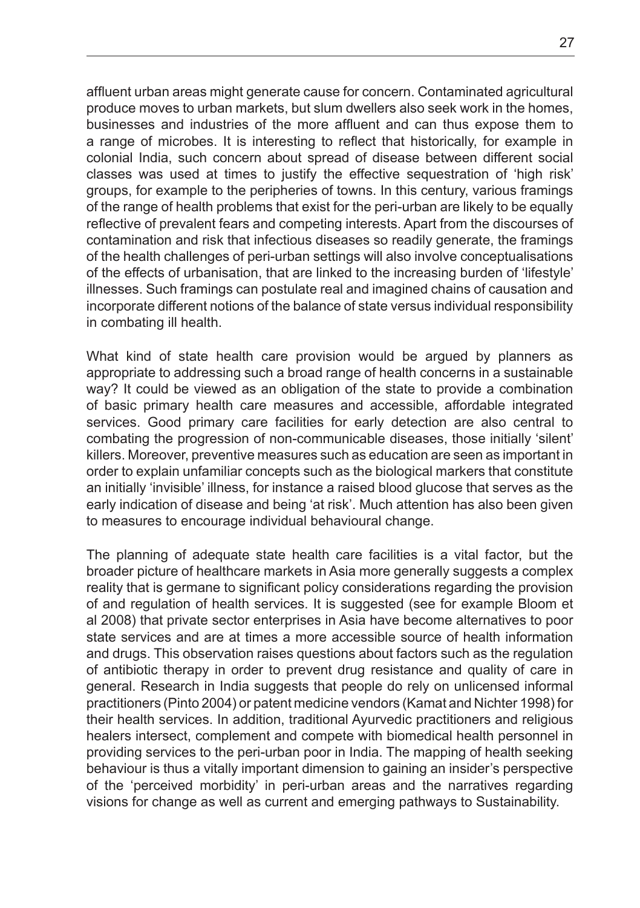affluent urban areas might generate cause for concern. Contaminated agricultural produce moves to urban markets, but slum dwellers also seek work in the homes, businesses and industries of the more affluent and can thus expose them to a range of microbes. It is interesting to reflect that historically, for example in colonial India, such concern about spread of disease between different social classes was used at times to justify the effective sequestration of 'high risk' groups, for example to the peripheries of towns. In this century, various framings of the range of health problems that exist for the peri-urban are likely to be equally reflective of prevalent fears and competing interests. Apart from the discourses of contamination and risk that infectious diseases so readily generate, the framings of the health challenges of peri-urban settings will also involve conceptualisations of the effects of urbanisation, that are linked to the increasing burden of 'lifestyle' illnesses. Such framings can postulate real and imagined chains of causation and incorporate different notions of the balance of state versus individual responsibility in combating ill health.

What kind of state health care provision would be argued by planners as appropriate to addressing such a broad range of health concerns in a sustainable way? It could be viewed as an obligation of the state to provide a combination of basic primary health care measures and accessible, affordable integrated services. Good primary care facilities for early detection are also central to combating the progression of non-communicable diseases, those initially 'silent' killers. Moreover, preventive measures such as education are seen as important in order to explain unfamiliar concepts such as the biological markers that constitute an initially 'invisible' illness, for instance a raised blood glucose that serves as the early indication of disease and being 'at risk'. Much attention has also been given to measures to encourage individual behavioural change.

The planning of adequate state health care facilities is a vital factor, but the broader picture of healthcare markets in Asia more generally suggests a complex reality that is germane to significant policy considerations regarding the provision of and regulation of health services. It is suggested (see for example Bloom et al 2008) that private sector enterprises in Asia have become alternatives to poor state services and are at times a more accessible source of health information and drugs. This observation raises questions about factors such as the regulation of antibiotic therapy in order to prevent drug resistance and quality of care in general. Research in India suggests that people do rely on unlicensed informal practitioners (Pinto 2004) or patent medicine vendors (Kamat and Nichter 1998) for their health services. In addition, traditional Ayurvedic practitioners and religious healers intersect, complement and compete with biomedical health personnel in providing services to the peri-urban poor in India. The mapping of health seeking behaviour is thus a vitally important dimension to gaining an insider's perspective of the 'perceived morbidity' in peri-urban areas and the narratives regarding visions for change as well as current and emerging pathways to Sustainability.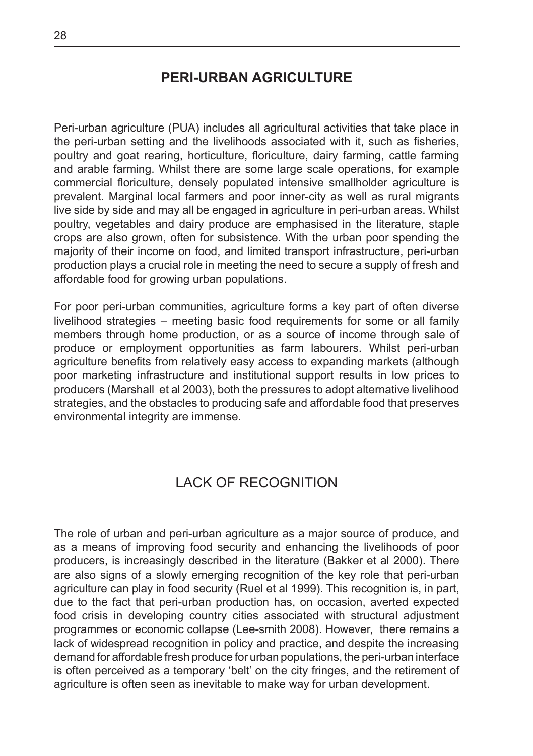## PERI-URBAN AGRICULTURE

Peri-urban agriculture (PUA) includes all agricultural activities that take place in the peri-urban setting and the livelihoods associated with it, such as fisheries, poultry and goat rearing, horticulture, floriculture, dairy farming, cattle farming and arable farming. Whilst there are some large scale operations, for example commercial floriculture, densely populated intensive smallholder agriculture is prevalent. Marginal local farmers and poor inner-city as well as rural migrants live side by side and may all be engaged in agriculture in peri-urban areas. Whilst poultry, vegetables and dairy produce are emphasised in the literature, staple crops are also grown, often for subsistence. With the urban poor spending the majority of their income on food, and limited transport infrastructure, peri-urban production plays a crucial role in meeting the need to secure a supply of fresh and affordable food for growing urban populations.

For poor peri-urban communities, agriculture forms a key part of often diverse livelihood strategies – meeting basic food requirements for some or all family members through home production, or as a source of income through sale of produce or employment opportunities as farm labourers. Whilst peri-urban agriculture benefits from relatively easy access to expanding markets (although poor marketing infrastructure and institutional support results in low prices to producers (Marshall et al 2003), both the pressures to adopt alternative livelihood strategies, and the obstacles to producing safe and affordable food that preserves environmental integrity are immense.

### LACK OF RECOGNITION

The role of urban and peri-urban agriculture as a major source of produce, and as a means of improving food security and enhancing the livelihoods of poor producers, is increasingly described in the literature (Bakker et al 2000). There are also signs of a slowly emerging recognition of the key role that peri-urban agriculture can play in food security (Ruel et al 1999). This recognition is, in part, due to the fact that peri-urban production has, on occasion, averted expected food crisis in developing country cities associated with structural adjustment programmes or economic collapse (Lee-smith 2008). However, there remains a lack of widespread recognition in policy and practice, and despite the increasing demand for affordable fresh produce for urban populations, the peri-urban interface is often perceived as a temporary 'belt' on the city fringes, and the retirement of agriculture is often seen as inevitable to make way for urban development.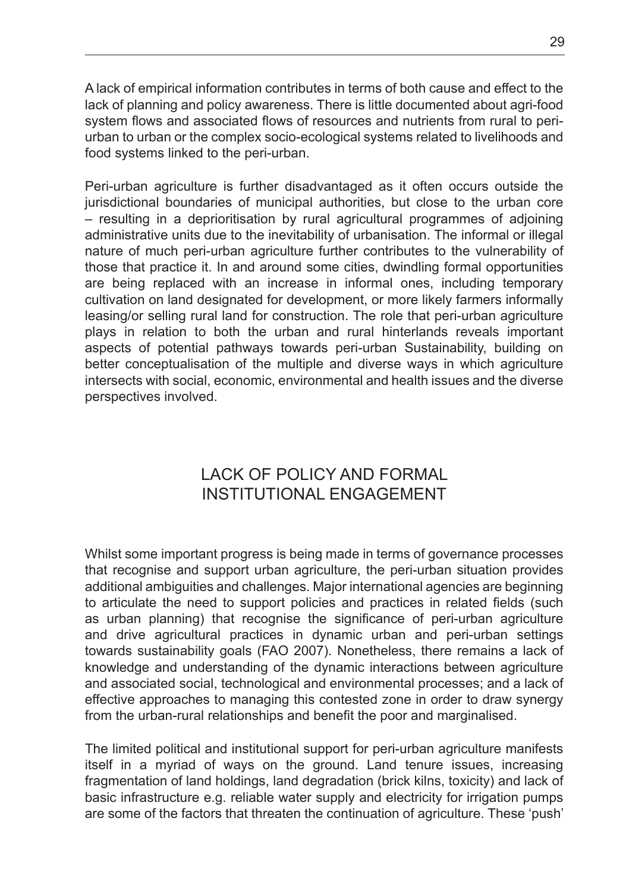A lack of empirical information contributes in terms of both cause and effect to the lack of planning and policy awareness. There is little documented about agri-food system flows and associated flows of resources and nutrients from rural to peri-urban to urban or the complex socio-ecological systems related to livelihoods and food systems linked to the peri-urban.

Peri-urban agriculture is further disadvantaged as it often occurs outside the jurisdictional boundaries of municipal authorities, but close to the urban core – resulting in a deprioritisation by rural agricultural programmes of adjoining administrative units due to the inevitability of urbanisation. The informal or illegal nature of much peri-urban agriculture further contributes to the vulnerability of those that practice it. In and around some cities, dwindling formal opportunities are being replaced with an increase in informal ones, including temporary cultivation on land designated for development, or more likely farmers informally leasing/or selling rural land for construction. The role that peri-urban agriculture plays in relation to both the urban and rural hinterlands reveals important aspects of potential pathways towards peri-urban Sustainability, building on better conceptualisation of the multiple and diverse ways in which agriculture intersects with social, economic, environmental and health issues and the diverse perspectives involved.

## LACK OF POLICY AND FORMAL INSTITUTIONAL ENGAGEMENT

Whilst some important progress is being made in terms of governance processes that recognise and support urban agriculture, the peri-urban situation provides additional ambiguities and challenges. Major international agencies are beginning to articulate the need to support policies and practices in related fields (such as urban planning) that recognise the significance of peri-urban agriculture and drive agricultural practices in dynamic urban and peri-urban settings towards sustainability goals (FAO 2007). Nonetheless, there remains a lack of knowledge and understanding of the dynamic interactions between agriculture and associated social, technological and environmental processes; and a lack of effective approaches to managing this contested zone in order to draw synergy from the urban-rural relationships and benefit the poor and marginalised.

The limited political and institutional support for peri-urban agriculture manifests itself in a myriad of ways on the ground. Land tenure issues, increasing fragmentation of land holdings, land degradation (brick kilns, toxicity) and lack of basic infrastructure e.g. reliable water supply and electricity for irrigation pumps are some of the factors that threaten the continuation of agriculture. These 'push'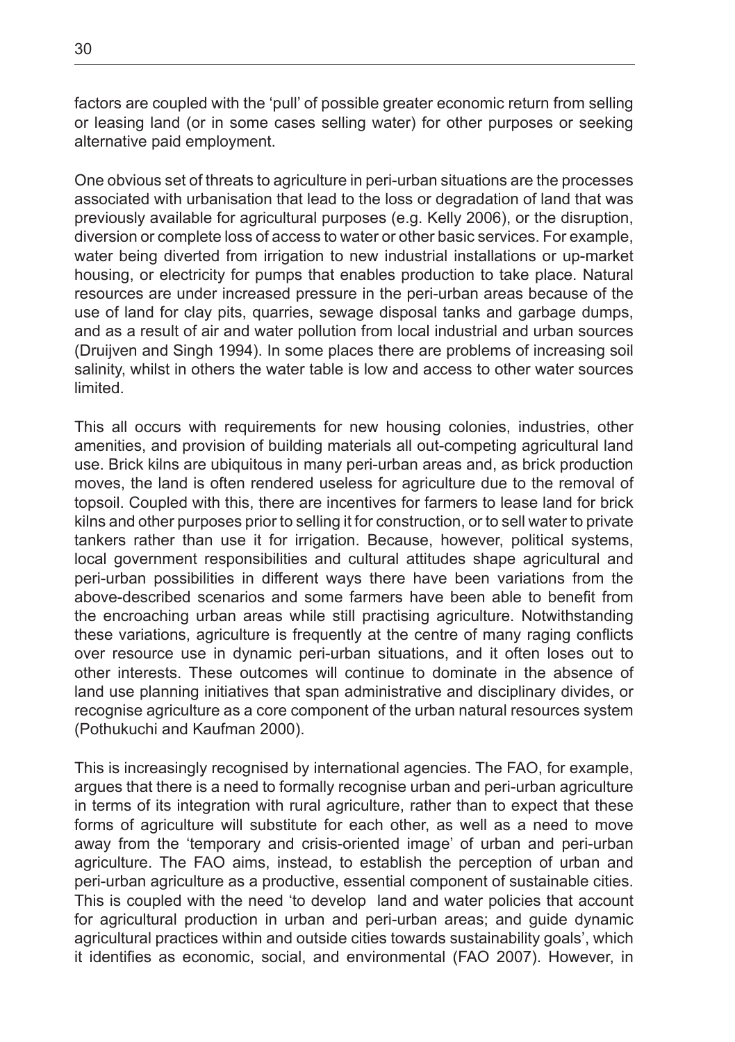factors are coupled with the 'pull' of possible greater economic return from selling or leasing land (or in some cases selling water) for other purposes or seeking alternative paid employment.

One obvious set of threats to agriculture in peri-urban situations are the processes associated with urbanisation that lead to the loss or degradation of land that was previously available for agricultural purposes (e.g. Kelly 2006), or the disruption, diversion or complete loss of access to water or other basic services. For example, water being diverted from irrigation to new industrial installations or up-market housing, or electricity for pumps that enables production to take place. Natural resources are under increased pressure in the peri-urban areas because of the use of land for clay pits, quarries, sewage disposal tanks and garbage dumps, and as a result of air and water pollution from local industrial and urban sources (Druijven and Singh 1994). In some places there are problems of increasing soil salinity, whilst in others the water table is low and access to other water sources limited.

This all occurs with requirements for new housing colonies, industries, other amenities, and provision of building materials all out-competing agricultural land use. Brick kilns are ubiquitous in many peri-urban areas and, as brick production moves, the land is often rendered useless for agriculture due to the removal of topsoil. Coupled with this, there are incentives for farmers to lease land for brick kilns and other purposes prior to selling it for construction, or to sell water to private tankers rather than use it for irrigation. Because, however, political systems, local government responsibilities and cultural attitudes shape agricultural and peri-urban possibilities in different ways there have been variations from the above-described scenarios and some farmers have been able to benefit from the encroaching urban areas while still practising agriculture. Notwithstanding these variations, agriculture is frequently at the centre of many raging conflicts over resource use in dynamic peri-urban situations, and it often loses out to other interests. These outcomes will continue to dominate in the absence of land use planning initiatives that span administrative and disciplinary divides, or recognise agriculture as a core component of the urban natural resources system (Pothukuchi and Kaufman 2000).

This is increasingly recognised by international agencies. The FAO, for example, argues that there is a need to formally recognise urban and peri-urban agriculture in terms of its integration with rural agriculture, rather than to expect that these forms of agriculture will substitute for each other, as well as a need to move away from the 'temporary and crisis-oriented image' of urban and peri-urban agriculture. The FAO aims, instead, to establish the perception of urban and peri-urban agriculture as a productive, essential component of sustainable cities. This is coupled with the need 'to develop land and water policies that account for agricultural production in urban and peri-urban areas; and guide dynamic agricultural practices within and outside cities towards sustainability goals', which it identifies as economic, social, and environmental (FAO 2007). However, in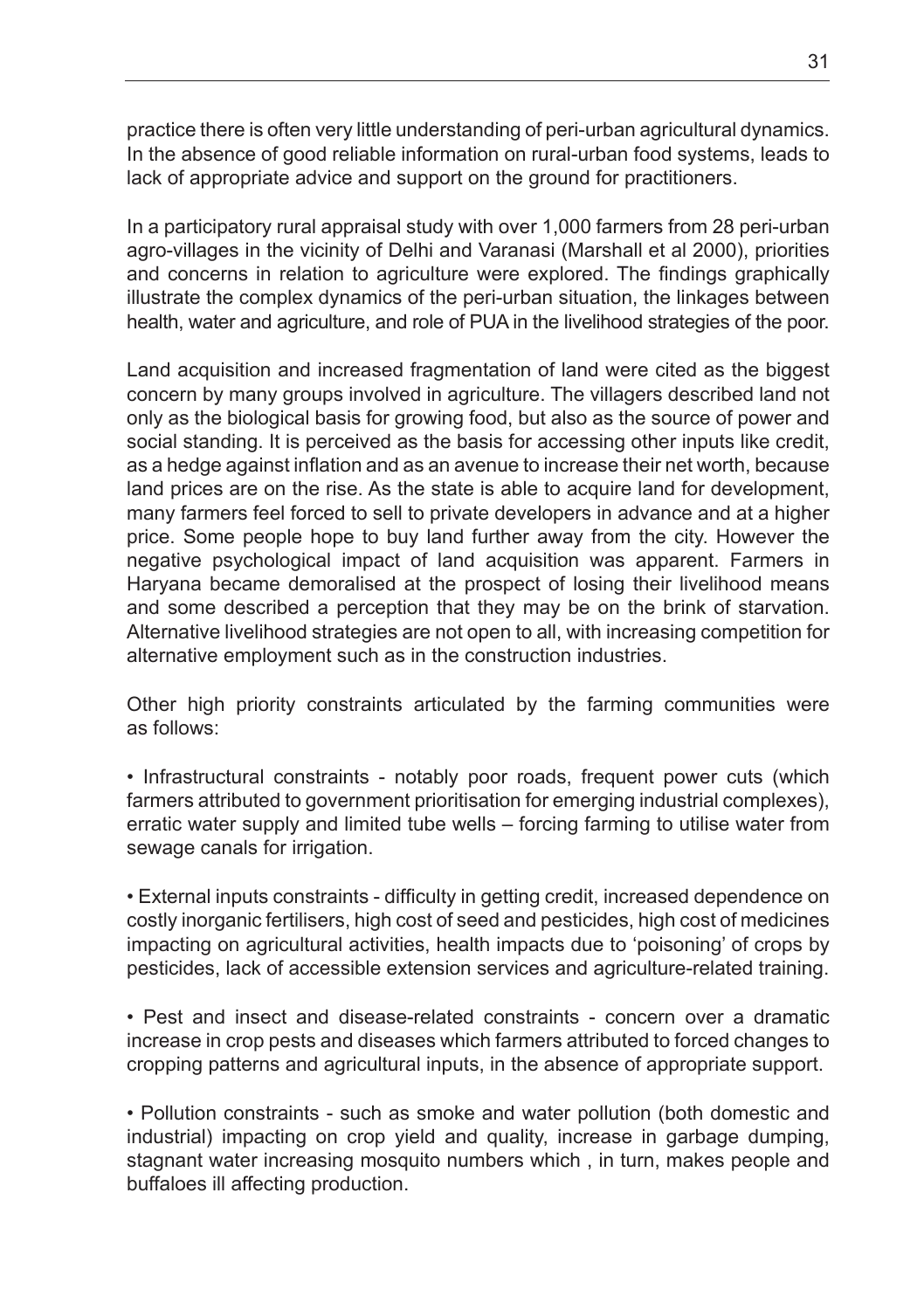practice there is often very little understanding of peri-urban agricultural dynamics. In the absence of good reliable information on rural-urban food systems, leads to lack of appropriate advice and support on the ground for practitioners.

In a participatory rural appraisal study with over 1,000 farmers from 28 peri-urban agro-villages in the vicinity of Delhi and Varanasi (Marshall et al 2000), priorities and concerns in relation to agriculture were explored. The findings graphically illustrate the complex dynamics of the peri-urban situation, the linkages between health, water and agriculture, and role of PUA in the livelihood strategies of the poor.

Land acquisition and increased fragmentation of land were cited as the biggest concern by many groups involved in agriculture. The villagers described land not only as the biological basis for growing food, but also as the source of power and social standing. It is perceived as the basis for accessing other inputs like credit, as a hedge against inflation and as an avenue to increase their net worth, because land prices are on the rise. As the state is able to acquire land for development, many farmers feel forced to sell to private developers in advance and at a higher price. Some people hope to buy land further away from the city. However the negative psychological impact of land acquisition was apparent. Farmers in Haryana became demoralised at the prospect of losing their livelihood means and some described a perception that they may be on the brink of starvation. Alternative livelihood strategies are not open to all, with increasing competition for alternative employment such as in the construction industries.

Other high priority constraints articulated by the farming communities were as follows:

• Infrastructural constraints - notably poor roads, frequent power cuts (which farmers attributed to government prioritisation for emerging industrial complexes), erratic water supply and limited tube wells – forcing farming to utilise water from sewage canals for irrigation.

• External inputs constraints - difficulty in getting credit, increased dependence on costly inorganic fertilisers, high cost of seed and pesticides, high cost of medicines impacting on agricultural activities, health impacts due to 'poisoning' of crops by pesticides, lack of accessible extension services and agriculture-related training.

• Pest and insect and disease-related constraints - concern over a dramatic increase in crop pests and diseases which farmers attributed to forced changes to cropping patterns and agricultural inputs, in the absence of appropriate support.

• Pollution constraints - such as smoke and water pollution (both domestic and industrial) impacting on crop yield and quality, increase in garbage dumping, stagnant water increasing mosquito numbers which , in turn, makes people and buffaloes ill affecting production.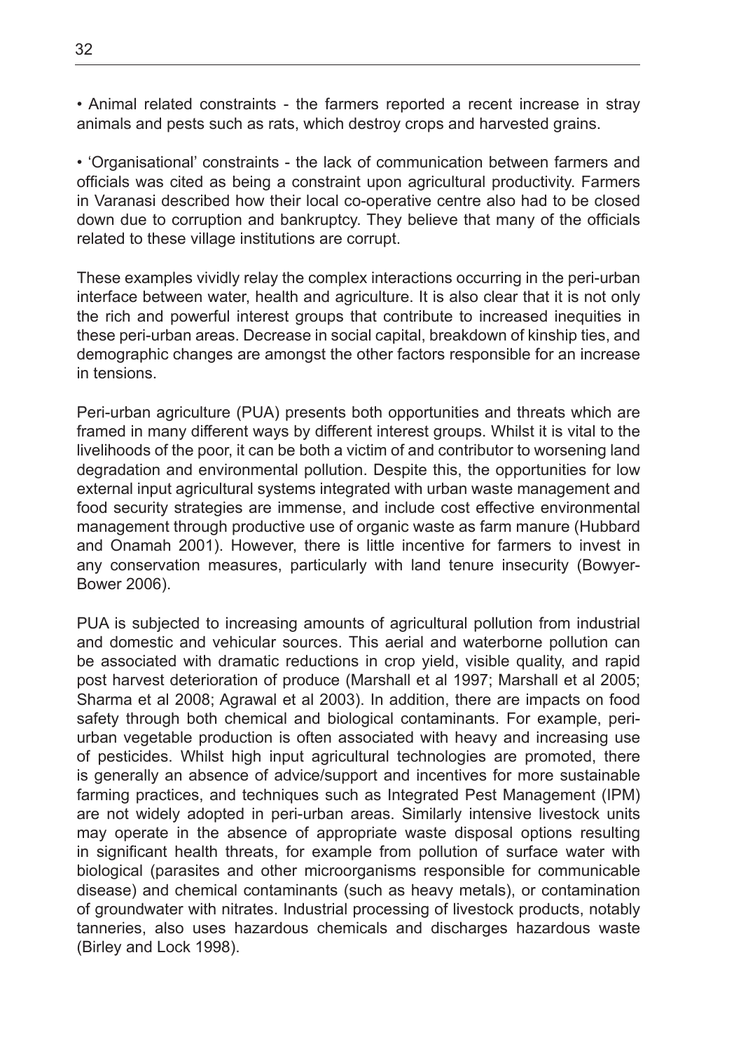- Animal related constraints - the farmers reported a recent increase in stray animals and pests such as rats, which destroy crops and harvested grains.

- 'Organisational' constraints - the lack of communication between farmers and officials was cited as being a constraint upon agricultural productivity. Farmers in Varanasi described how their local co-operative centre also had to be closed down due to corruption and bankruptcy. They believe that many of the officials related to these village institutions are corrupt.

These examples vividly relay the complex interactions occurring in the peri-urban interface between water, health and agriculture. It is also clear that it is not only the rich and powerful interest groups that contribute to increased inequities in these peri-urban areas. Decrease in social capital, breakdown of kinship ties, and demographic changes are amongst the other factors responsible for an increase in tensions.

Peri-urban agriculture (PUA) presents both opportunities and threats which are framed in many different ways by different interest groups. Whilst it is vital to the livelihoods of the poor, it can be both a victim of and contributor to worsening land degradation and environmental pollution. Despite this, the opportunities for low external input agricultural systems integrated with urban waste management and food security strategies are immense, and include cost effective environmental management through productive use of organic waste as farm manure (Hubbard and Onamah 2001). However, there is little incentive for farmers to invest in any conservation measures, particularly with land tenure insecurity (Bowyer-Bower 2006).

PUA is subjected to increasing amounts of agricultural pollution from industrial and domestic and vehicular sources. This aerial and waterborne pollution can be associated with dramatic reductions in crop yield, visible quality, and rapid post harvest deterioration of produce (Marshall et al 1997; Marshall et al 2005; Sharma et al 2008; Agrawal et al 2003). In addition, there are impacts on food safety through both chemical and biological contaminants. For example, peri-urban vegetable production is often associated with heavy and increasing use of pesticides. Whilst high input agricultural technologies are promoted, there is generally an absence of advice/support and incentives for more sustainable farming practices, and techniques such as Integrated Pest Management (IPM) are not widely adopted in peri-urban areas. Similarly intensive livestock units may operate in the absence of appropriate waste disposal options resulting in significant health threats, for example from pollution of surface water with biological (parasites and other microorganisms responsible for communicable disease) and chemical contaminants (such as heavy metals), or contamination of groundwater with nitrates. Industrial processing of livestock products, notably tanneries, also uses hazardous chemicals and discharges hazardous waste (Birley and Lock 1998).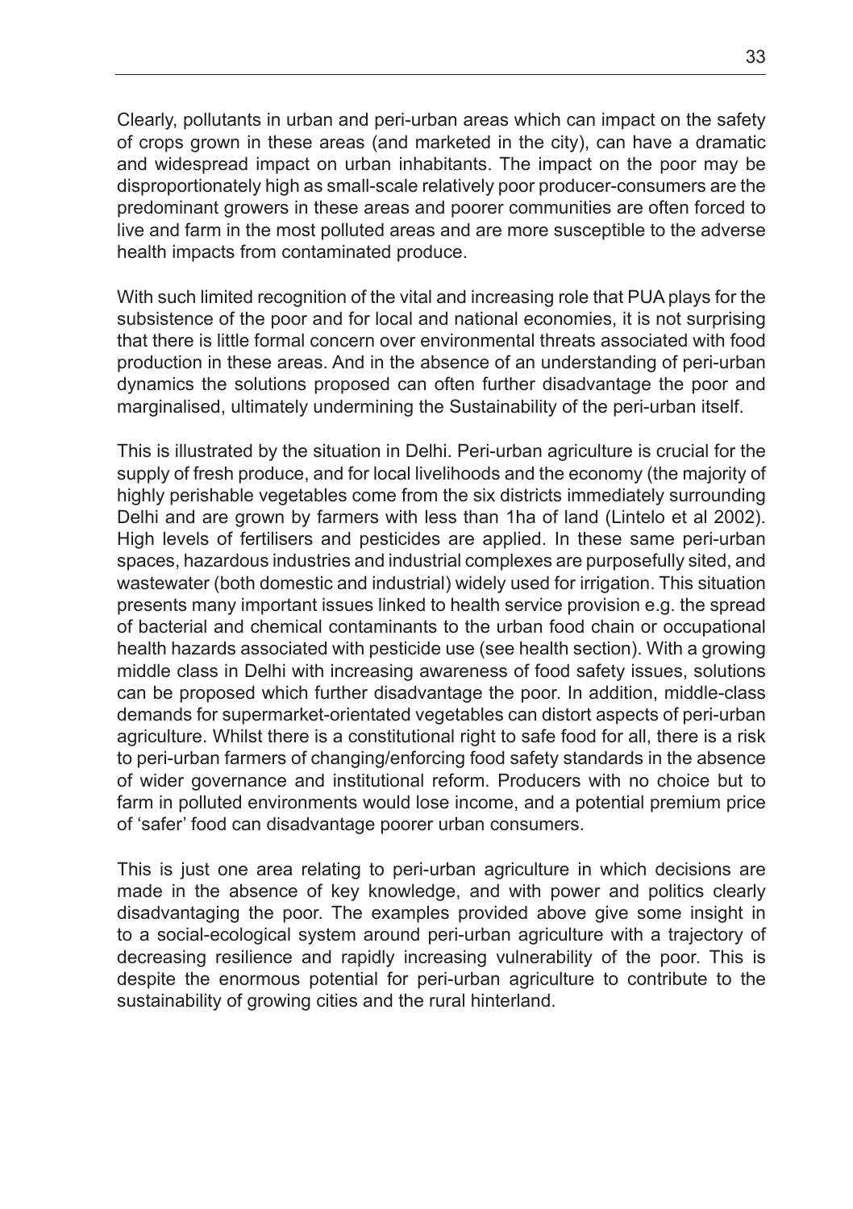Clearly, pollutants in urban and peri-urban areas which can impact on the safety of crops grown in these areas (and marketed in the city), can have a dramatic and widespread impact on urban inhabitants. The impact on the poor may be disproportionately high as small-scale relatively poor producer-consumers are the predominant growers in these areas and poorer communities are often forced to live and farm in the most polluted areas and are more susceptible to the adverse health impacts from contaminated produce.

With such limited recognition of the vital and increasing role that PUA plays for the subsistence of the poor and for local and national economies, it is not surprising that there is little formal concern over environmental threats associated with food production in these areas. And in the absence of an understanding of peri-urban dynamics the solutions proposed can often further disadvantage the poor and marginalised, ultimately undermining the Sustainability of the peri-urban itself.

This is illustrated by the situation in Delhi. Peri-urban agriculture is crucial for the supply of fresh produce, and for local livelihoods and the economy (the majority of highly perishable vegetables come from the six districts immediately surrounding Delhi and are grown by farmers with less than 1ha of land (Lintelo et al 2002). High levels of fertilisers and pesticides are applied. In these same peri-urban spaces, hazardous industries and industrial complexes are purposefully sited, and wastewater (both domestic and industrial) widely used for irrigation. This situation presents many important issues linked to health service provision e.g. the spread of bacterial and chemical contaminants to the urban food chain or occupational health hazards associated with pesticide use (see health section). With a growing middle class in Delhi with increasing awareness of food safety issues, solutions can be proposed which further disadvantage the poor. In addition, middle-class demands for supermarket-orientated vegetables can distort aspects of peri-urban agriculture. Whilst there is a constitutional right to safe food for all, there is a risk to peri-urban farmers of changing/enforcing food safety standards in the absence of wider governance and institutional reform. Producers with no choice but to farm in polluted environments would lose income, and a potential premium price of 'safer' food can disadvantage poorer urban consumers.

This is just one area relating to peri-urban agriculture in which decisions are made in the absence of key knowledge, and with power and politics clearly disadvantaging the poor. The examples provided above give some insight in to a social-ecological system around peri-urban agriculture with a trajectory of decreasing resilience and rapidly increasing vulnerability of the poor. This is despite the enormous potential for peri-urban agriculture to contribute to the sustainability of growing cities and the rural hinterland.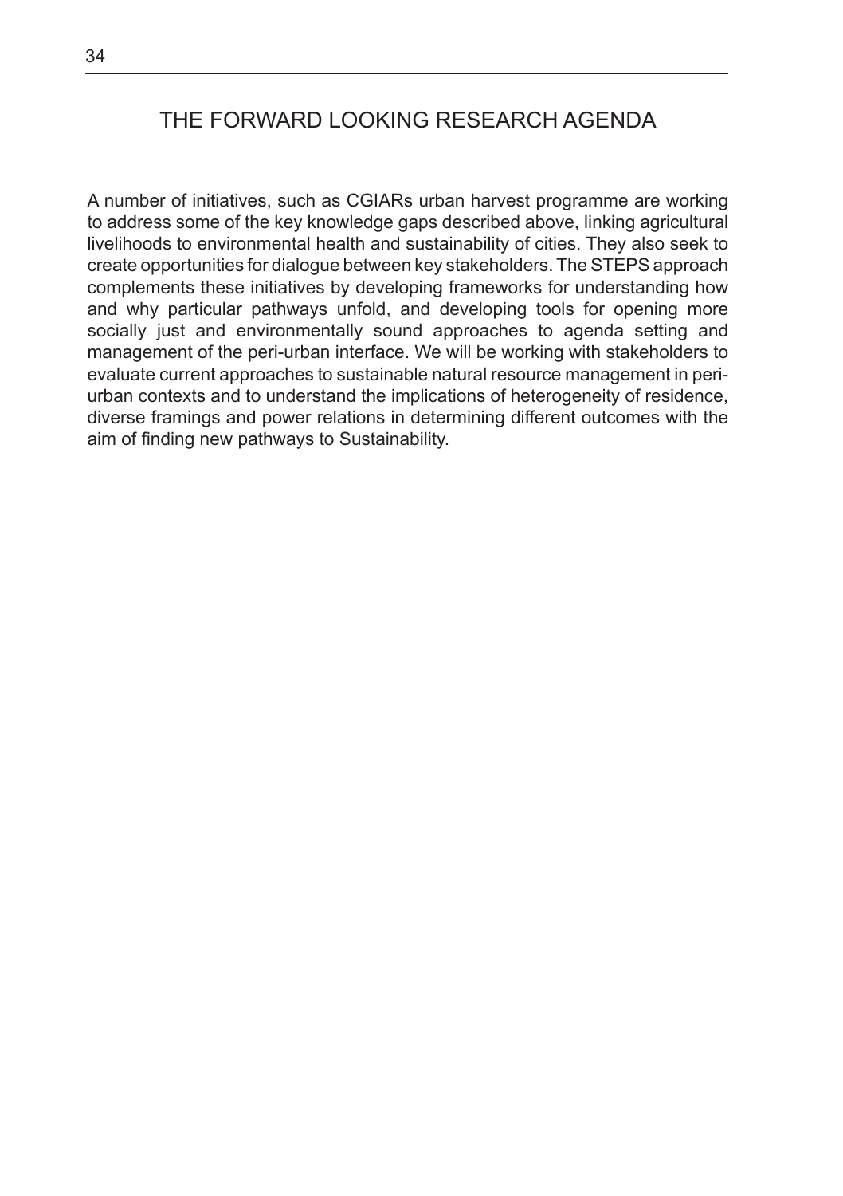## THE FORWARD LOOKING RESEARCH AGENDA

A number of initiatives, such as CGIARs urban harvest programme are working to address some of the key knowledge gaps described above, linking agricultural livelihoods to environmental health and sustainability of cities. They also seek to create opportunities for dialogue between key stakeholders. The STEPS approach complements these initiatives by developing frameworks for understanding how and why particular pathways unfold, and developing tools for opening more socially just and environmentally sound approaches to agenda setting and management of the peri-urban interface. We will be working with stakeholders to evaluate current approaches to sustainable natural resource management in peri-urban contexts and to understand the implications of heterogeneity of residence, diverse framings and power relations in determining different outcomes with the aim of finding new pathways to Sustainability.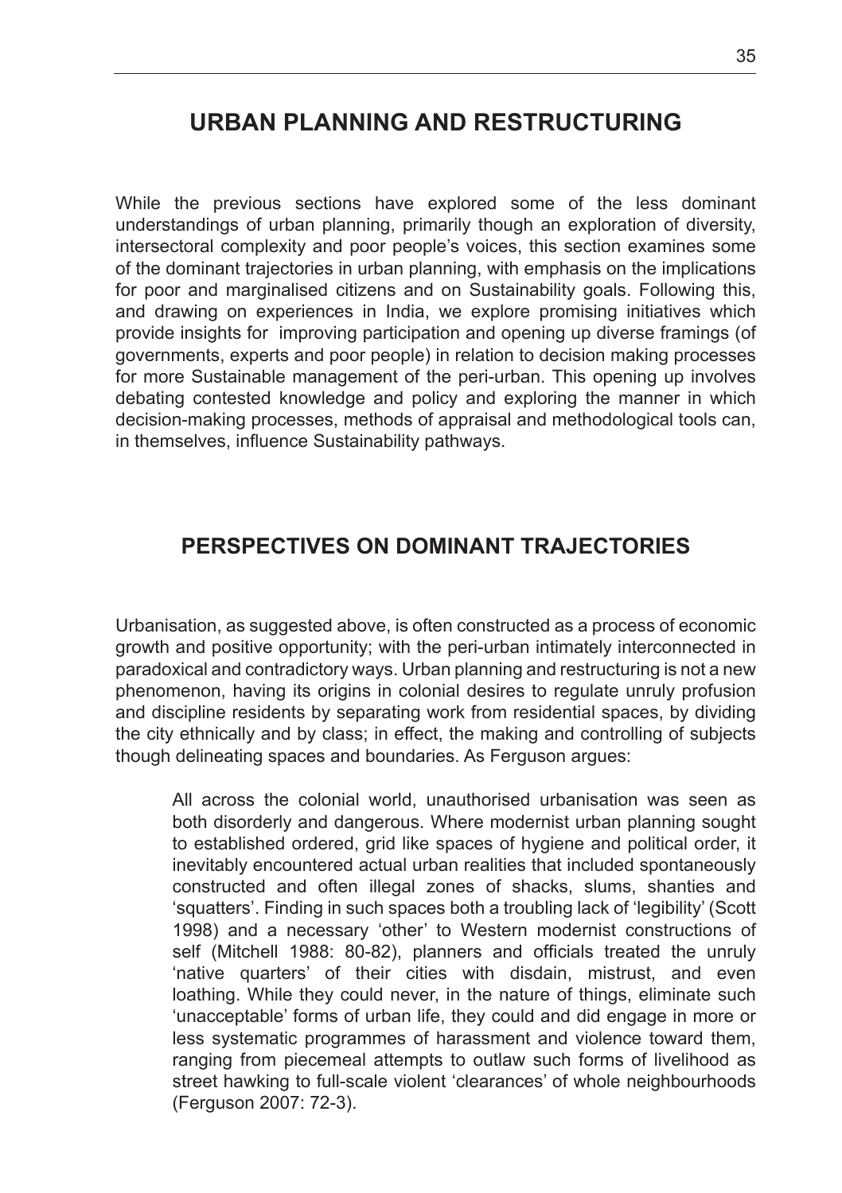## URBAN PLANNING AND RESTRUCTURING

While the previous sections have explored some of the less dominant understandings of urban planning, primarily though an exploration of diversity, intersectoral complexity and poor people's voices, this section examines some of the dominant trajectories in urban planning, with emphasis on the implications for poor and marginalised citizens and on Sustainability goals. Following this, and drawing on experiences in India, we explore promising initiatives which provide insights for improving participation and opening up diverse framings (of governments, experts and poor people) in relation to decision making processes for more Sustainable management of the peri-urban. This opening up involves debating contested knowledge and policy and exploring the manner in which decision-making processes, methods of appraisal and methodological tools can, in themselves, influence Sustainability pathways.

## PERSPECTIVES ON DOMINANT TRAJECTORIES

Urbanisation, as suggested above, is often constructed as a process of economic growth and positive opportunity; with the peri-urban intimately interconnected in paradoxical and contradictory ways. Urban planning and restructuring is not a new phenomenon, having its origins in colonial desires to regulate unruly profusion and discipline residents by separating work from residential spaces, by dividing the city ethnically and by class; in effect, the making and controlling of subjects though delineating spaces and boundaries. As Ferguson argues:

> All across the colonial world, unauthorised urbanisation was seen as both disorderly and dangerous. Where modernist urban planning sought to established ordered, grid like spaces of hygiene and political order, it inevitably encountered actual urban realities that included spontaneously constructed and often illegal zones of shacks, slums, shanties and 'squatters'. Finding in such spaces both a troubling lack of 'legibility' (Scott 1998) and a necessary 'other' to Western modernist constructions of self (Mitchell 1988: 80-82), planners and officials treated the unruly 'native quarters' of their cities with disdain, mistrust, and even loathing. While they could never, in the nature of things, eliminate such 'unacceptable' forms of urban life, they could and did engage in more or less systematic programmes of harassment and violence toward them, ranging from piecemeal attempts to outlaw such forms of livelihood as street hawking to full-scale violent 'clearances' of whole neighbourhoods (Ferguson 2007: 72-3).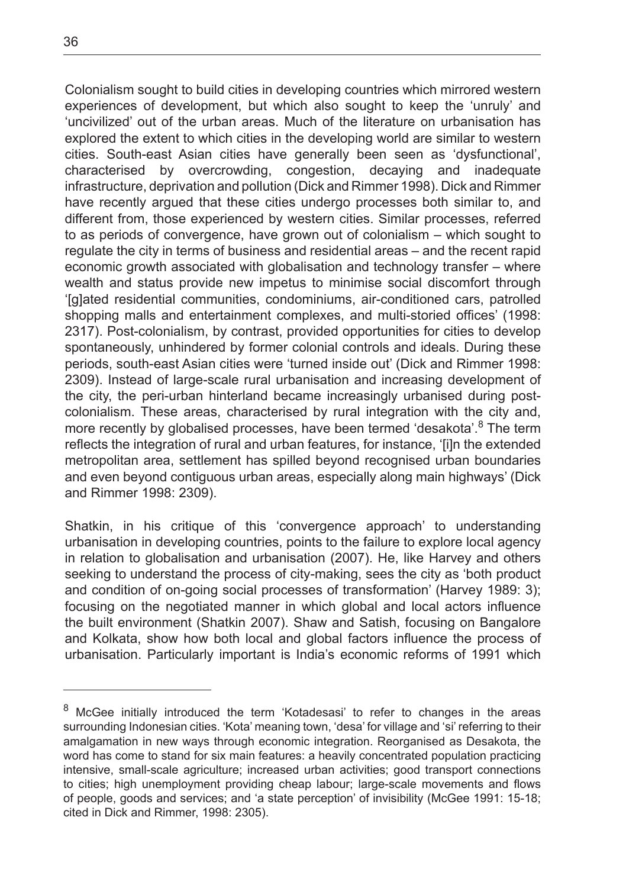Colonialism sought to build cities in developing countries which mirrored western experiences of development, but which also sought to keep the 'unruly' and 'uncivilized' out of the urban areas. Much of the literature on urbanisation has explored the extent to which cities in the developing world are similar to western cities. South-east Asian cities have generally been seen as 'dysfunctional', characterised by overcrowding, congestion, decaying and inadequate infrastructure, deprivation and pollution (Dick and Rimmer 1998). Dick and Rimmer have recently argued that these cities undergo processes both similar to, and different from, those experienced by western cities. Similar processes, referred to as periods of convergence, have grown out of colonialism – which sought to regulate the city in terms of business and residential areas – and the recent rapid economic growth associated with globalisation and technology transfer – where wealth and status provide new impetus to minimise social discomfort through '[g]ated residential communities, condominiums, air-conditioned cars, patrolled shopping malls and entertainment complexes, and multi-storied offices' (1998: 2317). Post-colonialism, by contrast, provided opportunities for cities to develop spontaneously, unhindered by former colonial controls and ideals. During these periods, south-east Asian cities were 'turned inside out' (Dick and Rimmer 1998: 2309). Instead of large-scale rural urbanisation and increasing development of the city, the peri-urban hinterland became increasingly urbanised during post-colonialism. These areas, characterised by rural integration with the city and, more recently by globalised processes, have been termed 'desakota'.[8] The term reflects the integration of rural and urban features, for instance, '[i]n the extended metropolitan area, settlement has spilled beyond recognised urban boundaries and even beyond contiguous urban areas, especially along main highways' (Dick and Rimmer 1998: 2309).

Shatkin, in his critique of this 'convergence approach' to understanding urbanisation in developing countries, points to the failure to explore local agency in relation to globalisation and urbanisation (2007). He, like Harvey and others seeking to understand the process of city-making, sees the city as 'both product and condition of on-going social processes of transformation' (Harvey 1989: 3); focusing on the negotiated manner in which global and local actors influence the built environment (Shatkin 2007). Shaw and Satish, focusing on Bangalore and Kolkata, show how both local and global factors influence the process of urbanisation. Particularly important is India's economic reforms of 1991 which

---

[8] McGee initially introduced the term 'Kotadesasi' to refer to changes in the areas surrounding Indonesian cities. 'Kota' meaning town, 'desa' for village and 'si' referring to their amalgamation in new ways through economic integration. Reorganised as Desakota, the word has come to stand for six main features: a heavily concentrated population practicing intensive, small-scale agriculture; increased urban activities; good transport connections to cities; high unemployment providing cheap labour; large-scale movements and flows of people, goods and services; and 'a state perception' of invisibility (McGee 1991: 15-18; cited in Dick and Rimmer, 1998: 2305).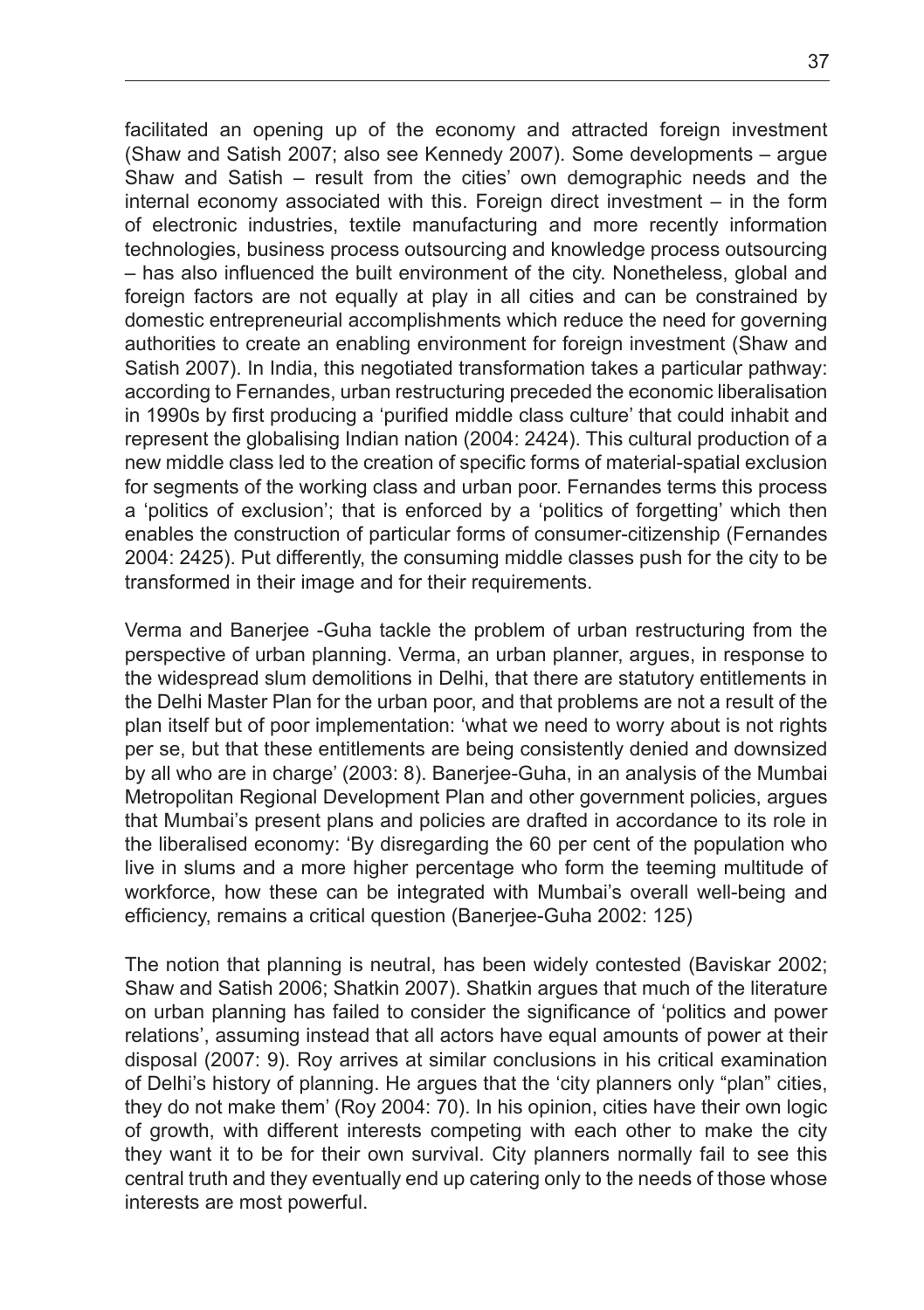facilitated an opening up of the economy and attracted foreign investment (Shaw and Satish 2007; also see Kennedy 2007). Some developments – argue Shaw and Satish – result from the cities' own demographic needs and the internal economy associated with this. Foreign direct investment – in the form of electronic industries, textile manufacturing and more recently information technologies, business process outsourcing and knowledge process outsourcing – has also influenced the built environment of the city. Nonetheless, global and foreign factors are not equally at play in all cities and can be constrained by domestic entrepreneurial accomplishments which reduce the need for governing authorities to create an enabling environment for foreign investment (Shaw and Satish 2007). In India, this negotiated transformation takes a particular pathway: according to Fernandes, urban restructuring preceded the economic liberalisation in 1990s by first producing a 'purified middle class culture' that could inhabit and represent the globalising Indian nation (2004: 2424). This cultural production of a new middle class led to the creation of specific forms of material-spatial exclusion for segments of the working class and urban poor. Fernandes terms this process a 'politics of exclusion'; that is enforced by a 'politics of forgetting' which then enables the construction of particular forms of consumer-citizenship (Fernandes 2004: 2425). Put differently, the consuming middle classes push for the city to be transformed in their image and for their requirements.

Verma and Banerjee -Guha tackle the problem of urban restructuring from the perspective of urban planning. Verma, an urban planner, argues, in response to the widespread slum demolitions in Delhi, that there are statutory entitlements in the Delhi Master Plan for the urban poor, and that problems are not a result of the plan itself but of poor implementation: 'what we need to worry about is not rights per se, but that these entitlements are being consistently denied and downsized by all who are in charge' (2003: 8). Banerjee-Guha, in an analysis of the Mumbai Metropolitan Regional Development Plan and other government policies, argues that Mumbai's present plans and policies are drafted in accordance to its role in the liberalised economy: 'By disregarding the 60 per cent of the population who live in slums and a more higher percentage who form the teeming multitude of workforce, how these can be integrated with Mumbai's overall well-being and efficiency, remains a critical question (Banerjee-Guha 2002: 125)

The notion that planning is neutral, has been widely contested (Baviskar 2002; Shaw and Satish 2006; Shatkin 2007). Shatkin argues that much of the literature on urban planning has failed to consider the significance of 'politics and power relations', assuming instead that all actors have equal amounts of power at their disposal (2007: 9). Roy arrives at similar conclusions in his critical examination of Delhi's history of planning. He argues that the 'city planners only "plan" cities, they do not make them' (Roy 2004: 70). In his opinion, cities have their own logic of growth, with different interests competing with each other to make the city they want it to be for their own survival. City planners normally fail to see this central truth and they eventually end up catering only to the needs of those whose interests are most powerful.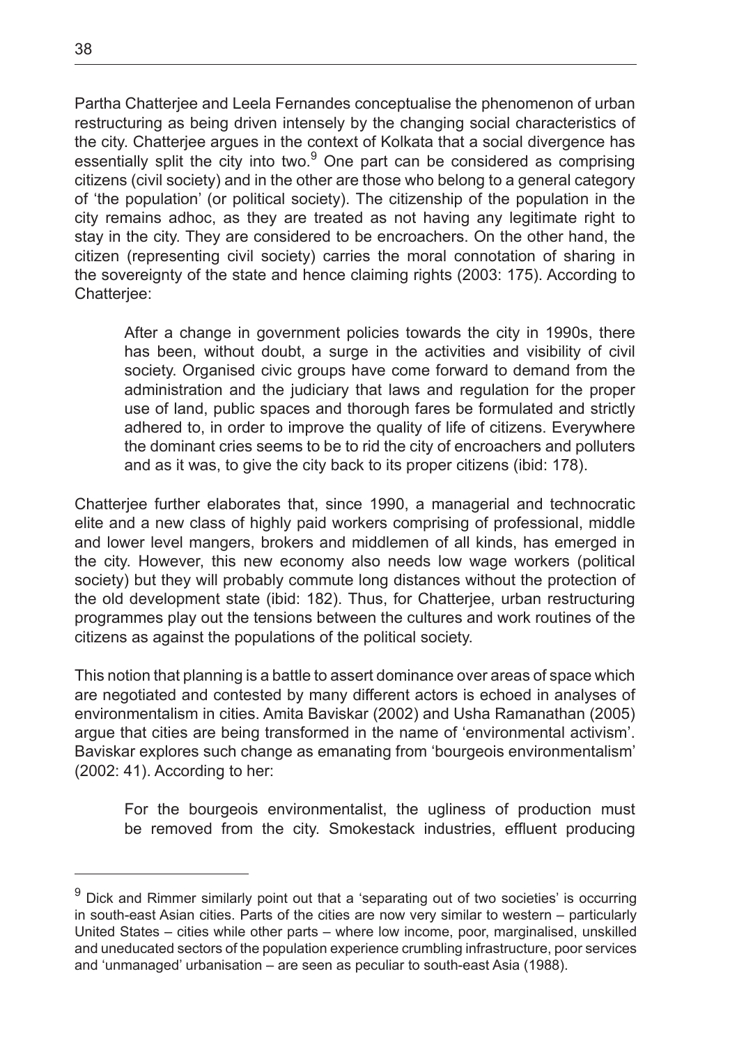Partha Chatterjee and Leela Fernandes conceptualise the phenomenon of urban restructuring as being driven intensely by the changing social characteristics of the city. Chatterjee argues in the context of Kolkata that a social divergence has essentially split the city into two.[9] One part can be considered as comprising citizens (civil society) and in the other are those who belong to a general category of 'the population' (or political society). The citizenship of the population in the city remains adhoc, as they are treated as not having any legitimate right to stay in the city. They are considered to be encroachers. On the other hand, the citizen (representing civil society) carries the moral connotation of sharing in the sovereignty of the state and hence claiming rights (2003: 175). According to Chatterjee:

> After a change in government policies towards the city in 1990s, there has been, without doubt, a surge in the activities and visibility of civil society. Organised civic groups have come forward to demand from the administration and the judiciary that laws and regulation for the proper use of land, public spaces and thorough fares be formulated and strictly adhered to, in order to improve the quality of life of citizens. Everywhere the dominant cries seems to be to rid the city of encroachers and polluters and as it was, to give the city back to its proper citizens (ibid: 178).

Chatterjee further elaborates that, since 1990, a managerial and technocratic elite and a new class of highly paid workers comprising of professional, middle and lower level mangers, brokers and middlemen of all kinds, has emerged in the city. However, this new economy also needs low wage workers (political society) but they will probably commute long distances without the protection of the old development state (ibid: 182). Thus, for Chatterjee, urban restructuring programmes play out the tensions between the cultures and work routines of the citizens as against the populations of the political society.

This notion that planning is a battle to assert dominance over areas of space which are negotiated and contested by many different actors is echoed in analyses of environmentalism in cities. Amita Baviskar (2002) and Usha Ramanathan (2005) argue that cities are being transformed in the name of 'environmental activism'. Baviskar explores such change as emanating from 'bourgeois environmentalism' (2002: 41). According to her:

> For the bourgeois environmentalist, the ugliness of production must be removed from the city. Smokestack industries, effluent producing

---

[9] Dick and Rimmer similarly point out that a 'separating out of two societies' is occurring in south-east Asian cities. Parts of the cities are now very similar to western – particularly United States – cities while other parts – where low income, poor, marginalised, unskilled and uneducated sectors of the population experience crumbling infrastructure, poor services and 'unmanaged' urbanisation – are seen as peculiar to south-east Asia (1988).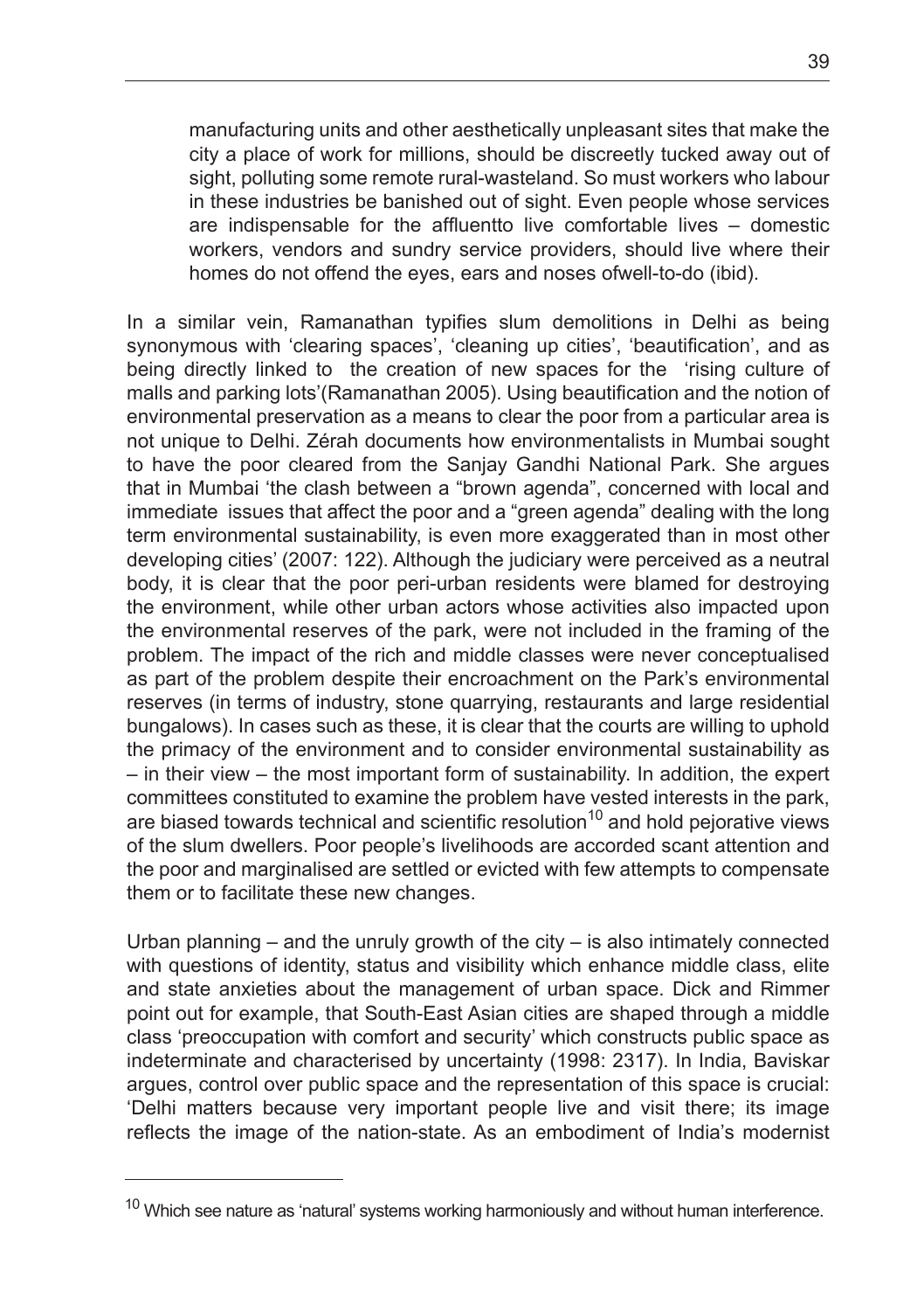> manufacturing units and other aesthetically unpleasant sites that make the city a place of work for millions, should be discreetly tucked away out of sight, polluting some remote rural-wasteland. So must workers who labour in these industries be banished out of sight. Even people whose services are indispensable for the affluentto live comfortable lives – domestic workers, vendors and sundry service providers, should live where their homes do not offend the eyes, ears and noses ofwell-to-do (ibid).

In a similar vein, Ramanathan typifies slum demolitions in Delhi as being synonymous with 'clearing spaces', 'cleaning up cities', 'beautification', and as being directly linked to the creation of new spaces for the 'rising culture of malls and parking lots'(Ramanathan 2005). Using beautification and the notion of environmental preservation as a means to clear the poor from a particular area is not unique to Delhi. Zérah documents how environmentalists in Mumbai sought to have the poor cleared from the Sanjay Gandhi National Park. She argues that in Mumbai 'the clash between a "brown agenda", concerned with local and immediate issues that affect the poor and a "green agenda" dealing with the long term environmental sustainability, is even more exaggerated than in most other developing cities' (2007: 122). Although the judiciary were perceived as a neutral body, it is clear that the poor peri-urban residents were blamed for destroying the environment, while other urban actors whose activities also impacted upon the environmental reserves of the park, were not included in the framing of the problem. The impact of the rich and middle classes were never conceptualised as part of the problem despite their encroachment on the Park's environmental reserves (in terms of industry, stone quarrying, restaurants and large residential bungalows). In cases such as these, it is clear that the courts are willing to uphold the primacy of the environment and to consider environmental sustainability as – in their view – the most important form of sustainability. In addition, the expert committees constituted to examine the problem have vested interests in the park, are biased towards technical and scientific resolution[10] and hold pejorative views of the slum dwellers. Poor people's livelihoods are accorded scant attention and the poor and marginalised are settled or evicted with few attempts to compensate them or to facilitate these new changes.

Urban planning – and the unruly growth of the city – is also intimately connected with questions of identity, status and visibility which enhance middle class, elite and state anxieties about the management of urban space. Dick and Rimmer point out for example, that South-East Asian cities are shaped through a middle class 'preoccupation with comfort and security' which constructs public space as indeterminate and characterised by uncertainty (1998: 2317). In India, Baviskar argues, control over public space and the representation of this space is crucial: 'Delhi matters because very important people live and visit there; its image reflects the image of the nation-state. As an embodiment of India's modernist

---

[10] Which see nature as 'natural' systems working harmoniously and without human interference.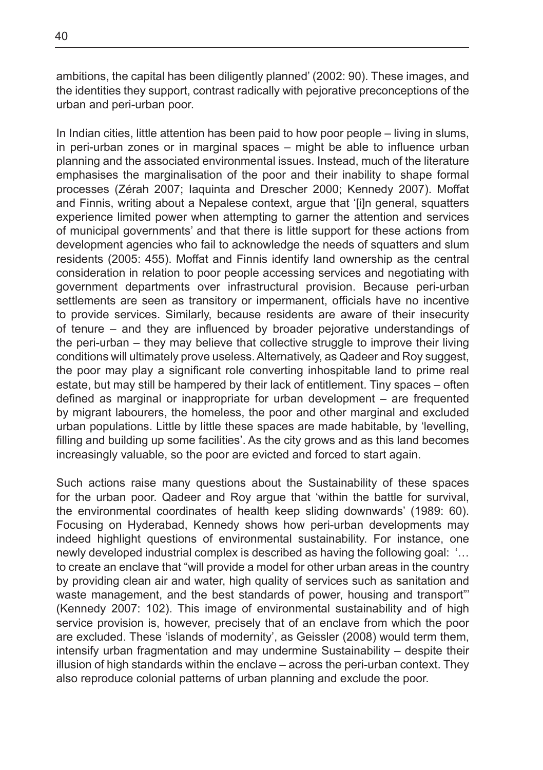ambitions, the capital has been diligently planned' (2002: 90). These images, and the identities they support, contrast radically with pejorative preconceptions of the urban and peri-urban poor.

In Indian cities, little attention has been paid to how poor people – living in slums, in peri-urban zones or in marginal spaces – might be able to influence urban planning and the associated environmental issues. Instead, much of the literature emphasises the marginalisation of the poor and their inability to shape formal processes (Zérah 2007; Iaquinta and Drescher 2000; Kennedy 2007). Moffat and Finnis, writing about a Nepalese context, argue that '[i]n general, squatters experience limited power when attempting to garner the attention and services of municipal governments' and that there is little support for these actions from development agencies who fail to acknowledge the needs of squatters and slum residents (2005: 455). Moffat and Finnis identify land ownership as the central consideration in relation to poor people accessing services and negotiating with government departments over infrastructural provision. Because peri-urban settlements are seen as transitory or impermanent, officials have no incentive to provide services. Similarly, because residents are aware of their insecurity of tenure – and they are influenced by broader pejorative understandings of the peri-urban – they may believe that collective struggle to improve their living conditions will ultimately prove useless. Alternatively, as Qadeer and Roy suggest, the poor may play a significant role converting inhospitable land to prime real estate, but may still be hampered by their lack of entitlement. Tiny spaces – often defined as marginal or inappropriate for urban development – are frequented by migrant labourers, the homeless, the poor and other marginal and excluded urban populations. Little by little these spaces are made habitable, by 'levelling, filling and building up some facilities'. As the city grows and as this land becomes increasingly valuable, so the poor are evicted and forced to start again.

Such actions raise many questions about the Sustainability of these spaces for the urban poor. Qadeer and Roy argue that 'within the battle for survival, the environmental coordinates of health keep sliding downwards' (1989: 60). Focusing on Hyderabad, Kennedy shows how peri-urban developments may indeed highlight questions of environmental sustainability. For instance, one newly developed industrial complex is described as having the following goal: '… to create an enclave that "will provide a model for other urban areas in the country by providing clean air and water, high quality of services such as sanitation and waste management, and the best standards of power, housing and transport"' (Kennedy 2007: 102). This image of environmental sustainability and of high service provision is, however, precisely that of an enclave from which the poor are excluded. These 'islands of modernity', as Geissler (2008) would term them, intensify urban fragmentation and may undermine Sustainability – despite their illusion of high standards within the enclave – across the peri-urban context. They also reproduce colonial patterns of urban planning and exclude the poor.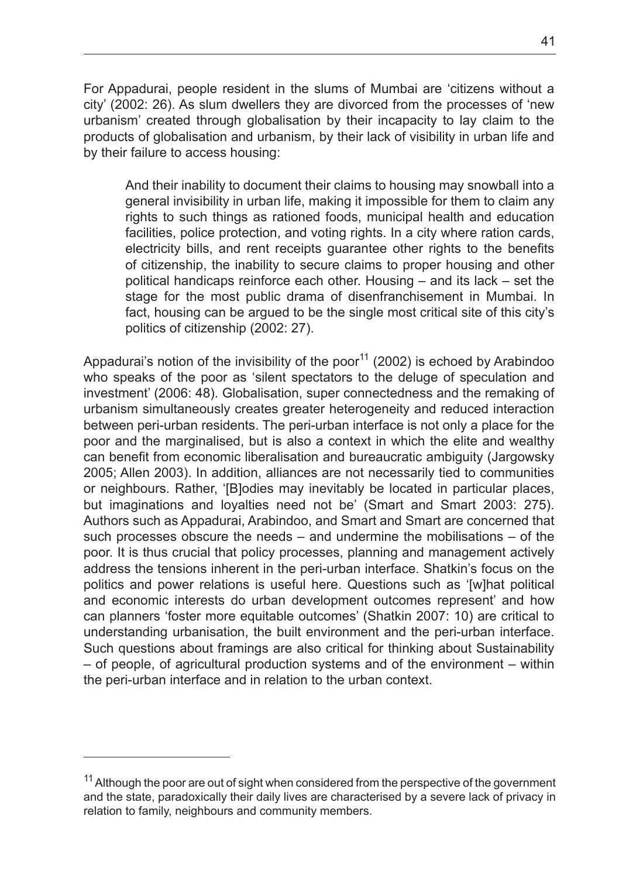For Appadurai, people resident in the slums of Mumbai are 'citizens without a city' (2002: 26). As slum dwellers they are divorced from the processes of 'new urbanism' created through globalisation by their incapacity to lay claim to the products of globalisation and urbanism, by their lack of visibility in urban life and by their failure to access housing:

> And their inability to document their claims to housing may snowball into a general invisibility in urban life, making it impossible for them to claim any rights to such things as rationed foods, municipal health and education facilities, police protection, and voting rights. In a city where ration cards, electricity bills, and rent receipts guarantee other rights to the benefits of citizenship, the inability to secure claims to proper housing and other political handicaps reinforce each other. Housing – and its lack – set the stage for the most public drama of disenfranchisement in Mumbai. In fact, housing can be argued to be the single most critical site of this city's politics of citizenship (2002: 27).

Appadurai's notion of the invisibility of the poor[11] (2002) is echoed by Arabindoo who speaks of the poor as 'silent spectators to the deluge of speculation and investment' (2006: 48). Globalisation, super connectedness and the remaking of urbanism simultaneously creates greater heterogeneity and reduced interaction between peri-urban residents. The peri-urban interface is not only a place for the poor and the marginalised, but is also a context in which the elite and wealthy can benefit from economic liberalisation and bureaucratic ambiguity (Jargowsky 2005; Allen 2003). In addition, alliances are not necessarily tied to communities or neighbours. Rather, '[B]odies may inevitably be located in particular places, but imaginations and loyalties need not be' (Smart and Smart 2003: 275). Authors such as Appadurai, Arabindoo, and Smart and Smart are concerned that such processes obscure the needs – and undermine the mobilisations – of the poor. It is thus crucial that policy processes, planning and management actively address the tensions inherent in the peri-urban interface. Shatkin's focus on the politics and power relations is useful here. Questions such as '[w]hat political and economic interests do urban development outcomes represent' and how can planners 'foster more equitable outcomes' (Shatkin 2007: 10) are critical to understanding urbanisation, the built environment and the peri-urban interface. Such questions about framings are also critical for thinking about Sustainability – of people, of agricultural production systems and of the environment – within the peri-urban interface and in relation to the urban context.

[11] Although the poor are out of sight when considered from the perspective of the government and the state, paradoxically their daily lives are characterised by a severe lack of privacy in relation to family, neighbours and community members.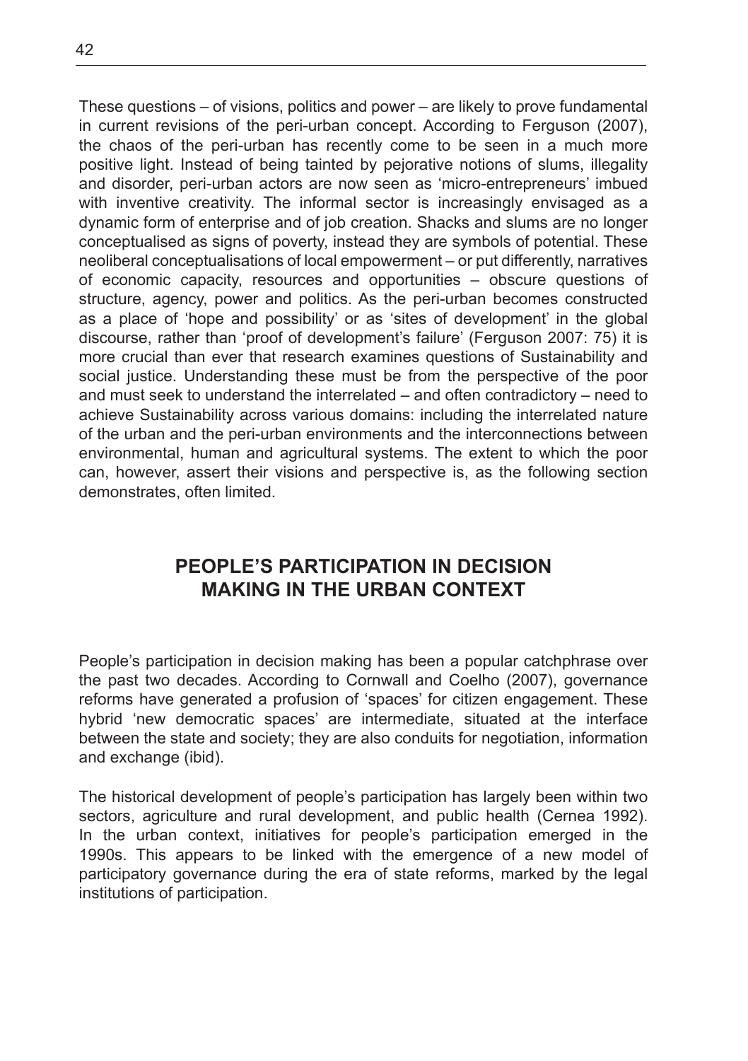These questions – of visions, politics and power – are likely to prove fundamental in current revisions of the peri-urban concept. According to Ferguson (2007), the chaos of the peri-urban has recently come to be seen in a much more positive light. Instead of being tainted by pejorative notions of slums, illegality and disorder, peri-urban actors are now seen as 'micro-entrepreneurs' imbued with inventive creativity. The informal sector is increasingly envisaged as a dynamic form of enterprise and of job creation. Shacks and slums are no longer conceptualised as signs of poverty, instead they are symbols of potential. These neoliberal conceptualisations of local empowerment – or put differently, narratives of economic capacity, resources and opportunities – obscure questions of structure, agency, power and politics. As the peri-urban becomes constructed as a place of 'hope and possibility' or as 'sites of development' in the global discourse, rather than 'proof of development's failure' (Ferguson 2007: 75) it is more crucial than ever that research examines questions of Sustainability and social justice. Understanding these must be from the perspective of the poor and must seek to understand the interrelated – and often contradictory – need to achieve Sustainability across various domains: including the interrelated nature of the urban and the peri-urban environments and the interconnections between environmental, human and agricultural systems. The extent to which the poor can, however, assert their visions and perspective is, as the following section demonstrates, often limited.

## PEOPLE'S PARTICIPATION IN DECISION MAKING IN THE URBAN CONTEXT

People's participation in decision making has been a popular catchphrase over the past two decades. According to Cornwall and Coelho (2007), governance reforms have generated a profusion of 'spaces' for citizen engagement. These hybrid 'new democratic spaces' are intermediate, situated at the interface between the state and society; they are also conduits for negotiation, information and exchange (ibid).

The historical development of people's participation has largely been within two sectors, agriculture and rural development, and public health (Cernea 1992). In the urban context, initiatives for people's participation emerged in the 1990s. This appears to be linked with the emergence of a new model of participatory governance during the era of state reforms, marked by the legal institutions of participation.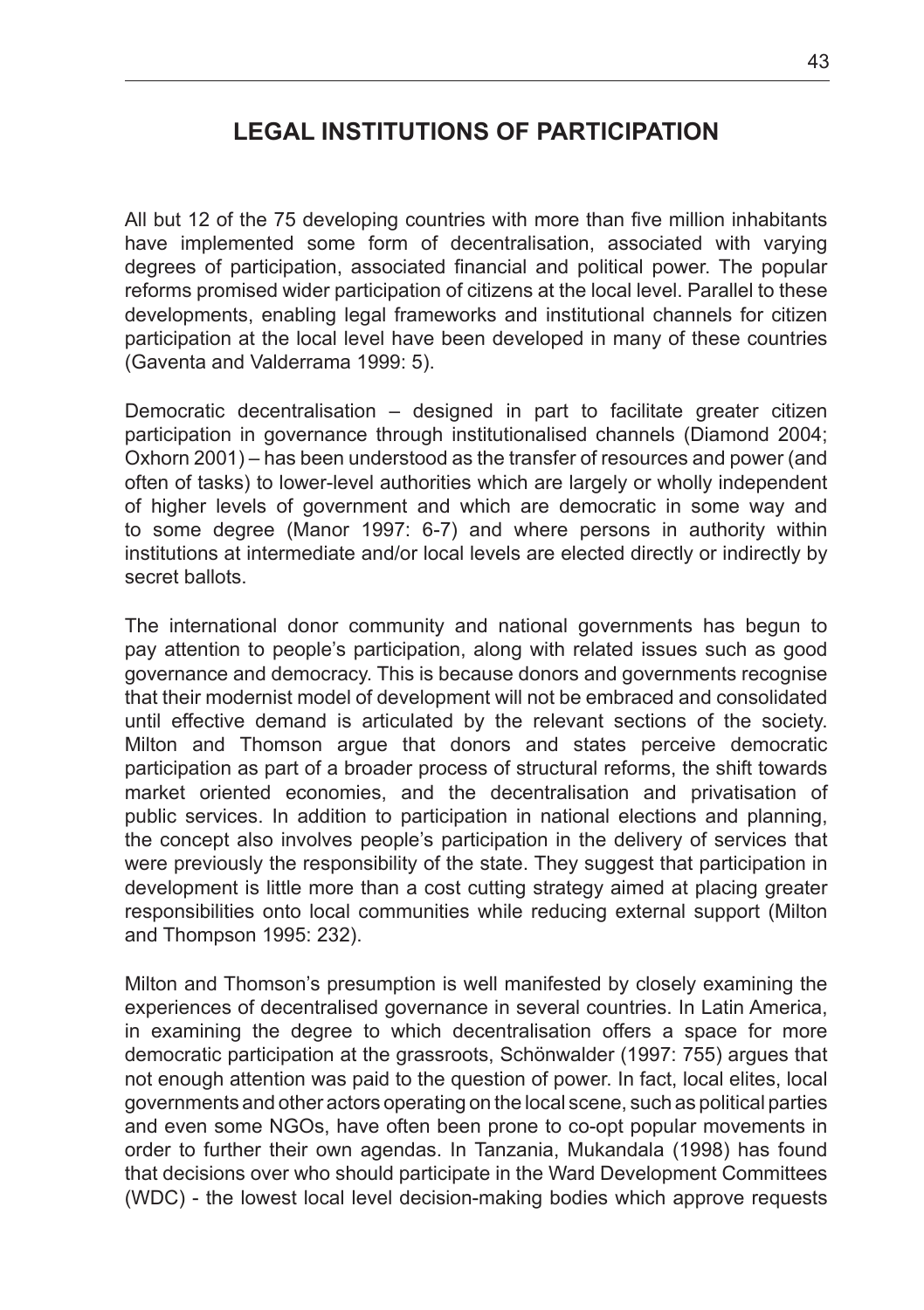## LEGAL INSTITUTIONS OF PARTICIPATION

All but 12 of the 75 developing countries with more than five million inhabitants have implemented some form of decentralisation, associated with varying degrees of participation, associated financial and political power. The popular reforms promised wider participation of citizens at the local level. Parallel to these developments, enabling legal frameworks and institutional channels for citizen participation at the local level have been developed in many of these countries (Gaventa and Valderrama 1999: 5).

Democratic decentralisation – designed in part to facilitate greater citizen participation in governance through institutionalised channels (Diamond 2004; Oxhorn 2001) – has been understood as the transfer of resources and power (and often of tasks) to lower-level authorities which are largely or wholly independent of higher levels of government and which are democratic in some way and to some degree (Manor 1997: 6-7) and where persons in authority within institutions at intermediate and/or local levels are elected directly or indirectly by secret ballots.

The international donor community and national governments has begun to pay attention to people's participation, along with related issues such as good governance and democracy. This is because donors and governments recognise that their modernist model of development will not be embraced and consolidated until effective demand is articulated by the relevant sections of the society. Milton and Thomson argue that donors and states perceive democratic participation as part of a broader process of structural reforms, the shift towards market oriented economies, and the decentralisation and privatisation of public services. In addition to participation in national elections and planning, the concept also involves people's participation in the delivery of services that were previously the responsibility of the state. They suggest that participation in development is little more than a cost cutting strategy aimed at placing greater responsibilities onto local communities while reducing external support (Milton and Thompson 1995: 232).

Milton and Thomson's presumption is well manifested by closely examining the experiences of decentralised governance in several countries. In Latin America, in examining the degree to which decentralisation offers a space for more democratic participation at the grassroots, Schönwalder (1997: 755) argues that not enough attention was paid to the question of power. In fact, local elites, local governments and other actors operating on the local scene, such as political parties and even some NGOs, have often been prone to co-opt popular movements in order to further their own agendas. In Tanzania, Mukandala (1998) has found that decisions over who should participate in the Ward Development Committees (WDC) - the lowest local level decision-making bodies which approve requests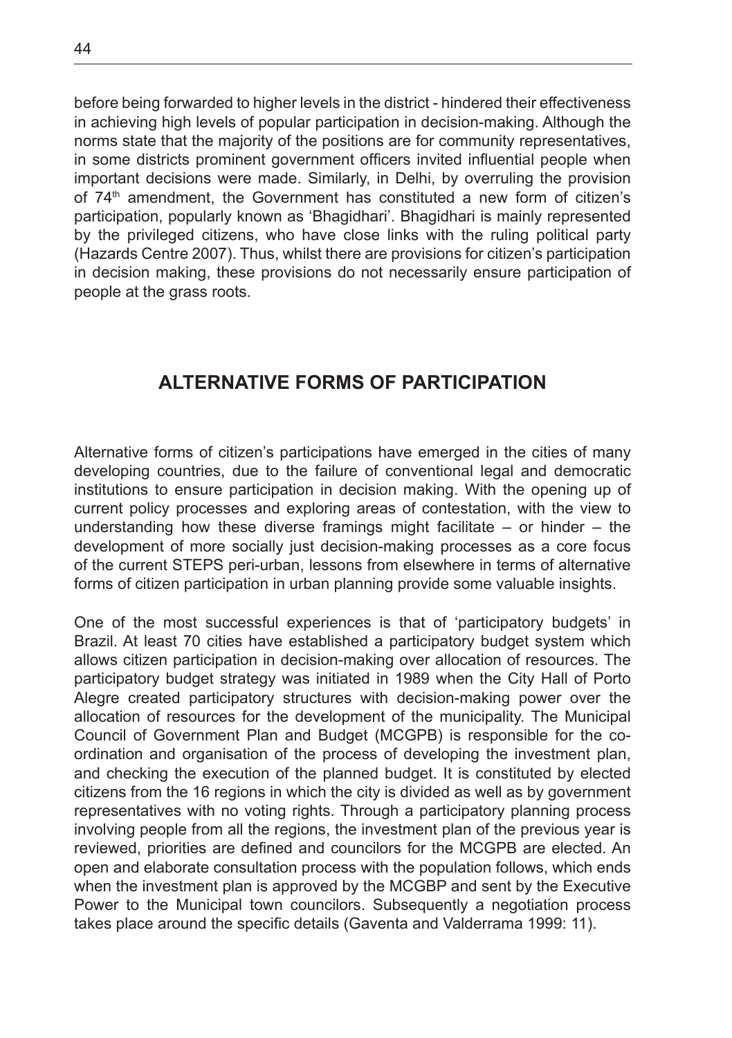before being forwarded to higher levels in the district - hindered their effectiveness in achieving high levels of popular participation in decision-making. Although the norms state that the majority of the positions are for community representatives, in some districts prominent government officers invited influential people when important decisions were made. Similarly, in Delhi, by overruling the provision of 74th amendment, the Government has constituted a new form of citizen's participation, popularly known as 'Bhagidhari'. Bhagidhari is mainly represented by the privileged citizens, who have close links with the ruling political party (Hazards Centre 2007). Thus, whilst there are provisions for citizen's participation in decision making, these provisions do not necessarily ensure participation of people at the grass roots.

## ALTERNATIVE FORMS OF PARTICIPATION

Alternative forms of citizen's participations have emerged in the cities of many developing countries, due to the failure of conventional legal and democratic institutions to ensure participation in decision making. With the opening up of current policy processes and exploring areas of contestation, with the view to understanding how these diverse framings might facilitate – or hinder – the development of more socially just decision-making processes as a core focus of the current STEPS peri-urban, lessons from elsewhere in terms of alternative forms of citizen participation in urban planning provide some valuable insights.

One of the most successful experiences is that of 'participatory budgets' in Brazil. At least 70 cities have established a participatory budget system which allows citizen participation in decision-making over allocation of resources. The participatory budget strategy was initiated in 1989 when the City Hall of Porto Alegre created participatory structures with decision-making power over the allocation of resources for the development of the municipality. The Municipal Council of Government Plan and Budget (MCGPB) is responsible for the co-ordination and organisation of the process of developing the investment plan, and checking the execution of the planned budget. It is constituted by elected citizens from the 16 regions in which the city is divided as well as by government representatives with no voting rights. Through a participatory planning process involving people from all the regions, the investment plan of the previous year is reviewed, priorities are defined and councilors for the MCGPB are elected. An open and elaborate consultation process with the population follows, which ends when the investment plan is approved by the MCGBP and sent by the Executive Power to the Municipal town councilors. Subsequently a negotiation process takes place around the specific details (Gaventa and Valderrama 1999: 11).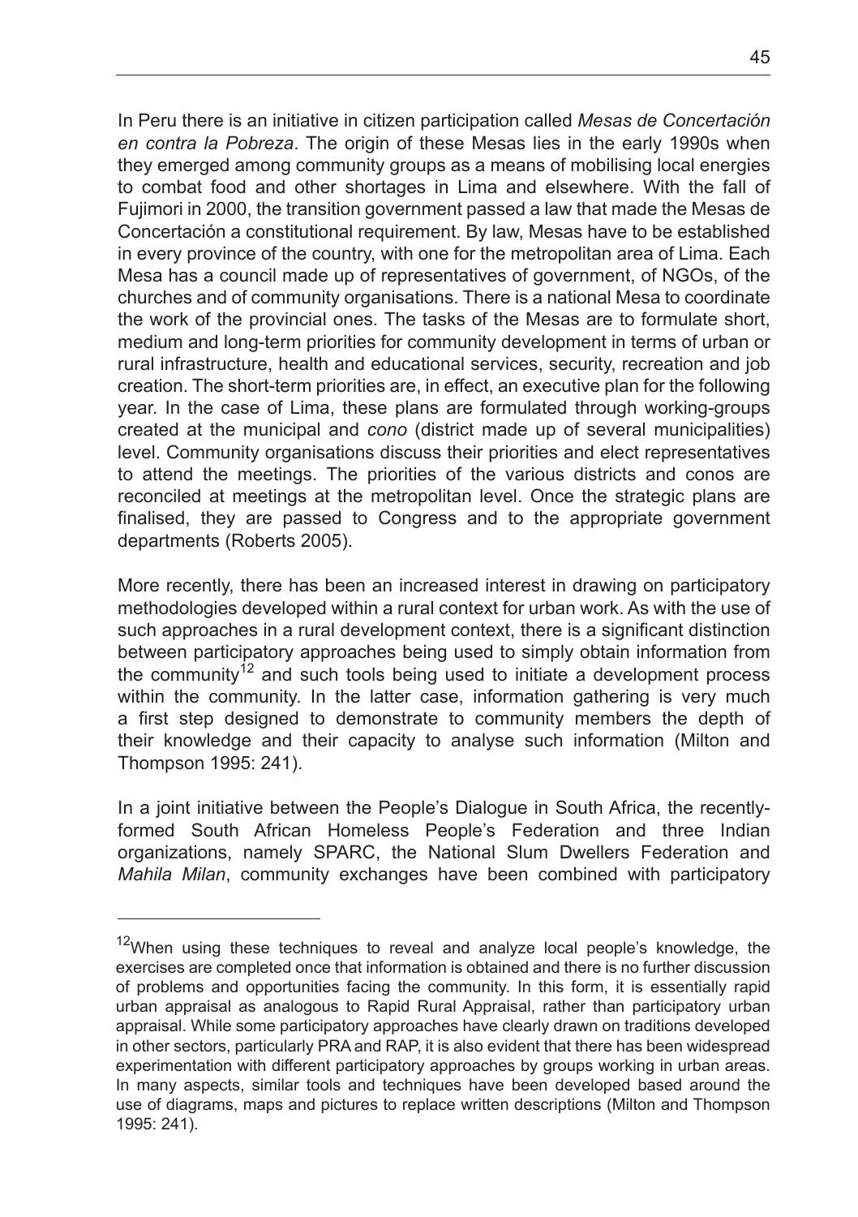In Peru there is an initiative in citizen participation called *Mesas de Concertación en contra la Pobreza*. The origin of these Mesas lies in the early 1990s when they emerged among community groups as a means of mobilising local energies to combat food and other shortages in Lima and elsewhere. With the fall of Fujimori in 2000, the transition government passed a law that made the Mesas de Concertación a constitutional requirement. By law, Mesas have to be established in every province of the country, with one for the metropolitan area of Lima. Each Mesa has a council made up of representatives of government, of NGOs, of the churches and of community organisations. There is a national Mesa to coordinate the work of the provincial ones. The tasks of the Mesas are to formulate short, medium and long-term priorities for community development in terms of urban or rural infrastructure, health and educational services, security, recreation and job creation. The short-term priorities are, in effect, an executive plan for the following year. In the case of Lima, these plans are formulated through working-groups created at the municipal and *cono* (district made up of several municipalities) level. Community organisations discuss their priorities and elect representatives to attend the meetings. The priorities of the various districts and conos are reconciled at meetings at the metropolitan level. Once the strategic plans are finalised, they are passed to Congress and to the appropriate government departments (Roberts 2005).

More recently, there has been an increased interest in drawing on participatory methodologies developed within a rural context for urban work. As with the use of such approaches in a rural development context, there is a significant distinction between participatory approaches being used to simply obtain information from the community[12] and such tools being used to initiate a development process within the community. In the latter case, information gathering is very much a first step designed to demonstrate to community members the depth of their knowledge and their capacity to analyse such information (Milton and Thompson 1995: 241).

In a joint initiative between the People's Dialogue in South Africa, the recently-formed South African Homeless People's Federation and three Indian organizations, namely SPARC, the National Slum Dwellers Federation and *Mahila Milan*, community exchanges have been combined with participatory

---

[12] When using these techniques to reveal and analyze local people's knowledge, the exercises are completed once that information is obtained and there is no further discussion of problems and opportunities facing the community. In this form, it is essentially rapid urban appraisal as analogous to Rapid Rural Appraisal, rather than participatory urban appraisal. While some participatory approaches have clearly drawn on traditions developed in other sectors, particularly PRA and RAP, it is also evident that there has been widespread experimentation with different participatory approaches by groups working in urban areas. In many aspects, similar tools and techniques have been developed based around the use of diagrams, maps and pictures to replace written descriptions (Milton and Thompson 1995: 241).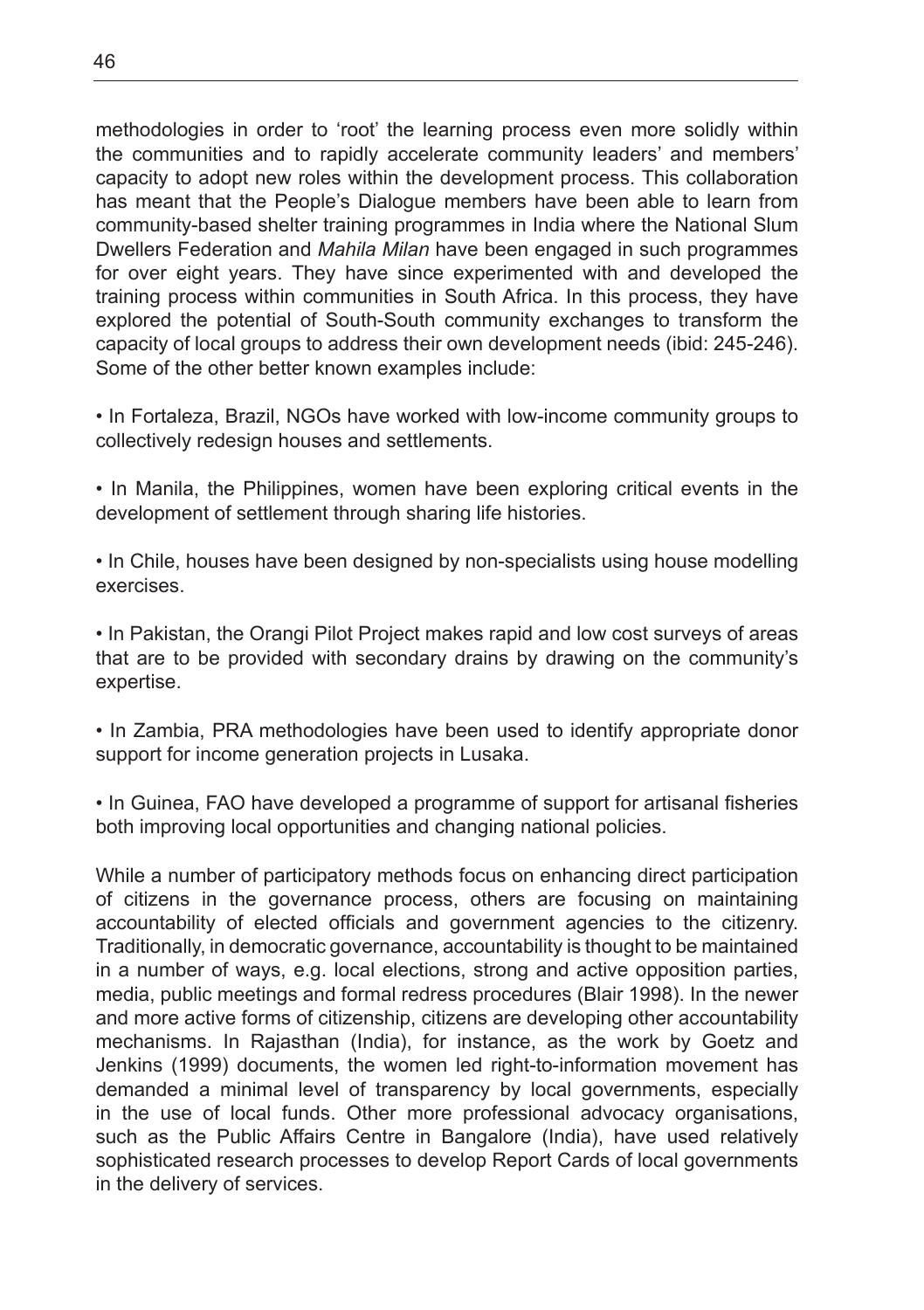methodologies in order to 'root' the learning process even more solidly within the communities and to rapidly accelerate community leaders' and members' capacity to adopt new roles within the development process. This collaboration has meant that the People's Dialogue members have been able to learn from community-based shelter training programmes in India where the National Slum Dwellers Federation and *Mahila Milan* have been engaged in such programmes for over eight years. They have since experimented with and developed the training process within communities in South Africa. In this process, they have explored the potential of South-South community exchanges to transform the capacity of local groups to address their own development needs (ibid: 245-246). Some of the other better known examples include:

- In Fortaleza, Brazil, NGOs have worked with low-income community groups to collectively redesign houses and settlements.

- In Manila, the Philippines, women have been exploring critical events in the development of settlement through sharing life histories.

- In Chile, houses have been designed by non-specialists using house modelling exercises.

- In Pakistan, the Orangi Pilot Project makes rapid and low cost surveys of areas that are to be provided with secondary drains by drawing on the community's expertise.

- In Zambia, PRA methodologies have been used to identify appropriate donor support for income generation projects in Lusaka.

- In Guinea, FAO have developed a programme of support for artisanal fisheries both improving local opportunities and changing national policies.

While a number of participatory methods focus on enhancing direct participation of citizens in the governance process, others are focusing on maintaining accountability of elected officials and government agencies to the citizenry. Traditionally, in democratic governance, accountability is thought to be maintained in a number of ways, e.g. local elections, strong and active opposition parties, media, public meetings and formal redress procedures (Blair 1998). In the newer and more active forms of citizenship, citizens are developing other accountability mechanisms. In Rajasthan (India), for instance, as the work by Goetz and Jenkins (1999) documents, the women led right-to-information movement has demanded a minimal level of transparency by local governments, especially in the use of local funds. Other more professional advocacy organisations, such as the Public Affairs Centre in Bangalore (India), have used relatively sophisticated research processes to develop Report Cards of local governments in the delivery of services.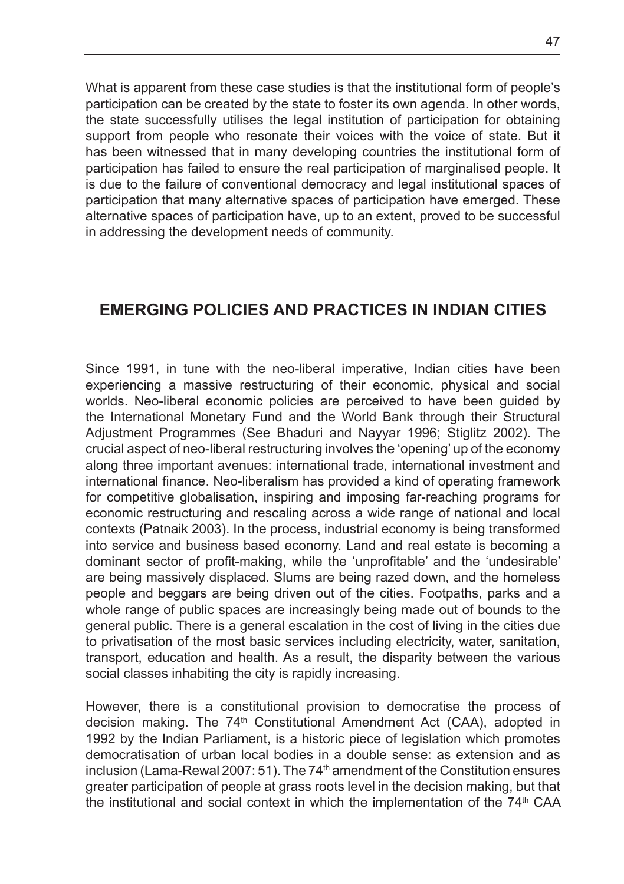What is apparent from these case studies is that the institutional form of people's participation can be created by the state to foster its own agenda. In other words, the state successfully utilises the legal institution of participation for obtaining support from people who resonate their voices with the voice of state. But it has been witnessed that in many developing countries the institutional form of participation has failed to ensure the real participation of marginalised people. It is due to the failure of conventional democracy and legal institutional spaces of participation that many alternative spaces of participation have emerged. These alternative spaces of participation have, up to an extent, proved to be successful in addressing the development needs of community.

## EMERGING POLICIES AND PRACTICES IN INDIAN CITIES

Since 1991, in tune with the neo-liberal imperative, Indian cities have been experiencing a massive restructuring of their economic, physical and social worlds. Neo-liberal economic policies are perceived to have been guided by the International Monetary Fund and the World Bank through their Structural Adjustment Programmes (See Bhaduri and Nayyar 1996; Stiglitz 2002). The crucial aspect of neo-liberal restructuring involves the 'opening' up of the economy along three important avenues: international trade, international investment and international finance. Neo-liberalism has provided a kind of operating framework for competitive globalisation, inspiring and imposing far-reaching programs for economic restructuring and rescaling across a wide range of national and local contexts (Patnaik 2003). In the process, industrial economy is being transformed into service and business based economy. Land and real estate is becoming a dominant sector of profit-making, while the 'unprofitable' and the 'undesirable' are being massively displaced. Slums are being razed down, and the homeless people and beggars are being driven out of the cities. Footpaths, parks and a whole range of public spaces are increasingly being made out of bounds to the general public. There is a general escalation in the cost of living in the cities due to privatisation of the most basic services including electricity, water, sanitation, transport, education and health. As a result, the disparity between the various social classes inhabiting the city is rapidly increasing.

However, there is a constitutional provision to democratise the process of decision making. The 74th Constitutional Amendment Act (CAA), adopted in 1992 by the Indian Parliament, is a historic piece of legislation which promotes democratisation of urban local bodies in a double sense: as extension and as inclusion (Lama-Rewal 2007: 51). The 74th amendment of the Constitution ensures greater participation of people at grass roots level in the decision making, but that the institutional and social context in which the implementation of the 74th CAA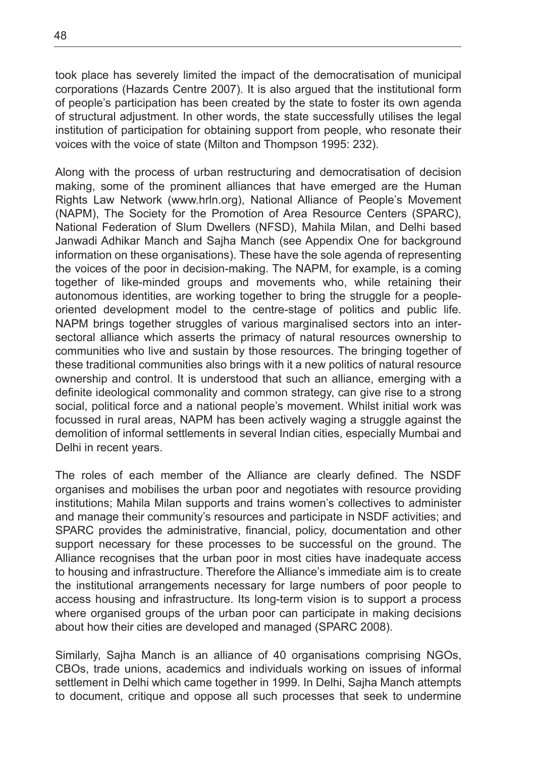took place has severely limited the impact of the democratisation of municipal corporations (Hazards Centre 2007). It is also argued that the institutional form of people's participation has been created by the state to foster its own agenda of structural adjustment. In other words, the state successfully utilises the legal institution of participation for obtaining support from people, who resonate their voices with the voice of state (Milton and Thompson 1995: 232).

Along with the process of urban restructuring and democratisation of decision making, some of the prominent alliances that have emerged are the Human Rights Law Network (www.hrln.org), National Alliance of People's Movement (NAPM), The Society for the Promotion of Area Resource Centers (SPARC), National Federation of Slum Dwellers (NFSD), Mahila Milan, and Delhi based Janwadi Adhikar Manch and Sajha Manch (see Appendix One for background information on these organisations). These have the sole agenda of representing the voices of the poor in decision-making. The NAPM, for example, is a coming together of like-minded groups and movements who, while retaining their autonomous identities, are working together to bring the struggle for a people-oriented development model to the centre-stage of politics and public life. NAPM brings together struggles of various marginalised sectors into an inter-sectoral alliance which asserts the primacy of natural resources ownership to communities who live and sustain by those resources. The bringing together of these traditional communities also brings with it a new politics of natural resource ownership and control. It is understood that such an alliance, emerging with a definite ideological commonality and common strategy, can give rise to a strong social, political force and a national people's movement. Whilst initial work was focussed in rural areas, NAPM has been actively waging a struggle against the demolition of informal settlements in several Indian cities, especially Mumbai and Delhi in recent years.

The roles of each member of the Alliance are clearly defined. The NSDF organises and mobilises the urban poor and negotiates with resource providing institutions; Mahila Milan supports and trains women's collectives to administer and manage their community's resources and participate in NSDF activities; and SPARC provides the administrative, financial, policy, documentation and other support necessary for these processes to be successful on the ground. The Alliance recognises that the urban poor in most cities have inadequate access to housing and infrastructure. Therefore the Alliance's immediate aim is to create the institutional arrangements necessary for large numbers of poor people to access housing and infrastructure. Its long-term vision is to support a process where organised groups of the urban poor can participate in making decisions about how their cities are developed and managed (SPARC 2008).

Similarly, Sajha Manch is an alliance of 40 organisations comprising NGOs, CBOs, trade unions, academics and individuals working on issues of informal settlement in Delhi which came together in 1999. In Delhi, Sajha Manch attempts to document, critique and oppose all such processes that seek to undermine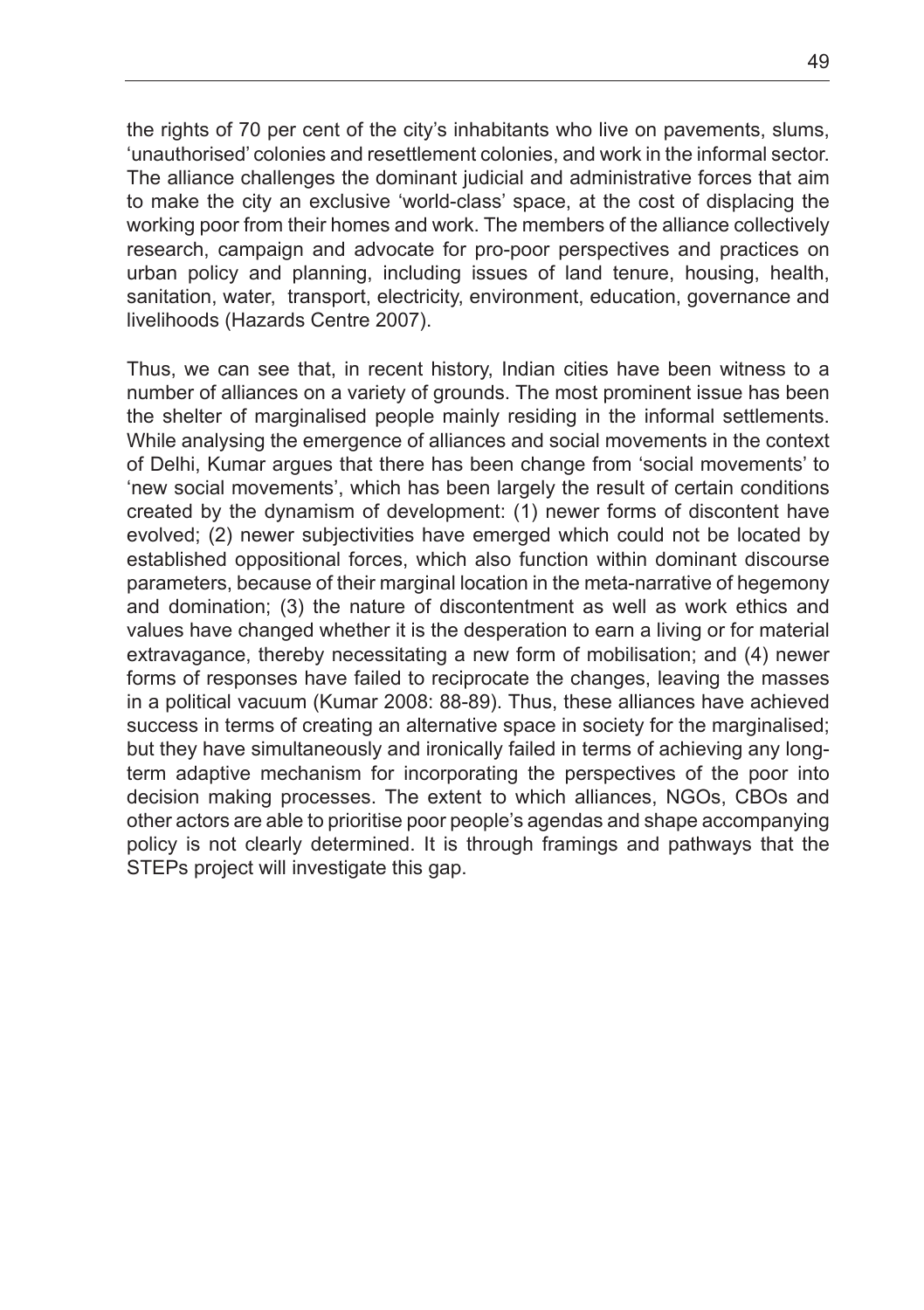the rights of 70 per cent of the city's inhabitants who live on pavements, slums, 'unauthorised' colonies and resettlement colonies, and work in the informal sector. The alliance challenges the dominant judicial and administrative forces that aim to make the city an exclusive 'world-class' space, at the cost of displacing the working poor from their homes and work. The members of the alliance collectively research, campaign and advocate for pro-poor perspectives and practices on urban policy and planning, including issues of land tenure, housing, health, sanitation, water, transport, electricity, environment, education, governance and livelihoods (Hazards Centre 2007).

Thus, we can see that, in recent history, Indian cities have been witness to a number of alliances on a variety of grounds. The most prominent issue has been the shelter of marginalised people mainly residing in the informal settlements. While analysing the emergence of alliances and social movements in the context of Delhi, Kumar argues that there has been change from 'social movements' to 'new social movements', which has been largely the result of certain conditions created by the dynamism of development: (1) newer forms of discontent have evolved; (2) newer subjectivities have emerged which could not be located by established oppositional forces, which also function within dominant discourse parameters, because of their marginal location in the meta-narrative of hegemony and domination; (3) the nature of discontentment as well as work ethics and values have changed whether it is the desperation to earn a living or for material extravagance, thereby necessitating a new form of mobilisation; and (4) newer forms of responses have failed to reciprocate the changes, leaving the masses in a political vacuum (Kumar 2008: 88-89). Thus, these alliances have achieved success in terms of creating an alternative space in society for the marginalised; but they have simultaneously and ironically failed in terms of achieving any long-term adaptive mechanism for incorporating the perspectives of the poor into decision making processes. The extent to which alliances, NGOs, CBOs and other actors are able to prioritise poor people's agendas and shape accompanying policy is not clearly determined. It is through framings and pathways that the STEPs project will investigate this gap.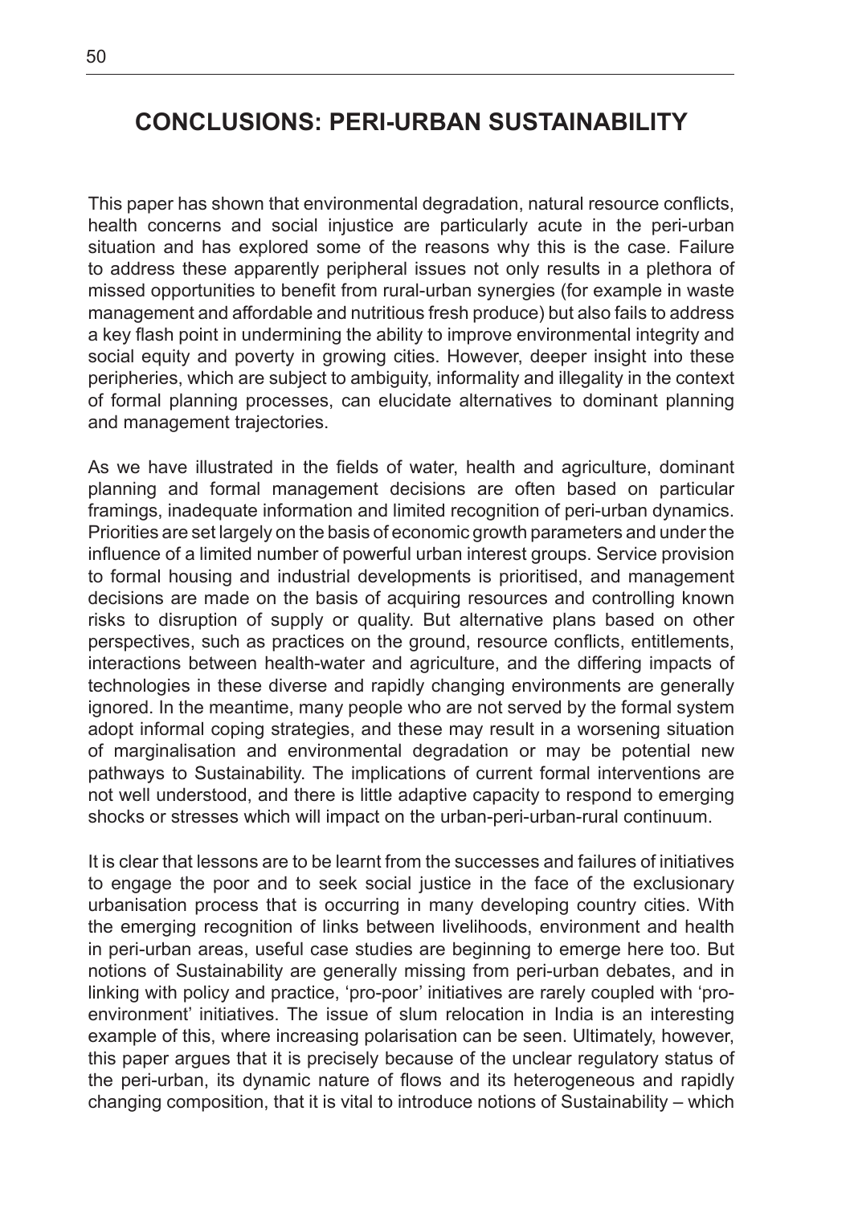# CONCLUSIONS: PERI-URBAN SUSTAINABILITY

This paper has shown that environmental degradation, natural resource conflicts, health concerns and social injustice are particularly acute in the peri-urban situation and has explored some of the reasons why this is the case. Failure to address these apparently peripheral issues not only results in a plethora of missed opportunities to benefit from rural-urban synergies (for example in waste management and affordable and nutritious fresh produce) but also fails to address a key flash point in undermining the ability to improve environmental integrity and social equity and poverty in growing cities. However, deeper insight into these peripheries, which are subject to ambiguity, informality and illegality in the context of formal planning processes, can elucidate alternatives to dominant planning and management trajectories.

As we have illustrated in the fields of water, health and agriculture, dominant planning and formal management decisions are often based on particular framings, inadequate information and limited recognition of peri-urban dynamics. Priorities are set largely on the basis of economic growth parameters and under the influence of a limited number of powerful urban interest groups. Service provision to formal housing and industrial developments is prioritised, and management decisions are made on the basis of acquiring resources and controlling known risks to disruption of supply or quality. But alternative plans based on other perspectives, such as practices on the ground, resource conflicts, entitlements, interactions between health-water and agriculture, and the differing impacts of technologies in these diverse and rapidly changing environments are generally ignored. In the meantime, many people who are not served by the formal system adopt informal coping strategies, and these may result in a worsening situation of marginalisation and environmental degradation or may be potential new pathways to Sustainability. The implications of current formal interventions are not well understood, and there is little adaptive capacity to respond to emerging shocks or stresses which will impact on the urban-peri-urban-rural continuum.

It is clear that lessons are to be learnt from the successes and failures of initiatives to engage the poor and to seek social justice in the face of the exclusionary urbanisation process that is occurring in many developing country cities. With the emerging recognition of links between livelihoods, environment and health in peri-urban areas, useful case studies are beginning to emerge here too. But notions of Sustainability are generally missing from peri-urban debates, and in linking with policy and practice, 'pro-poor' initiatives are rarely coupled with 'pro-environment' initiatives. The issue of slum relocation in India is an interesting example of this, where increasing polarisation can be seen. Ultimately, however, this paper argues that it is precisely because of the unclear regulatory status of the peri-urban, its dynamic nature of flows and its heterogeneous and rapidly changing composition, that it is vital to introduce notions of Sustainability – which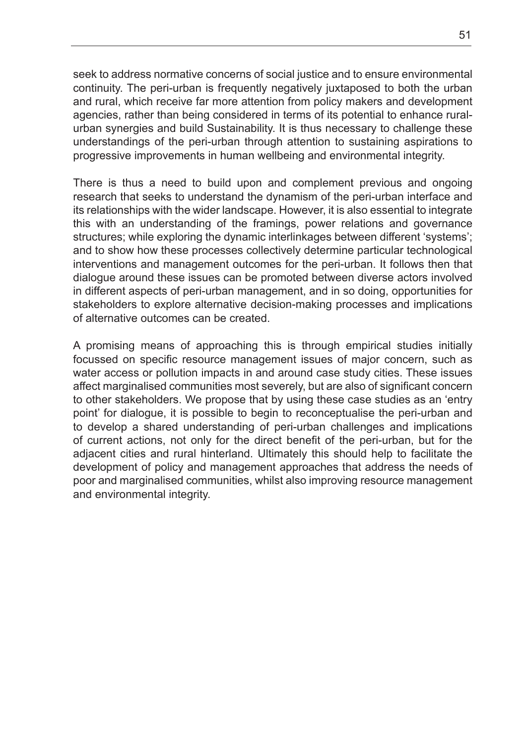seek to address normative concerns of social justice and to ensure environmental continuity. The peri-urban is frequently negatively juxtaposed to both the urban and rural, which receive far more attention from policy makers and development agencies, rather than being considered in terms of its potential to enhance rural-urban synergies and build Sustainability. It is thus necessary to challenge these understandings of the peri-urban through attention to sustaining aspirations to progressive improvements in human wellbeing and environmental integrity.

There is thus a need to build upon and complement previous and ongoing research that seeks to understand the dynamism of the peri-urban interface and its relationships with the wider landscape. However, it is also essential to integrate this with an understanding of the framings, power relations and governance structures; while exploring the dynamic interlinkages between different 'systems'; and to show how these processes collectively determine particular technological interventions and management outcomes for the peri-urban. It follows then that dialogue around these issues can be promoted between diverse actors involved in different aspects of peri-urban management, and in so doing, opportunities for stakeholders to explore alternative decision-making processes and implications of alternative outcomes can be created.

A promising means of approaching this is through empirical studies initially focussed on specific resource management issues of major concern, such as water access or pollution impacts in and around case study cities. These issues affect marginalised communities most severely, but are also of significant concern to other stakeholders. We propose that by using these case studies as an 'entry point' for dialogue, it is possible to begin to reconceptualise the peri-urban and to develop a shared understanding of peri-urban challenges and implications of current actions, not only for the direct benefit of the peri-urban, but for the adjacent cities and rural hinterland. Ultimately this should help to facilitate the development of policy and management approaches that address the needs of poor and marginalised communities, whilst also improving resource management and environmental integrity.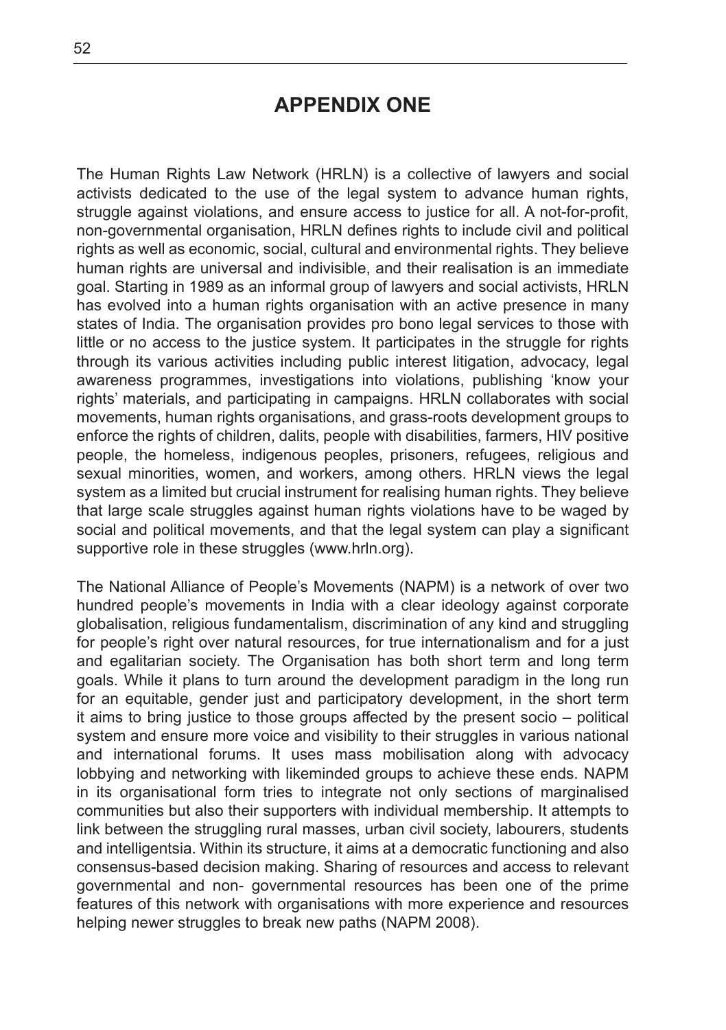# APPENDIX ONE

The Human Rights Law Network (HRLN) is a collective of lawyers and social activists dedicated to the use of the legal system to advance human rights, struggle against violations, and ensure access to justice for all. A not-for-profit, non-governmental organisation, HRLN defines rights to include civil and political rights as well as economic, social, cultural and environmental rights. They believe human rights are universal and indivisible, and their realisation is an immediate goal. Starting in 1989 as an informal group of lawyers and social activists, HRLN has evolved into a human rights organisation with an active presence in many states of India. The organisation provides pro bono legal services to those with little or no access to the justice system. It participates in the struggle for rights through its various activities including public interest litigation, advocacy, legal awareness programmes, investigations into violations, publishing 'know your rights' materials, and participating in campaigns. HRLN collaborates with social movements, human rights organisations, and grass-roots development groups to enforce the rights of children, dalits, people with disabilities, farmers, HIV positive people, the homeless, indigenous peoples, prisoners, refugees, religious and sexual minorities, women, and workers, among others. HRLN views the legal system as a limited but crucial instrument for realising human rights. They believe that large scale struggles against human rights violations have to be waged by social and political movements, and that the legal system can play a significant supportive role in these struggles (www.hrln.org).

The National Alliance of People's Movements (NAPM) is a network of over two hundred people's movements in India with a clear ideology against corporate globalisation, religious fundamentalism, discrimination of any kind and struggling for people's right over natural resources, for true internationalism and for a just and egalitarian society. The Organisation has both short term and long term goals. While it plans to turn around the development paradigm in the long run for an equitable, gender just and participatory development, in the short term it aims to bring justice to those groups affected by the present socio – political system and ensure more voice and visibility to their struggles in various national and international forums. It uses mass mobilisation along with advocacy lobbying and networking with likeminded groups to achieve these ends. NAPM in its organisational form tries to integrate not only sections of marginalised communities but also their supporters with individual membership. It attempts to link between the struggling rural masses, urban civil society, labourers, students and intelligentsia. Within its structure, it aims at a democratic functioning and also consensus-based decision making. Sharing of resources and access to relevant governmental and non- governmental resources has been one of the prime features of this network with organisations with more experience and resources helping newer struggles to break new paths (NAPM 2008).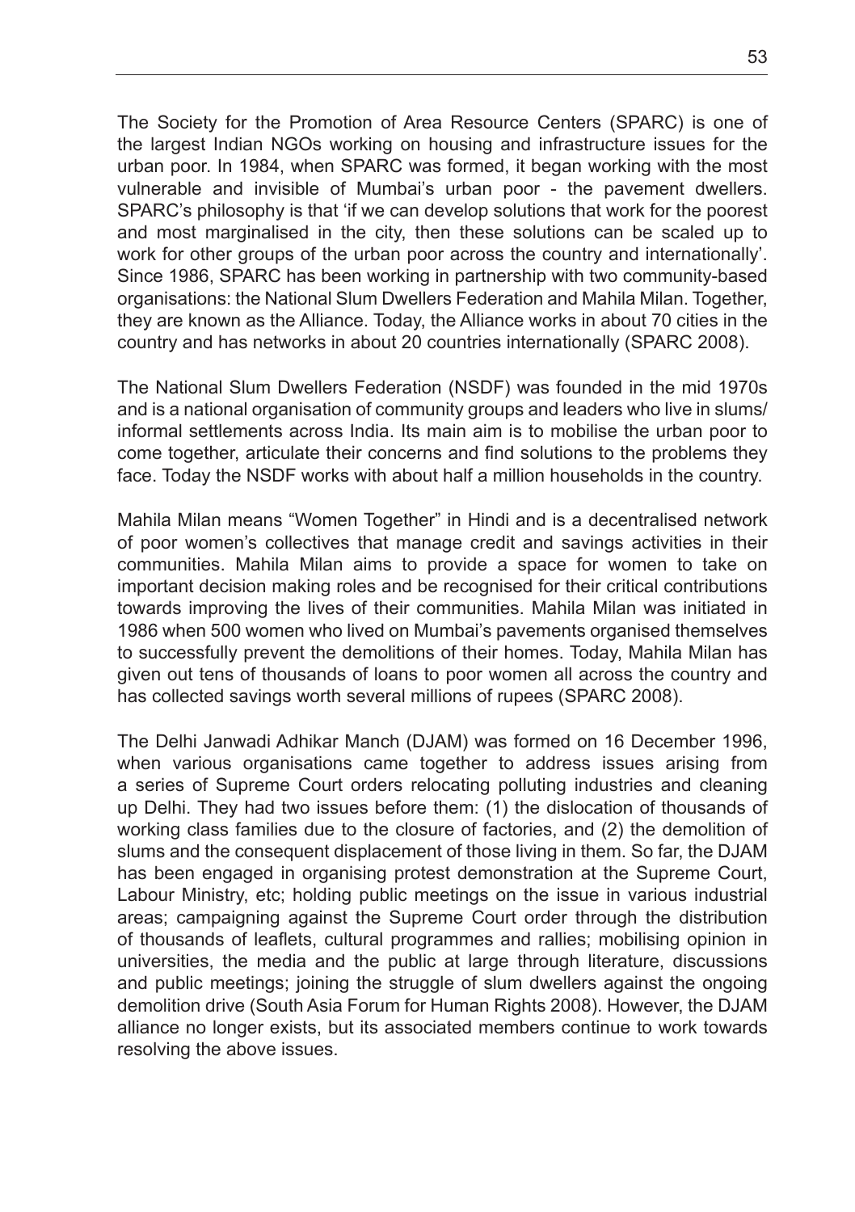The Society for the Promotion of Area Resource Centers (SPARC) is one of the largest Indian NGOs working on housing and infrastructure issues for the urban poor. In 1984, when SPARC was formed, it began working with the most vulnerable and invisible of Mumbai's urban poor - the pavement dwellers. SPARC's philosophy is that 'if we can develop solutions that work for the poorest and most marginalised in the city, then these solutions can be scaled up to work for other groups of the urban poor across the country and internationally'. Since 1986, SPARC has been working in partnership with two community-based organisations: the National Slum Dwellers Federation and Mahila Milan. Together, they are known as the Alliance. Today, the Alliance works in about 70 cities in the country and has networks in about 20 countries internationally (SPARC 2008).

The National Slum Dwellers Federation (NSDF) was founded in the mid 1970s and is a national organisation of community groups and leaders who live in slums/ informal settlements across India. Its main aim is to mobilise the urban poor to come together, articulate their concerns and find solutions to the problems they face. Today the NSDF works with about half a million households in the country.

Mahila Milan means "Women Together" in Hindi and is a decentralised network of poor women's collectives that manage credit and savings activities in their communities. Mahila Milan aims to provide a space for women to take on important decision making roles and be recognised for their critical contributions towards improving the lives of their communities. Mahila Milan was initiated in 1986 when 500 women who lived on Mumbai's pavements organised themselves to successfully prevent the demolitions of their homes. Today, Mahila Milan has given out tens of thousands of loans to poor women all across the country and has collected savings worth several millions of rupees (SPARC 2008).

The Delhi Janwadi Adhikar Manch (DJAM) was formed on 16 December 1996, when various organisations came together to address issues arising from a series of Supreme Court orders relocating polluting industries and cleaning up Delhi. They had two issues before them: (1) the dislocation of thousands of working class families due to the closure of factories, and (2) the demolition of slums and the consequent displacement of those living in them. So far, the DJAM has been engaged in organising protest demonstration at the Supreme Court, Labour Ministry, etc; holding public meetings on the issue in various industrial areas; campaigning against the Supreme Court order through the distribution of thousands of leaflets, cultural programmes and rallies; mobilising opinion in universities, the media and the public at large through literature, discussions and public meetings; joining the struggle of slum dwellers against the ongoing demolition drive (South Asia Forum for Human Rights 2008). However, the DJAM alliance no longer exists, but its associated members continue to work towards resolving the above issues.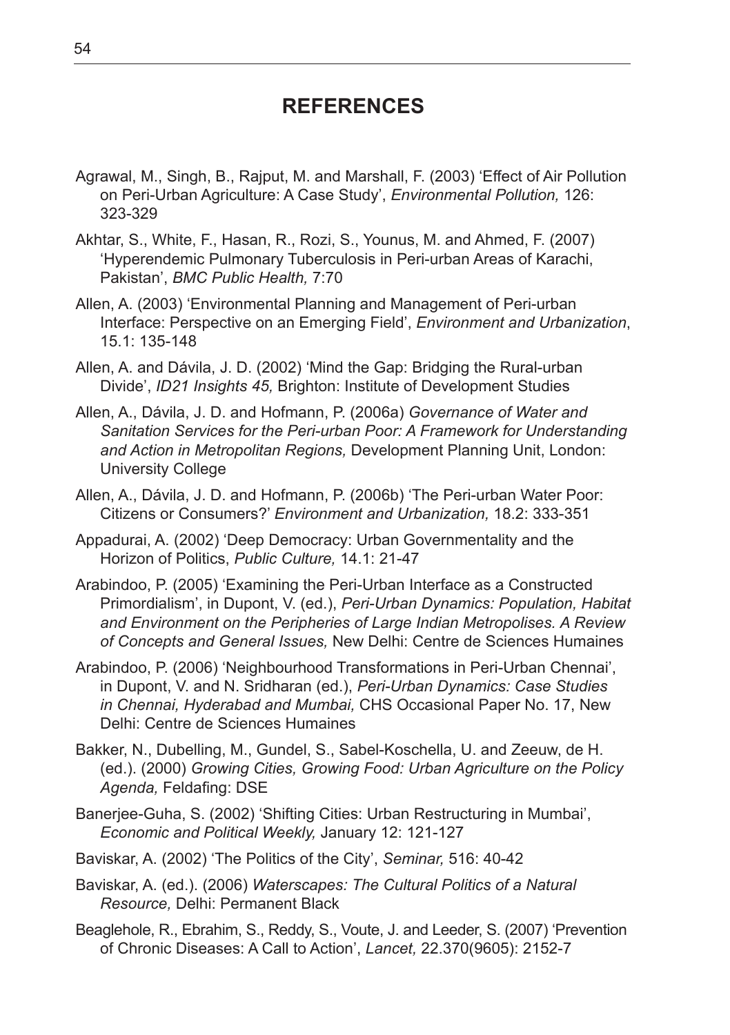## REFERENCES

Agrawal, M., Singh, B., Rajput, M. and Marshall, F. (2003) 'Effect of Air Pollution on Peri-Urban Agriculture: A Case Study', *Environmental Pollution,* 126: 323-329

Akhtar, S., White, F., Hasan, R., Rozi, S., Younus, M. and Ahmed, F. (2007) 'Hyperendemic Pulmonary Tuberculosis in Peri-urban Areas of Karachi, Pakistan', *BMC Public Health,* 7:70

Allen, A. (2003) 'Environmental Planning and Management of Peri-urban Interface: Perspective on an Emerging Field', *Environment and Urbanization*, 15.1: 135-148

Allen, A. and Dávila, J. D. (2002) 'Mind the Gap: Bridging the Rural-urban Divide', *ID21 Insights 45,* Brighton: Institute of Development Studies

Allen, A., Dávila, J. D. and Hofmann, P. (2006a) *Governance of Water and Sanitation Services for the Peri-urban Poor: A Framework for Understanding and Action in Metropolitan Regions,* Development Planning Unit, London: University College

Allen, A., Dávila, J. D. and Hofmann, P. (2006b) 'The Peri-urban Water Poor: Citizens or Consumers?' *Environment and Urbanization,* 18.2: 333-351

Appadurai, A. (2002) 'Deep Democracy: Urban Governmentality and the Horizon of Politics, *Public Culture,* 14.1: 21-47

Arabindoo, P. (2005) 'Examining the Peri-Urban Interface as a Constructed Primordialism', in Dupont, V. (ed.), *Peri-Urban Dynamics: Population, Habitat and Environment on the Peripheries of Large Indian Metropolises. A Review of Concepts and General Issues,* New Delhi: Centre de Sciences Humaines

Arabindoo, P. (2006) 'Neighbourhood Transformations in Peri-Urban Chennai', in Dupont, V. and N. Sridharan (ed.), *Peri-Urban Dynamics: Case Studies in Chennai, Hyderabad and Mumbai,* CHS Occasional Paper No. 17, New Delhi: Centre de Sciences Humaines

Bakker, N., Dubelling, M., Gundel, S., Sabel-Koschella, U. and Zeeuw, de H. (ed.). (2000) *Growing Cities, Growing Food: Urban Agriculture on the Policy Agenda,* Feldafing: DSE

Banerjee-Guha, S. (2002) 'Shifting Cities: Urban Restructuring in Mumbai', *Economic and Political Weekly,* January 12: 121-127

Baviskar, A. (2002) 'The Politics of the City', *Seminar,* 516: 40-42

Baviskar, A. (ed.). (2006) *Waterscapes: The Cultural Politics of a Natural Resource,* Delhi: Permanent Black

Beaglehole, R., Ebrahim, S., Reddy, S., Voute, J. and Leeder, S. (2007) 'Prevention of Chronic Diseases: A Call to Action', *Lancet,* 22.370(9605): 2152-7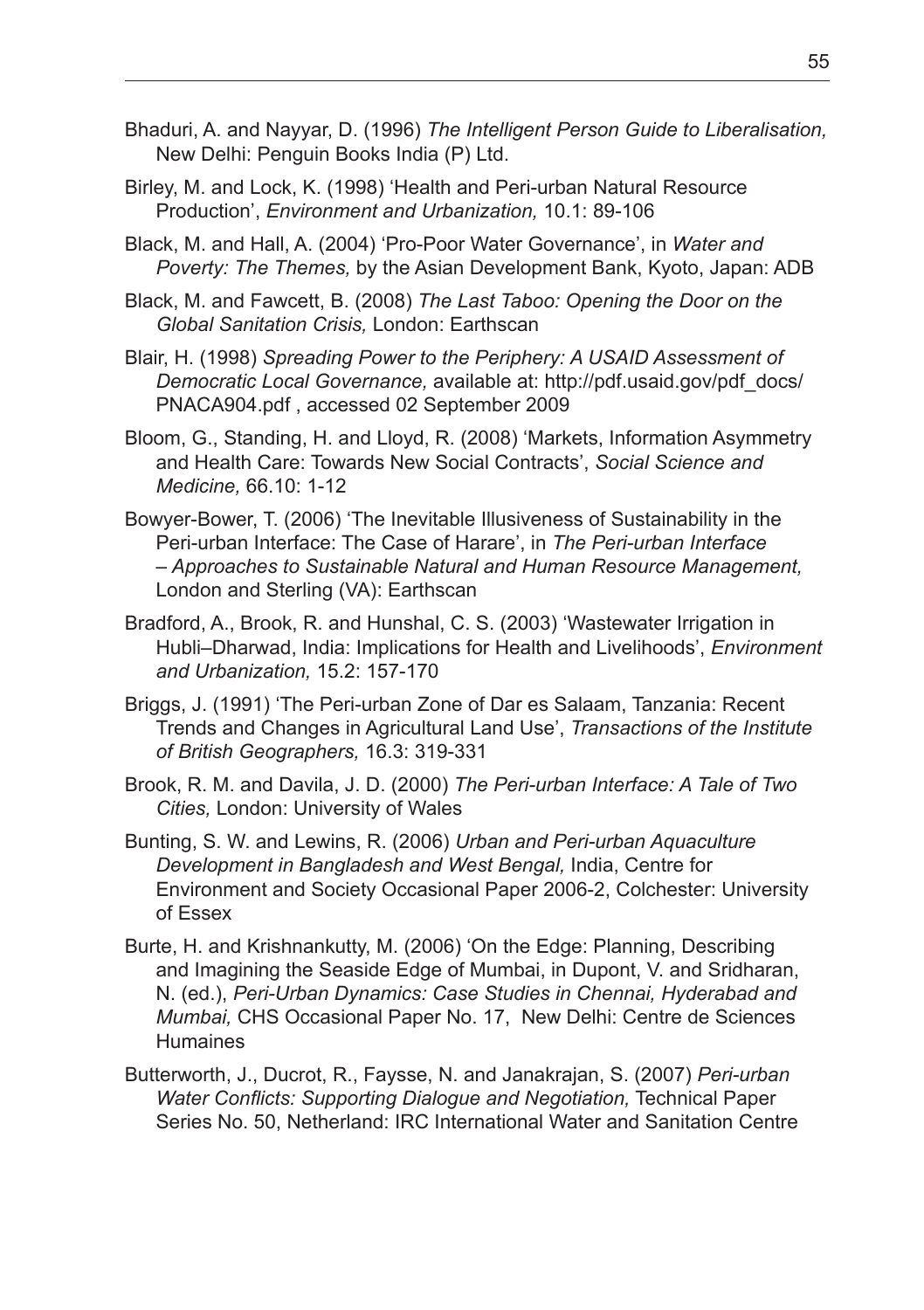Bhaduri, A. and Nayyar, D. (1996) *The Intelligent Person Guide to Liberalisation,* New Delhi: Penguin Books India (P) Ltd.

Birley, M. and Lock, K. (1998) 'Health and Peri-urban Natural Resource Production', *Environment and Urbanization,* 10.1: 89-106

Black, M. and Hall, A. (2004) 'Pro-Poor Water Governance', in *Water and Poverty: The Themes,* by the Asian Development Bank, Kyoto, Japan: ADB

Black, M. and Fawcett, B. (2008) *The Last Taboo: Opening the Door on the Global Sanitation Crisis,* London: Earthscan

Blair, H. (1998) *Spreading Power to the Periphery: A USAID Assessment of Democratic Local Governance,* available at: http://pdf.usaid.gov/pdf_docs/PNACA904.pdf , accessed 02 September 2009

Bloom, G., Standing, H. and Lloyd, R. (2008) 'Markets, Information Asymmetry and Health Care: Towards New Social Contracts', *Social Science and Medicine,* 66.10: 1-12

Bowyer-Bower, T. (2006) 'The Inevitable Illusiveness of Sustainability in the Peri-urban Interface: The Case of Harare', in *The Peri-urban Interface – Approaches to Sustainable Natural and Human Resource Management,* London and Sterling (VA): Earthscan

Bradford, A., Brook, R. and Hunshal, C. S. (2003) 'Wastewater Irrigation in Hubli–Dharwad, India: Implications for Health and Livelihoods', *Environment and Urbanization,* 15.2: 157-170

Briggs, J. (1991) 'The Peri-urban Zone of Dar es Salaam, Tanzania: Recent Trends and Changes in Agricultural Land Use', *Transactions of the Institute of British Geographers,* 16.3: 319-331

Brook, R. M. and Davila, J. D. (2000) *The Peri-urban Interface: A Tale of Two Cities,* London: University of Wales

Bunting, S. W. and Lewins, R. (2006) *Urban and Peri-urban Aquaculture Development in Bangladesh and West Bengal,* India, Centre for Environment and Society Occasional Paper 2006-2, Colchester: University of Essex

Burte, H. and Krishnankutty, M. (2006) 'On the Edge: Planning, Describing and Imagining the Seaside Edge of Mumbai, in Dupont, V. and Sridharan, N. (ed.), *Peri-Urban Dynamics: Case Studies in Chennai, Hyderabad and Mumbai,* CHS Occasional Paper No. 17, New Delhi: Centre de Sciences Humaines

Butterworth, J., Ducrot, R., Faysse, N. and Janakrajan, S. (2007) *Peri-urban Water Conflicts: Supporting Dialogue and Negotiation,* Technical Paper Series No. 50, Netherland: IRC International Water and Sanitation Centre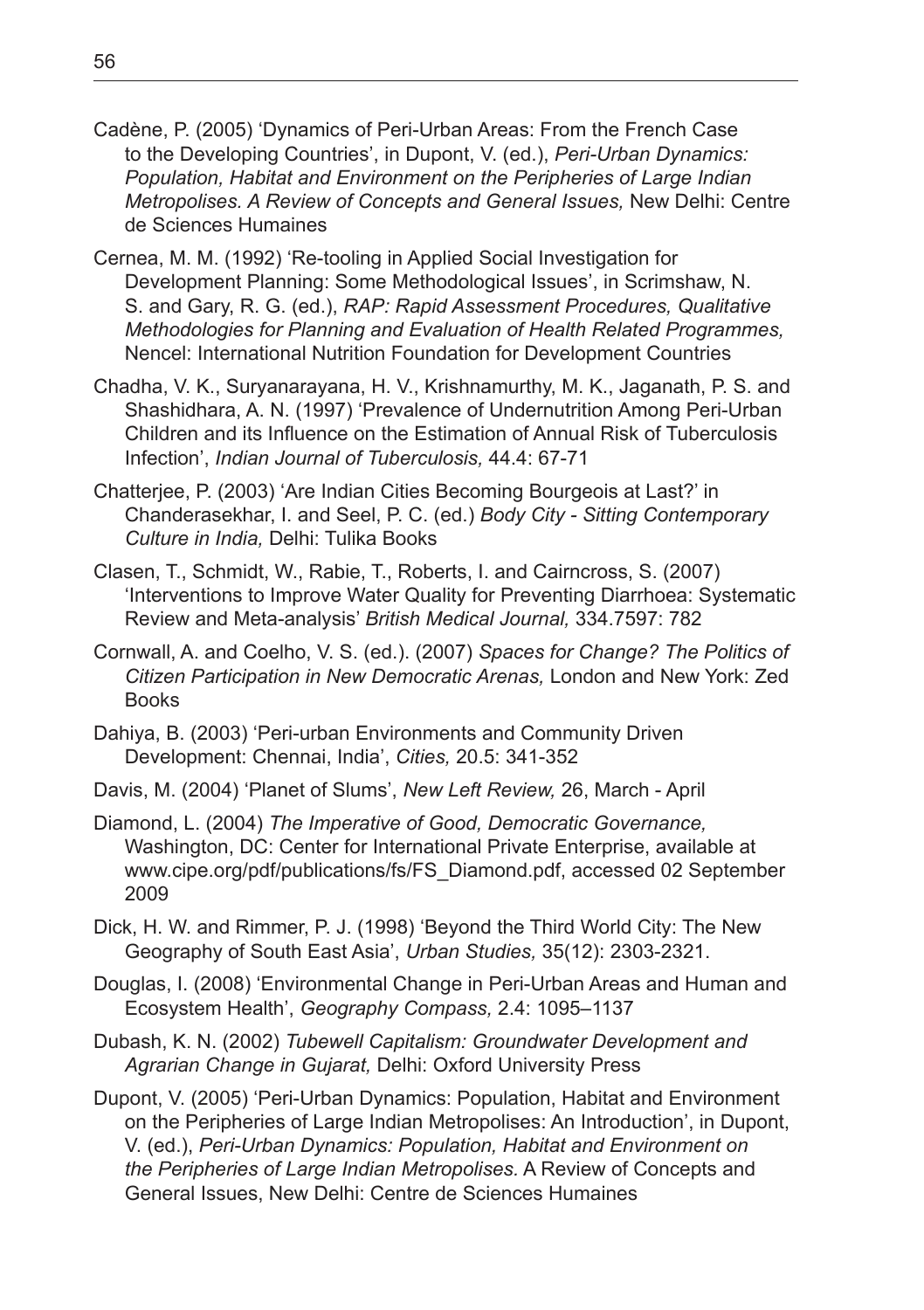Cadène, P. (2005) 'Dynamics of Peri-Urban Areas: From the French Case to the Developing Countries', in Dupont, V. (ed.), *Peri-Urban Dynamics: Population, Habitat and Environment on the Peripheries of Large Indian Metropolises. A Review of Concepts and General Issues,* New Delhi: Centre de Sciences Humaines

Cernea, M. M. (1992) 'Re-tooling in Applied Social Investigation for Development Planning: Some Methodological Issues', in Scrimshaw, N. S. and Gary, R. G. (ed.), *RAP: Rapid Assessment Procedures, Qualitative Methodologies for Planning and Evaluation of Health Related Programmes,* Nencel: International Nutrition Foundation for Development Countries

Chadha, V. K., Suryanarayana, H. V., Krishnamurthy, M. K., Jaganath, P. S. and Shashidhara, A. N. (1997) 'Prevalence of Undernutrition Among Peri-Urban Children and its Influence on the Estimation of Annual Risk of Tuberculosis Infection', *Indian Journal of Tuberculosis,* 44.4: 67-71

Chatterjee, P. (2003) 'Are Indian Cities Becoming Bourgeois at Last?' in Chanderasekhar, I. and Seel, P. C. (ed.) *Body City - Sitting Contemporary Culture in India,* Delhi: Tulika Books

Clasen, T., Schmidt, W., Rabie, T., Roberts, I. and Cairncross, S. (2007) 'Interventions to Improve Water Quality for Preventing Diarrhoea: Systematic Review and Meta-analysis' *British Medical Journal,* 334.7597: 782

Cornwall, A. and Coelho, V. S. (ed.). (2007) *Spaces for Change? The Politics of Citizen Participation in New Democratic Arenas,* London and New York: Zed Books

Dahiya, B. (2003) 'Peri-urban Environments and Community Driven Development: Chennai, India', *Cities,* 20.5: 341-352

Davis, M. (2004) 'Planet of Slums', *New Left Review,* 26, March - April

Diamond, L. (2004) *The Imperative of Good, Democratic Governance,* Washington, DC: Center for International Private Enterprise, available at www.cipe.org/pdf/publications/fs/FS_Diamond.pdf, accessed 02 September 2009

Dick, H. W. and Rimmer, P. J. (1998) 'Beyond the Third World City: The New Geography of South East Asia', *Urban Studies,* 35(12): 2303-2321.

Douglas, I. (2008) 'Environmental Change in Peri-Urban Areas and Human and Ecosystem Health', *Geography Compass,* 2.4: 1095–1137

Dubash, K. N. (2002) *Tubewell Capitalism: Groundwater Development and Agrarian Change in Gujarat,* Delhi: Oxford University Press

Dupont, V. (2005) 'Peri-Urban Dynamics: Population, Habitat and Environment on the Peripheries of Large Indian Metropolises: An Introduction', in Dupont, V. (ed.), *Peri-Urban Dynamics: Population, Habitat and Environment on the Peripheries of Large Indian Metropolises.* A Review of Concepts and General Issues, New Delhi: Centre de Sciences Humaines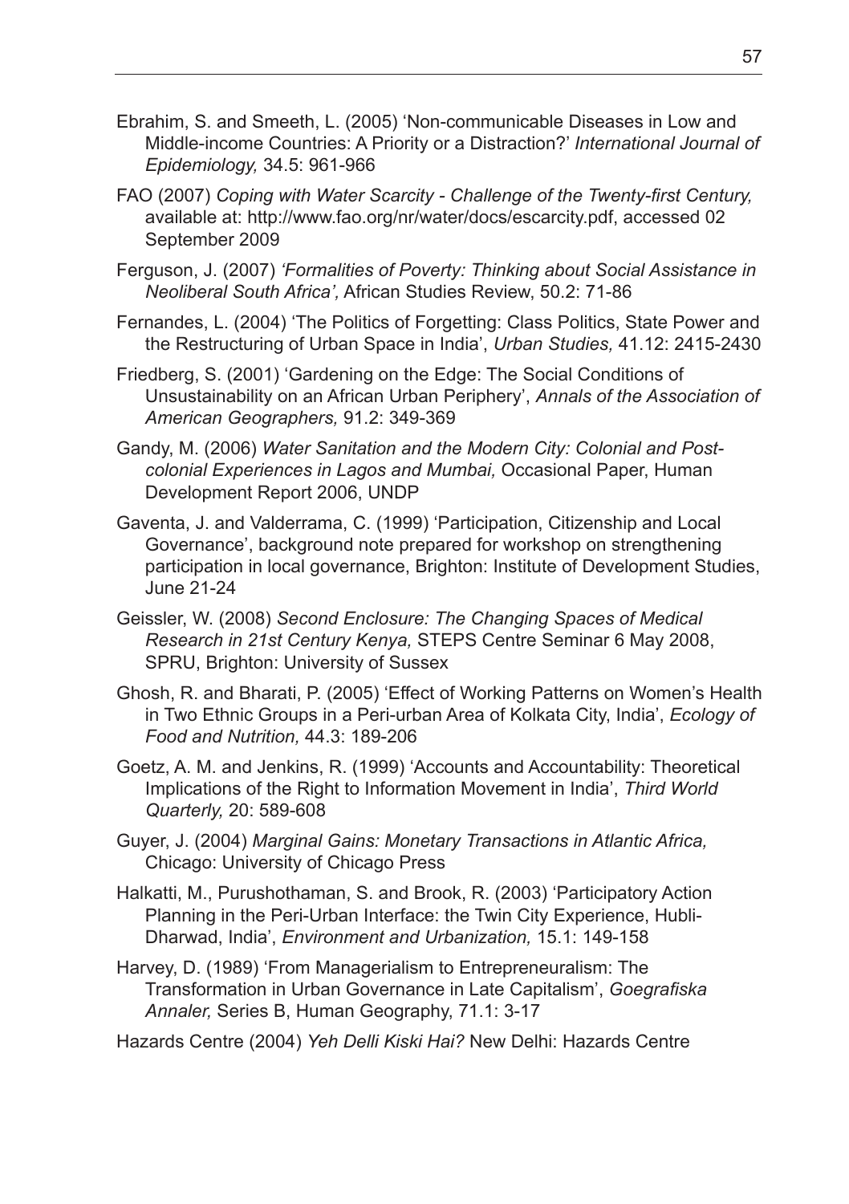Ebrahim, S. and Smeeth, L. (2005) 'Non-communicable Diseases in Low and Middle-income Countries: A Priority or a Distraction?' *International Journal of Epidemiology,* 34.5: 961-966

FAO (2007) *Coping with Water Scarcity - Challenge of the Twenty-first Century,* available at: http://www.fao.org/nr/water/docs/escarcity.pdf, accessed 02 September 2009

Ferguson, J. (2007) *'Formalities of Poverty: Thinking about Social Assistance in Neoliberal South Africa',* African Studies Review, 50.2: 71-86

Fernandes, L. (2004) 'The Politics of Forgetting: Class Politics, State Power and the Restructuring of Urban Space in India', *Urban Studies,* 41.12: 2415-2430

Friedberg, S. (2001) 'Gardening on the Edge: The Social Conditions of Unsustainability on an African Urban Periphery', *Annals of the Association of American Geographers,* 91.2: 349-369

Gandy, M. (2006) *Water Sanitation and the Modern City: Colonial and Post-colonial Experiences in Lagos and Mumbai,* Occasional Paper, Human Development Report 2006, UNDP

Gaventa, J. and Valderrama, C. (1999) 'Participation, Citizenship and Local Governance', background note prepared for workshop on strengthening participation in local governance, Brighton: Institute of Development Studies, June 21-24

Geissler, W. (2008) *Second Enclosure: The Changing Spaces of Medical Research in 21st Century Kenya,* STEPS Centre Seminar 6 May 2008, SPRU, Brighton: University of Sussex

Ghosh, R. and Bharati, P. (2005) 'Effect of Working Patterns on Women's Health in Two Ethnic Groups in a Peri-urban Area of Kolkata City, India', *Ecology of Food and Nutrition,* 44.3: 189-206

Goetz, A. M. and Jenkins, R. (1999) 'Accounts and Accountability: Theoretical Implications of the Right to Information Movement in India', *Third World Quarterly,* 20: 589-608

Guyer, J. (2004) *Marginal Gains: Monetary Transactions in Atlantic Africa,* Chicago: University of Chicago Press

Halkatti, M., Purushothaman, S. and Brook, R. (2003) 'Participatory Action Planning in the Peri-Urban Interface: the Twin City Experience, Hubli-Dharwad, India', *Environment and Urbanization,* 15.1: 149-158

Harvey, D. (1989) 'From Managerialism to Entrepreneuralism: The Transformation in Urban Governance in Late Capitalism', *Goegrafiska Annaler,* Series B, Human Geography, 71.1: 3-17

Hazards Centre (2004) *Yeh Delli Kiski Hai?* New Delhi: Hazards Centre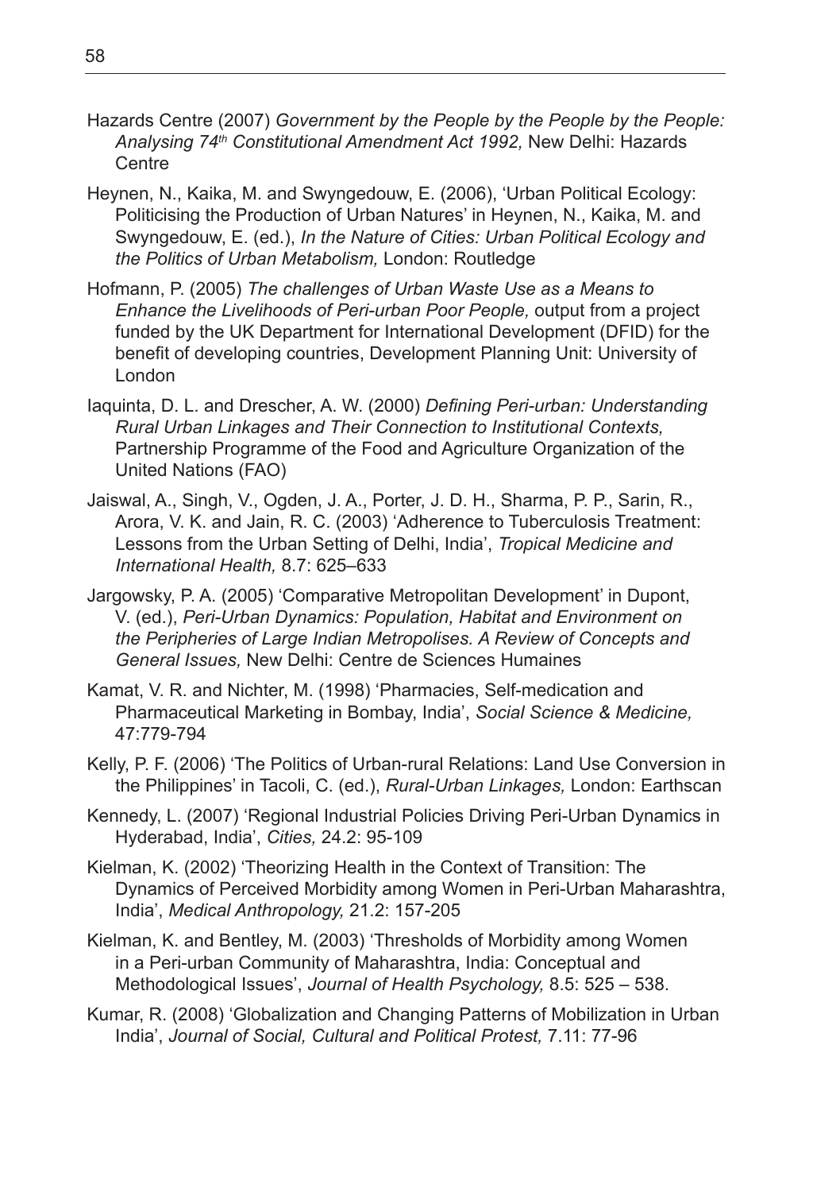Hazards Centre (2007) *Government by the People by the People by the People: Analysing 74th Constitutional Amendment Act 1992,* New Delhi: Hazards Centre

Heynen, N., Kaika, M. and Swyngedouw, E. (2006), 'Urban Political Ecology: Politicising the Production of Urban Natures' in Heynen, N., Kaika, M. and Swyngedouw, E. (ed.), *In the Nature of Cities: Urban Political Ecology and the Politics of Urban Metabolism,* London: Routledge

Hofmann, P. (2005) *The challenges of Urban Waste Use as a Means to Enhance the Livelihoods of Peri-urban Poor People,* output from a project funded by the UK Department for International Development (DFID) for the benefit of developing countries, Development Planning Unit: University of London

Iaquinta, D. L. and Drescher, A. W. (2000) *Defining Peri-urban: Understanding Rural Urban Linkages and Their Connection to Institutional Contexts,* Partnership Programme of the Food and Agriculture Organization of the United Nations (FAO)

Jaiswal, A., Singh, V., Ogden, J. A., Porter, J. D. H., Sharma, P. P., Sarin, R., Arora, V. K. and Jain, R. C. (2003) 'Adherence to Tuberculosis Treatment: Lessons from the Urban Setting of Delhi, India', *Tropical Medicine and International Health,* 8.7: 625–633

Jargowsky, P. A. (2005) 'Comparative Metropolitan Development' in Dupont, V. (ed.), *Peri-Urban Dynamics: Population, Habitat and Environment on the Peripheries of Large Indian Metropolises. A Review of Concepts and General Issues,* New Delhi: Centre de Sciences Humaines

Kamat, V. R. and Nichter, M. (1998) 'Pharmacies, Self-medication and Pharmaceutical Marketing in Bombay, India', *Social Science & Medicine,* 47:779-794

Kelly, P. F. (2006) 'The Politics of Urban-rural Relations: Land Use Conversion in the Philippines' in Tacoli, C. (ed.), *Rural-Urban Linkages,* London: Earthscan

Kennedy, L. (2007) 'Regional Industrial Policies Driving Peri-Urban Dynamics in Hyderabad, India', *Cities,* 24.2: 95-109

Kielman, K. (2002) 'Theorizing Health in the Context of Transition: The Dynamics of Perceived Morbidity among Women in Peri-Urban Maharashtra, India', *Medical Anthropology,* 21.2: 157-205

Kielman, K. and Bentley, M. (2003) 'Thresholds of Morbidity among Women in a Peri-urban Community of Maharashtra, India: Conceptual and Methodological Issues', *Journal of Health Psychology,* 8.5: 525 – 538.

Kumar, R. (2008) 'Globalization and Changing Patterns of Mobilization in Urban India', *Journal of Social, Cultural and Political Protest,* 7.11: 77-96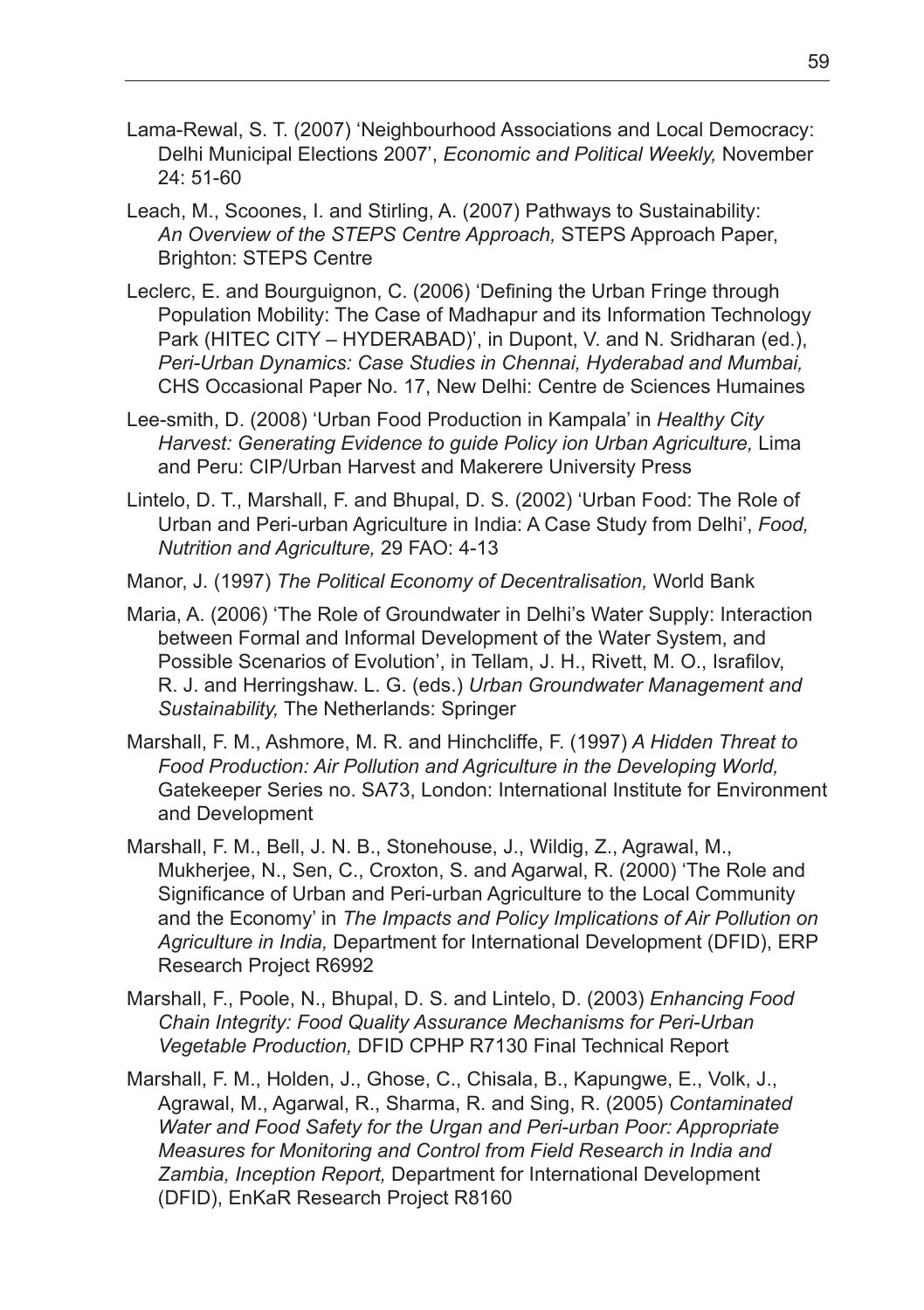Lama-Rewal, S. T. (2007) 'Neighbourhood Associations and Local Democracy: Delhi Municipal Elections 2007', *Economic and Political Weekly,* November 24: 51-60

Leach, M., Scoones, I. and Stirling, A. (2007) Pathways to Sustainability: *An Overview of the STEPS Centre Approach,* STEPS Approach Paper, Brighton: STEPS Centre

Leclerc, E. and Bourguignon, C. (2006) 'Defining the Urban Fringe through Population Mobility: The Case of Madhapur and its Information Technology Park (HITEC CITY – HYDERABAD)', in Dupont, V. and N. Sridharan (ed.), *Peri-Urban Dynamics: Case Studies in Chennai, Hyderabad and Mumbai,* CHS Occasional Paper No. 17, New Delhi: Centre de Sciences Humaines

Lee-smith, D. (2008) 'Urban Food Production in Kampala' in *Healthy City Harvest: Generating Evidence to guide Policy ion Urban Agriculture,* Lima and Peru: CIP/Urban Harvest and Makerere University Press

Lintelo, D. T., Marshall, F. and Bhupal, D. S. (2002) 'Urban Food: The Role of Urban and Peri-urban Agriculture in India: A Case Study from Delhi', *Food, Nutrition and Agriculture,* 29 FAO: 4-13

Manor, J. (1997) *The Political Economy of Decentralisation,* World Bank

Maria, A. (2006) 'The Role of Groundwater in Delhi's Water Supply: Interaction between Formal and Informal Development of the Water System, and Possible Scenarios of Evolution', in Tellam, J. H., Rivett, M. O., Israfilov, R. J. and Herringshaw. L. G. (eds.) *Urban Groundwater Management and Sustainability,* The Netherlands: Springer

Marshall, F. M., Ashmore, M. R. and Hinchcliffe, F. (1997) *A Hidden Threat to Food Production: Air Pollution and Agriculture in the Developing World,* Gatekeeper Series no. SA73, London: International Institute for Environment and Development

Marshall, F. M., Bell, J. N. B., Stonehouse, J., Wildig, Z., Agrawal, M., Mukherjee, N., Sen, C., Croxton, S. and Agarwal, R. (2000) 'The Role and Significance of Urban and Peri-urban Agriculture to the Local Community and the Economy' in *The Impacts and Policy Implications of Air Pollution on Agriculture in India,* Department for International Development (DFID), ERP Research Project R6992

Marshall, F., Poole, N., Bhupal, D. S. and Lintelo, D. (2003) *Enhancing Food Chain Integrity: Food Quality Assurance Mechanisms for Peri-Urban Vegetable Production,* DFID CPHP R7130 Final Technical Report

Marshall, F. M., Holden, J., Ghose, C., Chisala, B., Kapungwe, E., Volk, J., Agrawal, M., Agarwal, R., Sharma, R. and Sing, R. (2005) *Contaminated Water and Food Safety for the Urgan and Peri-urban Poor: Appropriate Measures for Monitoring and Control from Field Research in India and Zambia, Inception Report,* Department for International Development (DFID), EnKaR Research Project R8160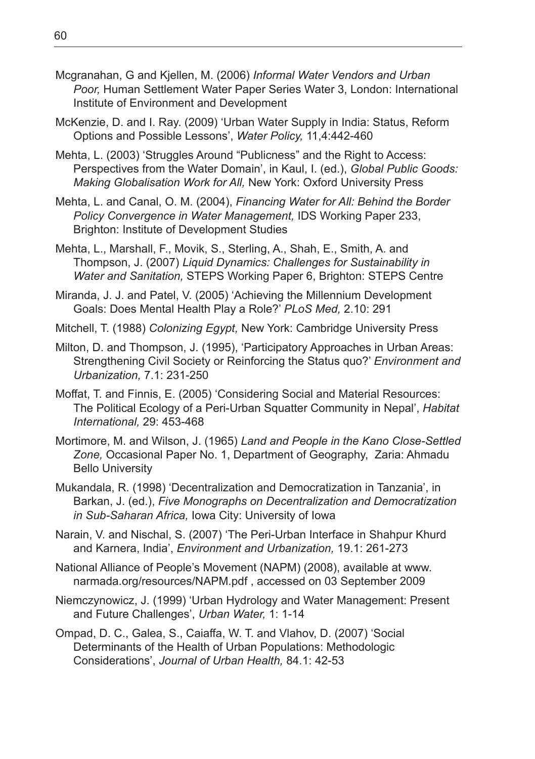Mcgranahan, G and Kjellen, M. (2006) *Informal Water Vendors and Urban Poor,* Human Settlement Water Paper Series Water 3, London: International Institute of Environment and Development

McKenzie, D. and I. Ray. (2009) 'Urban Water Supply in India: Status, Reform Options and Possible Lessons', *Water Policy,* 11,4:442-460

Mehta, L. (2003) 'Struggles Around "Publicness" and the Right to Access: Perspectives from the Water Domain', in Kaul, I. (ed.), *Global Public Goods: Making Globalisation Work for All,* New York: Oxford University Press

Mehta, L. and Canal, O. M. (2004), *Financing Water for All: Behind the Border Policy Convergence in Water Management,* IDS Working Paper 233, Brighton: Institute of Development Studies

Mehta, L., Marshall, F., Movik, S., Sterling, A., Shah, E., Smith, A. and Thompson, J. (2007) *Liquid Dynamics: Challenges for Sustainability in Water and Sanitation,* STEPS Working Paper 6, Brighton: STEPS Centre

Miranda, J. J. and Patel, V. (2005) 'Achieving the Millennium Development Goals: Does Mental Health Play a Role?' *PLoS Med,* 2.10: 291

Mitchell, T. (1988) *Colonizing Egypt,* New York: Cambridge University Press

Milton, D. and Thompson, J. (1995), 'Participatory Approaches in Urban Areas: Strengthening Civil Society or Reinforcing the Status quo?' *Environment and Urbanization,* 7.1: 231-250

Moffat, T. and Finnis, E. (2005) 'Considering Social and Material Resources: The Political Ecology of a Peri-Urban Squatter Community in Nepal', *Habitat International,* 29: 453-468

Mortimore, M. and Wilson, J. (1965) *Land and People in the Kano Close-Settled Zone,* Occasional Paper No. 1, Department of Geography, Zaria: Ahmadu Bello University

Mukandala, R. (1998) 'Decentralization and Democratization in Tanzania', in Barkan, J. (ed.), *Five Monographs on Decentralization and Democratization in Sub-Saharan Africa,* Iowa City: University of Iowa

Narain, V. and Nischal, S. (2007) 'The Peri-Urban Interface in Shahpur Khurd and Karnera, India', *Environment and Urbanization,* 19.1: 261-273

National Alliance of People's Movement (NAPM) (2008), available at www.narmada.org/resources/NAPM.pdf , accessed on 03 September 2009

Niemczynowicz, J. (1999) 'Urban Hydrology and Water Management: Present and Future Challenges', *Urban Water,* 1: 1-14

Ompad, D. C., Galea, S., Caiaffa, W. T. and Vlahov, D. (2007) 'Social Determinants of the Health of Urban Populations: Methodologic Considerations', *Journal of Urban Health,* 84.1: 42-53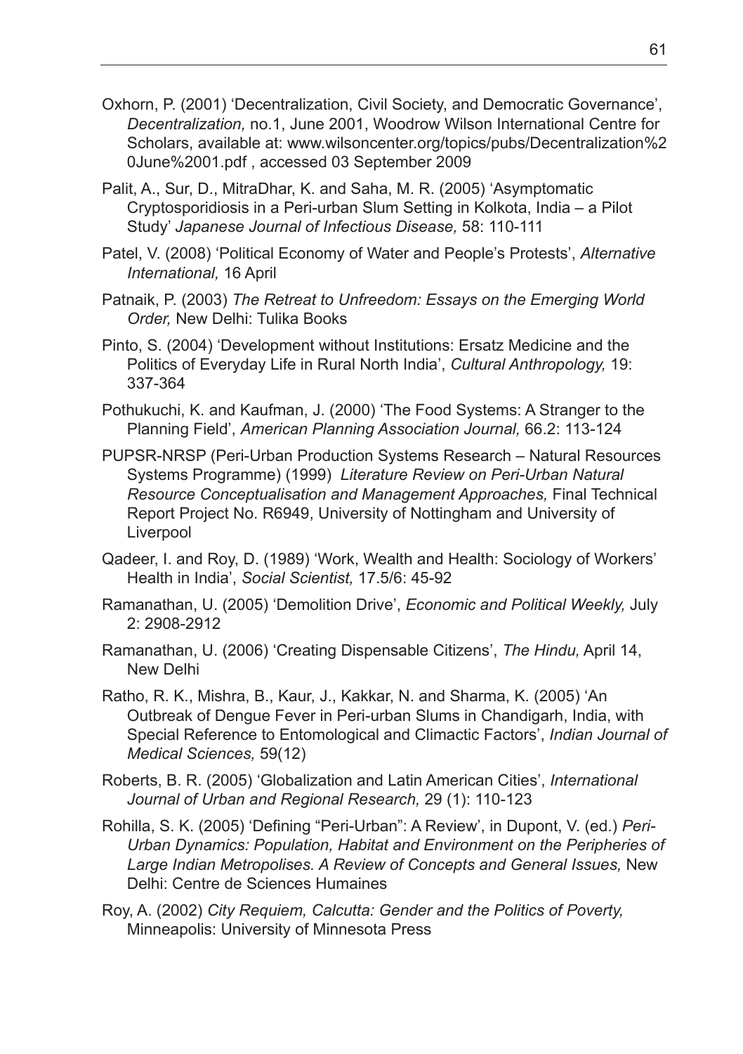Oxhorn, P. (2001) 'Decentralization, Civil Society, and Democratic Governance', *Decentralization,* no.1, June 2001, Woodrow Wilson International Centre for Scholars, available at: www.wilsoncenter.org/topics/pubs/Decentralization%20June%2001.pdf , accessed 03 September 2009

Palit, A., Sur, D., MitraDhar, K. and Saha, M. R. (2005) 'Asymptomatic Cryptosporidiosis in a Peri-urban Slum Setting in Kolkota, India – a Pilot Study' *Japanese Journal of Infectious Disease,* 58: 110-111

Patel, V. (2008) 'Political Economy of Water and People's Protests', *Alternative International,* 16 April

Patnaik, P. (2003) *The Retreat to Unfreedom: Essays on the Emerging World Order,* New Delhi: Tulika Books

Pinto, S. (2004) 'Development without Institutions: Ersatz Medicine and the Politics of Everyday Life in Rural North India', *Cultural Anthropology,* 19: 337-364

Pothukuchi, K. and Kaufman, J. (2000) 'The Food Systems: A Stranger to the Planning Field', *American Planning Association Journal,* 66.2: 113-124

PUPSR-NRSP (Peri-Urban Production Systems Research – Natural Resources Systems Programme) (1999) *Literature Review on Peri-Urban Natural Resource Conceptualisation and Management Approaches,* Final Technical Report Project No. R6949, University of Nottingham and University of Liverpool

Qadeer, I. and Roy, D. (1989) 'Work, Wealth and Health: Sociology of Workers' Health in India', *Social Scientist,* 17.5/6: 45-92

Ramanathan, U. (2005) 'Demolition Drive', *Economic and Political Weekly,* July 2: 2908-2912

Ramanathan, U. (2006) 'Creating Dispensable Citizens', *The Hindu,* April 14, New Delhi

Ratho, R. K., Mishra, B., Kaur, J., Kakkar, N. and Sharma, K. (2005) 'An Outbreak of Dengue Fever in Peri-urban Slums in Chandigarh, India, with Special Reference to Entomological and Climactic Factors', *Indian Journal of Medical Sciences,* 59(12)

Roberts, B. R. (2005) 'Globalization and Latin American Cities', *International Journal of Urban and Regional Research,* 29 (1): 110-123

Rohilla, S. K. (2005) 'Defining "Peri-Urban": A Review', in Dupont, V. (ed.) *Peri-Urban Dynamics: Population, Habitat and Environment on the Peripheries of Large Indian Metropolises. A Review of Concepts and General Issues,* New Delhi: Centre de Sciences Humaines

Roy, A. (2002) *City Requiem, Calcutta: Gender and the Politics of Poverty,* Minneapolis: University of Minnesota Press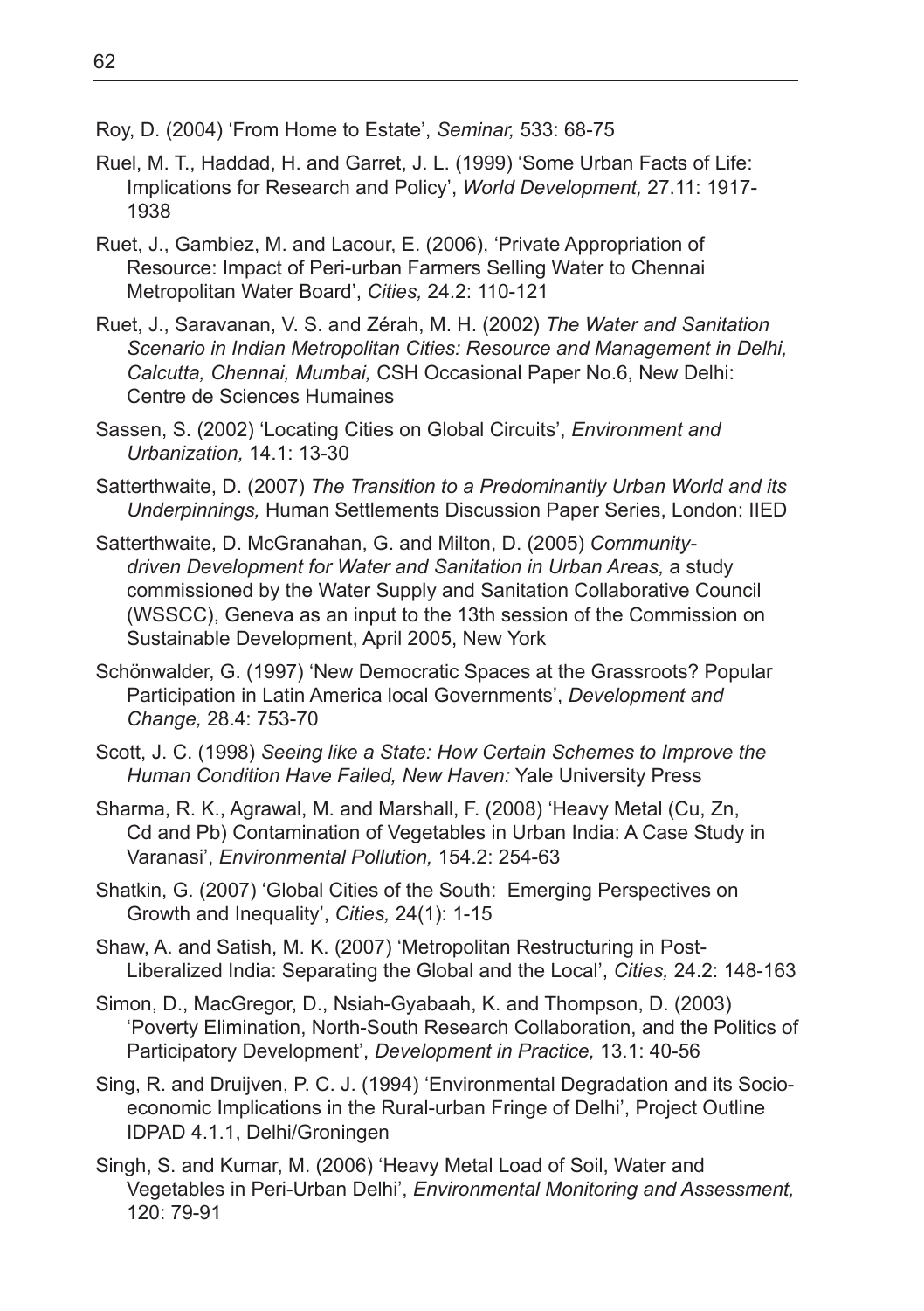Roy, D. (2004) 'From Home to Estate', *Seminar,* 533: 68-75

Ruel, M. T., Haddad, H. and Garret, J. L. (1999) 'Some Urban Facts of Life: Implications for Research and Policy', *World Development,* 27.11: 1917-1938

Ruet, J., Gambiez, M. and Lacour, E. (2006), 'Private Appropriation of Resource: Impact of Peri-urban Farmers Selling Water to Chennai Metropolitan Water Board', *Cities,* 24.2: 110-121

Ruet, J., Saravanan, V. S. and Zérah, M. H. (2002) *The Water and Sanitation Scenario in Indian Metropolitan Cities: Resource and Management in Delhi, Calcutta, Chennai, Mumbai,* CSH Occasional Paper No.6, New Delhi: Centre de Sciences Humaines

Sassen, S. (2002) 'Locating Cities on Global Circuits', *Environment and Urbanization,* 14.1: 13-30

Satterthwaite, D. (2007) *The Transition to a Predominantly Urban World and its Underpinnings,* Human Settlements Discussion Paper Series, London: IIED

Satterthwaite, D. McGranahan, G. and Milton, D. (2005) *Community-driven Development for Water and Sanitation in Urban Areas,* a study commissioned by the Water Supply and Sanitation Collaborative Council (WSSCC), Geneva as an input to the 13th session of the Commission on Sustainable Development, April 2005, New York

Schönwalder, G. (1997) 'New Democratic Spaces at the Grassroots? Popular Participation in Latin America local Governments', *Development and Change,* 28.4: 753-70

Scott, J. C. (1998) *Seeing like a State: How Certain Schemes to Improve the Human Condition Have Failed, New Haven:* Yale University Press

Sharma, R. K., Agrawal, M. and Marshall, F. (2008) 'Heavy Metal (Cu, Zn, Cd and Pb) Contamination of Vegetables in Urban India: A Case Study in Varanasi', *Environmental Pollution,* 154.2: 254-63

Shatkin, G. (2007) 'Global Cities of the South: Emerging Perspectives on Growth and Inequality', *Cities,* 24(1): 1-15

Shaw, A. and Satish, M. K. (2007) 'Metropolitan Restructuring in Post-Liberalized India: Separating the Global and the Local', *Cities,* 24.2: 148-163

Simon, D., MacGregor, D., Nsiah-Gyabaah, K. and Thompson, D. (2003) 'Poverty Elimination, North-South Research Collaboration, and the Politics of Participatory Development', *Development in Practice,* 13.1: 40-56

Sing, R. and Druijven, P. C. J. (1994) 'Environmental Degradation and its Socio-economic Implications in the Rural-urban Fringe of Delhi', Project Outline IDPAD 4.1.1, Delhi/Groningen

Singh, S. and Kumar, M. (2006) 'Heavy Metal Load of Soil, Water and Vegetables in Peri-Urban Delhi', *Environmental Monitoring and Assessment,* 120: 79-91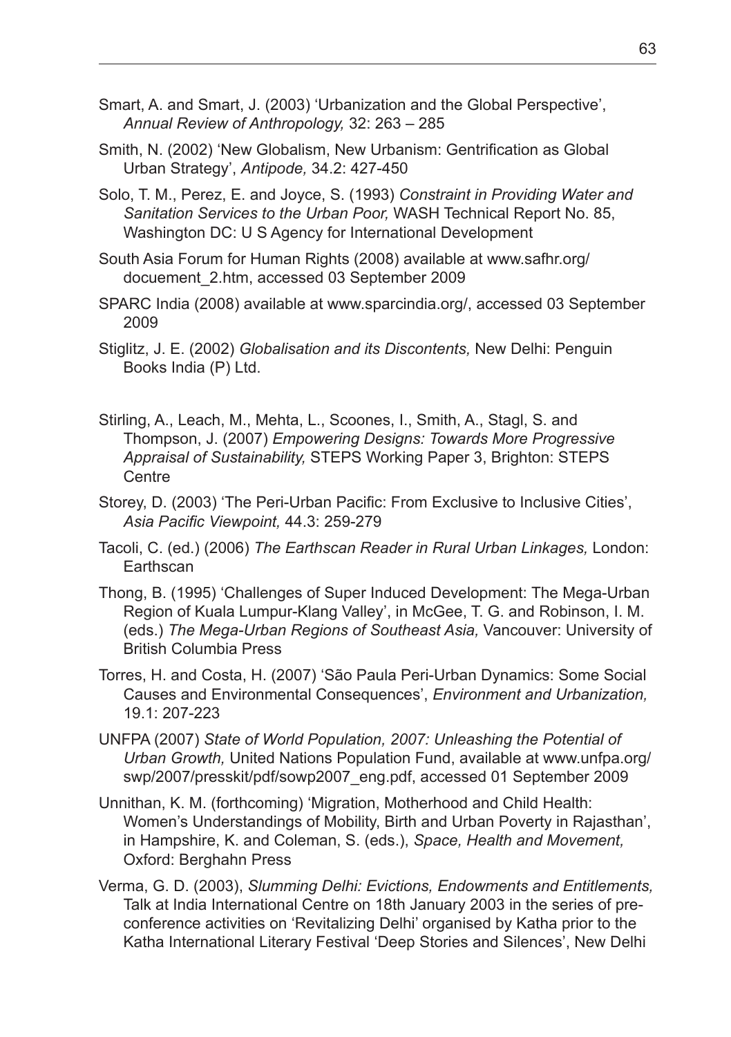Smart, A. and Smart, J. (2003) 'Urbanization and the Global Perspective', *Annual Review of Anthropology,* 32: 263 – 285

Smith, N. (2002) 'New Globalism, New Urbanism: Gentrification as Global Urban Strategy', *Antipode,* 34.2: 427-450

Solo, T. M., Perez, E. and Joyce, S. (1993) *Constraint in Providing Water and Sanitation Services to the Urban Poor,* WASH Technical Report No. 85, Washington DC: U S Agency for International Development

South Asia Forum for Human Rights (2008) available at www.safhr.org/docuement_2.htm, accessed 03 September 2009

SPARC India (2008) available at www.sparcindia.org/, accessed 03 September 2009

Stiglitz, J. E. (2002) *Globalisation and its Discontents,* New Delhi: Penguin Books India (P) Ltd.

Stirling, A., Leach, M., Mehta, L., Scoones, I., Smith, A., Stagl, S. and Thompson, J. (2007) *Empowering Designs: Towards More Progressive Appraisal of Sustainability,* STEPS Working Paper 3, Brighton: STEPS Centre

Storey, D. (2003) 'The Peri-Urban Pacific: From Exclusive to Inclusive Cities', *Asia Pacific Viewpoint,* 44.3: 259-279

Tacoli, C. (ed.) (2006) *The Earthscan Reader in Rural Urban Linkages,* London: Earthscan

Thong, B. (1995) 'Challenges of Super Induced Development: The Mega-Urban Region of Kuala Lumpur-Klang Valley', in McGee, T. G. and Robinson, I. M. (eds.) *The Mega-Urban Regions of Southeast Asia,* Vancouver: University of British Columbia Press

Torres, H. and Costa, H. (2007) 'São Paula Peri-Urban Dynamics: Some Social Causes and Environmental Consequences', *Environment and Urbanization,* 19.1: 207-223

UNFPA (2007) *State of World Population, 2007: Unleashing the Potential of Urban Growth,* United Nations Population Fund, available at www.unfpa.org/swp/2007/presskit/pdf/sowp2007_eng.pdf, accessed 01 September 2009

Unnithan, K. M. (forthcoming) 'Migration, Motherhood and Child Health: Women's Understandings of Mobility, Birth and Urban Poverty in Rajasthan', in Hampshire, K. and Coleman, S. (eds.), *Space, Health and Movement,* Oxford: Berghahn Press

Verma, G. D. (2003), *Slumming Delhi: Evictions, Endowments and Entitlements,* Talk at India International Centre on 18th January 2003 in the series of pre-conference activities on 'Revitalizing Delhi' organised by Katha prior to the Katha International Literary Festival 'Deep Stories and Silences', New Delhi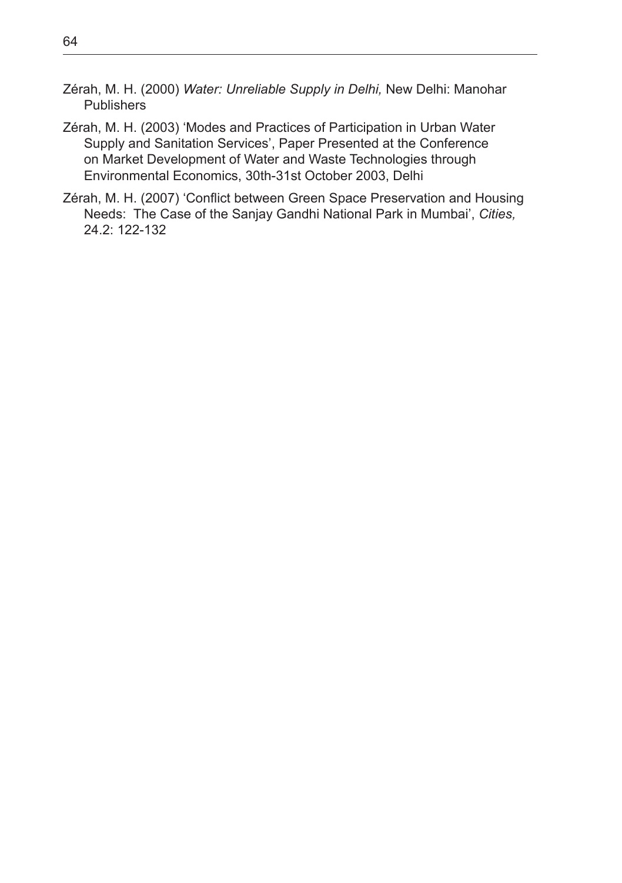Zérah, M. H. (2000) *Water: Unreliable Supply in Delhi,* New Delhi: Manohar Publishers

Zérah, M. H. (2003) 'Modes and Practices of Participation in Urban Water Supply and Sanitation Services', Paper Presented at the Conference on Market Development of Water and Waste Technologies through Environmental Economics, 30th-31st October 2003, Delhi

Zérah, M. H. (2007) 'Conflict between Green Space Preservation and Housing Needs: The Case of the Sanjay Gandhi National Park in Mumbai', *Cities,* 24.2: 122-132